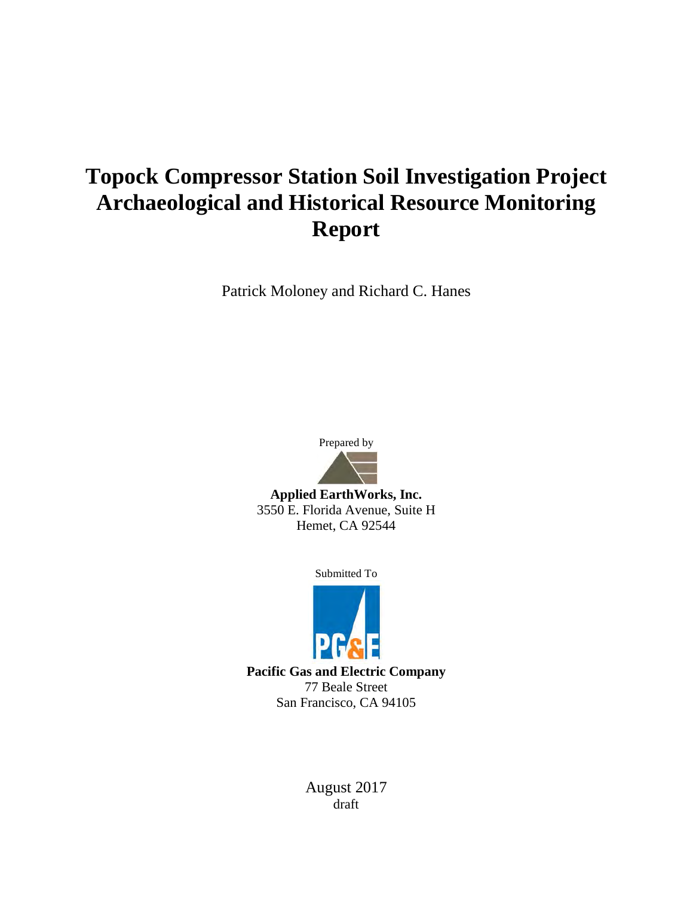# Topock Compressor Station Soil Investigation Project Archaeological and Historical Resource Monitoring Report

Patrick Moloney and Richard C. Hanes

Prepared by

**Applied EarthWorks, Inc.**
3550 E. Florida Avenue, Suite H
Hemet, CA 92544

Submitted To

**Pacific Gas and Electric Company**
77 Beale Street
San Francisco, CA 94105

August 2017
draft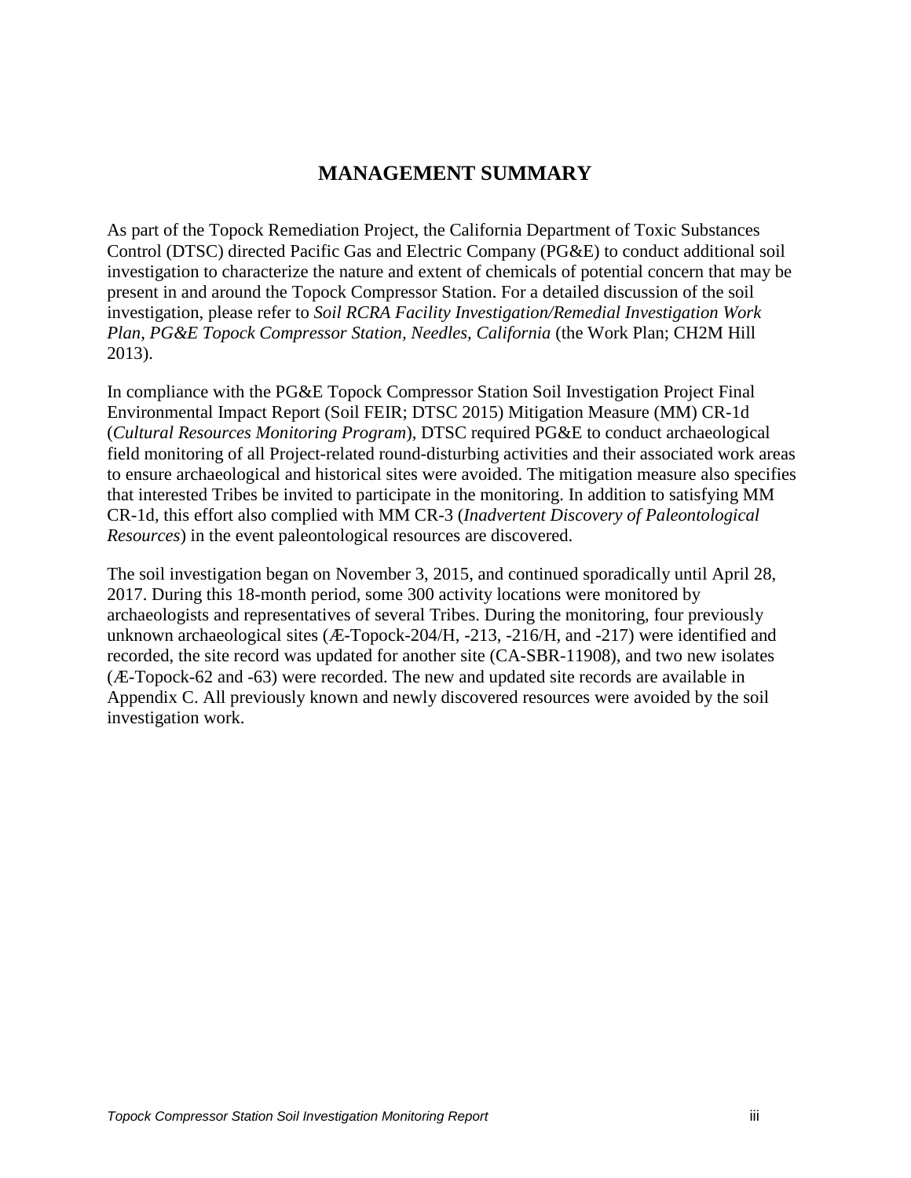# MANAGEMENT SUMMARY

As part of the Topock Remediation Project, the California Department of Toxic Substances Control (DTSC) directed Pacific Gas and Electric Company (PG&E) to conduct additional soil investigation to characterize the nature and extent of chemicals of potential concern that may be present in and around the Topock Compressor Station. For a detailed discussion of the soil investigation, please refer to *Soil RCRA Facility Investigation/Remedial Investigation Work Plan, PG&E Topock Compressor Station, Needles, California* (the Work Plan; CH2M Hill 2013).

In compliance with the PG&E Topock Compressor Station Soil Investigation Project Final Environmental Impact Report (Soil FEIR; DTSC 2015) Mitigation Measure (MM) CR-1d (*Cultural Resources Monitoring Program*), DTSC required PG&E to conduct archaeological field monitoring of all Project-related round-disturbing activities and their associated work areas to ensure archaeological and historical sites were avoided. The mitigation measure also specifies that interested Tribes be invited to participate in the monitoring. In addition to satisfying MM CR-1d, this effort also complied with MM CR-3 (*Inadvertent Discovery of Paleontological Resources*) in the event paleontological resources are discovered.

The soil investigation began on November 3, 2015, and continued sporadically until April 28, 2017. During this 18-month period, some 300 activity locations were monitored by archaeologists and representatives of several Tribes. During the monitoring, four previously unknown archaeological sites (Æ-Topock-204/H, -213, -216/H, and -217) were identified and recorded, the site record was updated for another site (CA-SBR-11908), and two new isolates (Æ-Topock-62 and -63) were recorded. The new and updated site records are available in Appendix C. All previously known and newly discovered resources were avoided by the soil investigation work.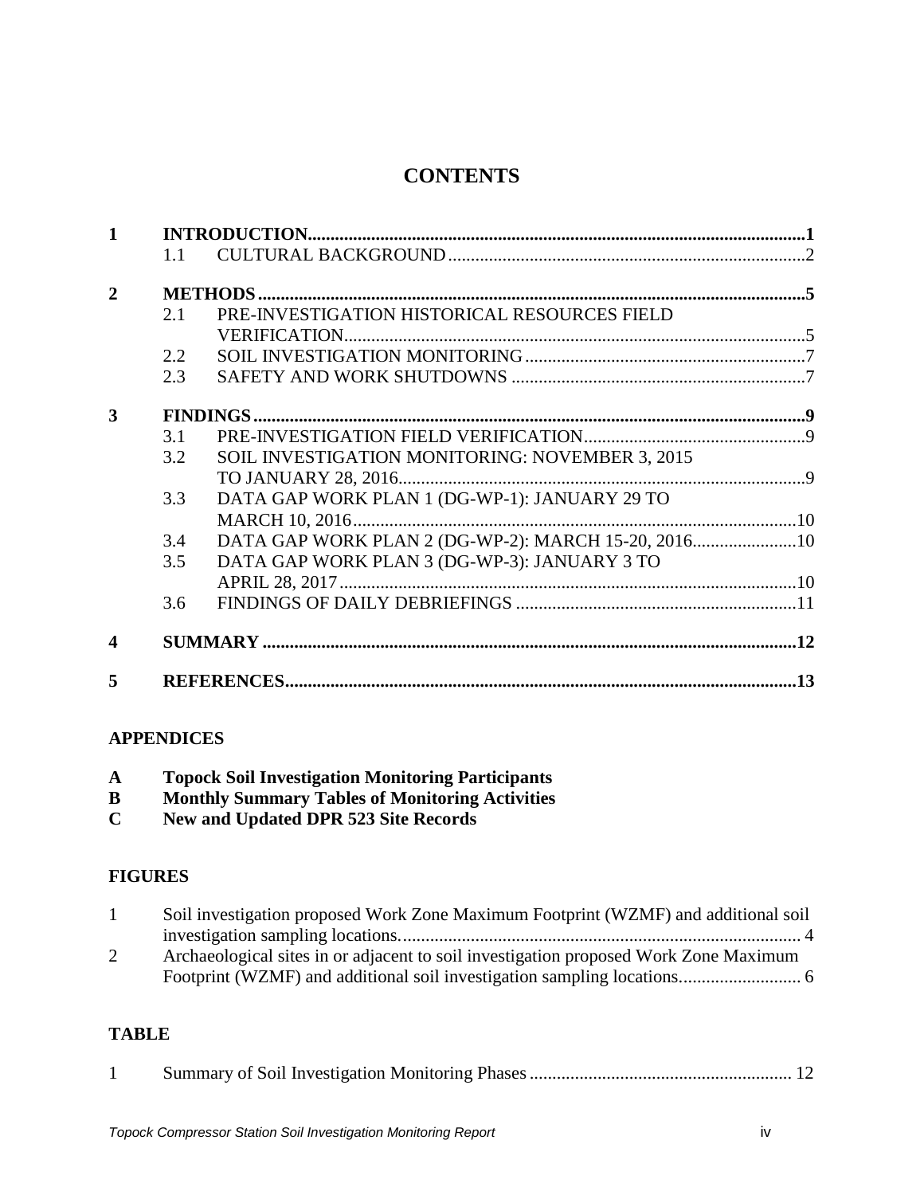# CONTENTS

| | | | |
|---|---|---|---|
| **1** | **INTRODUCTION** | | **1** |
| | 1.1 | CULTURAL BACKGROUND | 2 |
| **2** | **METHODS** | | **5** |
| | 2.1 | PRE-INVESTIGATION HISTORICAL RESOURCES FIELD VERIFICATION | 5 |
| | 2.2 | SOIL INVESTIGATION MONITORING | 7 |
| | 2.3 | SAFETY AND WORK SHUTDOWNS | 7 |
| **3** | **FINDINGS** | | **9** |
| | 3.1 | PRE-INVESTIGATION FIELD VERIFICATION | 9 |
| | 3.2 | SOIL INVESTIGATION MONITORING: NOVEMBER 3, 2015 TO JANUARY 28, 2016 | 9 |
| | 3.3 | DATA GAP WORK PLAN 1 (DG-WP-1): JANUARY 29 TO MARCH 10, 2016 | 10 |
| | 3.4 | DATA GAP WORK PLAN 2 (DG-WP-2): MARCH 15-20, 2016 | 10 |
| | 3.5 | DATA GAP WORK PLAN 3 (DG-WP-3): JANUARY 3 TO APRIL 28, 2017 | 10 |
| | 3.6 | FINDINGS OF DAILY DEBRIEFINGS | 11 |
| **4** | **SUMMARY** | | **12** |
| **5** | **REFERENCES** | | **13** |

## APPENDICES

**A** **Topock Soil Investigation Monitoring Participants**
**B** **Monthly Summary Tables of Monitoring Activities**
**C** **New and Updated DPR 523 Site Records**

## FIGURES

| | | |
|---|---|---|
| 1 | Soil investigation proposed Work Zone Maximum Footprint (WZMF) and additional soil investigation sampling locations. | 4 |
| 2 | Archaeological sites in or adjacent to soil investigation proposed Work Zone Maximum Footprint (WZMF) and additional soil investigation sampling locations. | 6 |

## TABLE

| | | |
|---|---|---|
| 1 | Summary of Soil Investigation Monitoring Phases | 12 |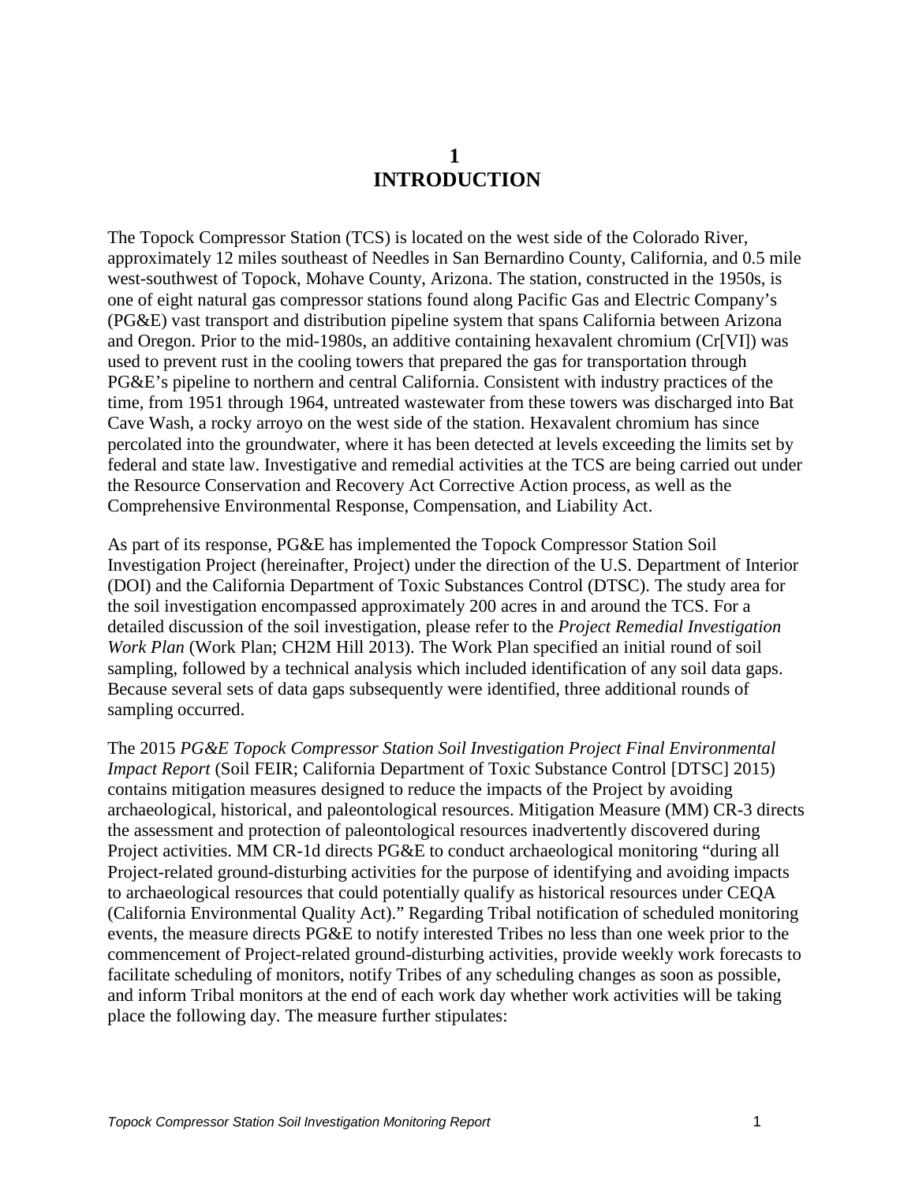# 1 INTRODUCTION

The Topock Compressor Station (TCS) is located on the west side of the Colorado River, approximately 12 miles southeast of Needles in San Bernardino County, California, and 0.5 mile west-southwest of Topock, Mohave County, Arizona. The station, constructed in the 1950s, is one of eight natural gas compressor stations found along Pacific Gas and Electric Company's (PG&E) vast transport and distribution pipeline system that spans California between Arizona and Oregon. Prior to the mid-1980s, an additive containing hexavalent chromium (Cr[VI]) was used to prevent rust in the cooling towers that prepared the gas for transportation through PG&E's pipeline to northern and central California. Consistent with industry practices of the time, from 1951 through 1964, untreated wastewater from these towers was discharged into Bat Cave Wash, a rocky arroyo on the west side of the station. Hexavalent chromium has since percolated into the groundwater, where it has been detected at levels exceeding the limits set by federal and state law. Investigative and remedial activities at the TCS are being carried out under the Resource Conservation and Recovery Act Corrective Action process, as well as the Comprehensive Environmental Response, Compensation, and Liability Act.

As part of its response, PG&E has implemented the Topock Compressor Station Soil Investigation Project (hereinafter, Project) under the direction of the U.S. Department of Interior (DOI) and the California Department of Toxic Substances Control (DTSC). The study area for the soil investigation encompassed approximately 200 acres in and around the TCS. For a detailed discussion of the soil investigation, please refer to the *Project Remedial Investigation Work Plan* (Work Plan; CH2M Hill 2013). The Work Plan specified an initial round of soil sampling, followed by a technical analysis which included identification of any soil data gaps. Because several sets of data gaps subsequently were identified, three additional rounds of sampling occurred.

The 2015 *PG&E Topock Compressor Station Soil Investigation Project Final Environmental Impact Report* (Soil FEIR; California Department of Toxic Substance Control [DTSC] 2015) contains mitigation measures designed to reduce the impacts of the Project by avoiding archaeological, historical, and paleontological resources. Mitigation Measure (MM) CR-3 directs the assessment and protection of paleontological resources inadvertently discovered during Project activities. MM CR-1d directs PG&E to conduct archaeological monitoring "during all Project-related ground-disturbing activities for the purpose of identifying and avoiding impacts to archaeological resources that could potentially qualify as historical resources under CEQA (California Environmental Quality Act)." Regarding Tribal notification of scheduled monitoring events, the measure directs PG&E to notify interested Tribes no less than one week prior to the commencement of Project-related ground-disturbing activities, provide weekly work forecasts to facilitate scheduling of monitors, notify Tribes of any scheduling changes as soon as possible, and inform Tribal monitors at the end of each work day whether work activities will be taking place the following day. The measure further stipulates: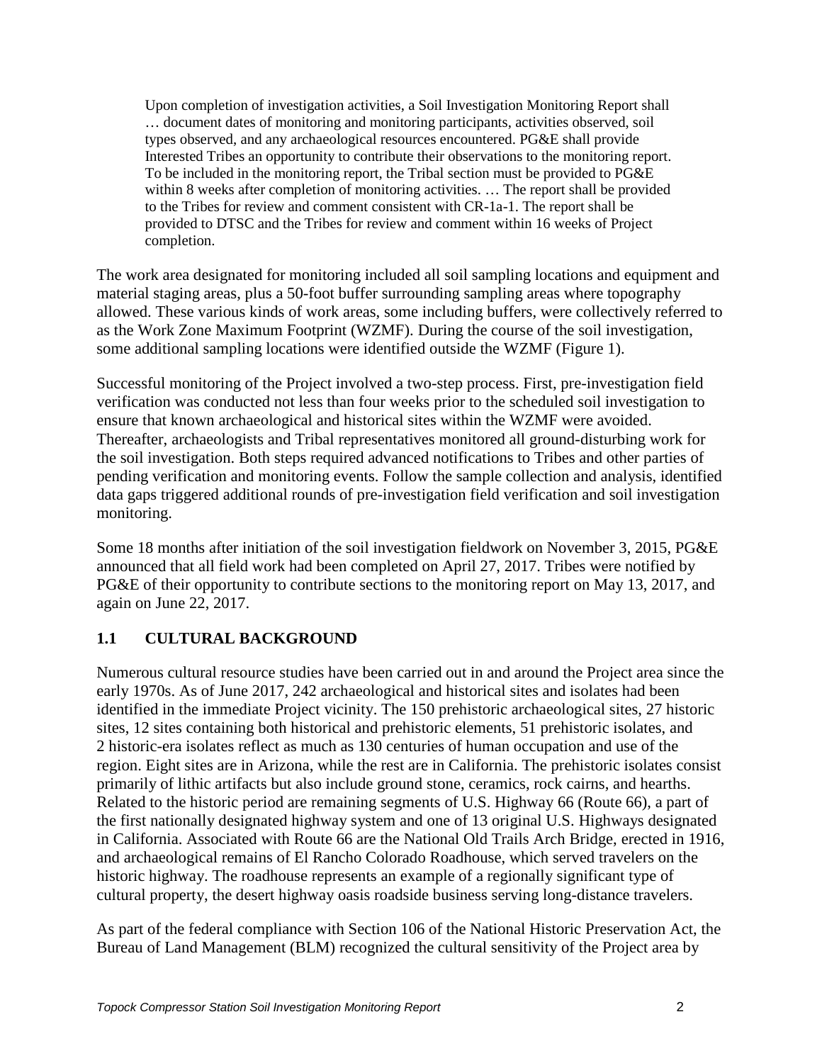> Upon completion of investigation activities, a Soil Investigation Monitoring Report shall … document dates of monitoring and monitoring participants, activities observed, soil types observed, and any archaeological resources encountered. PG&E shall provide Interested Tribes an opportunity to contribute their observations to the monitoring report. To be included in the monitoring report, the Tribal section must be provided to PG&E within 8 weeks after completion of monitoring activities. … The report shall be provided to the Tribes for review and comment consistent with CR-1a-1. The report shall be provided to DTSC and the Tribes for review and comment within 16 weeks of Project completion.

The work area designated for monitoring included all soil sampling locations and equipment and material staging areas, plus a 50-foot buffer surrounding sampling areas where topography allowed. These various kinds of work areas, some including buffers, were collectively referred to as the Work Zone Maximum Footprint (WZMF). During the course of the soil investigation, some additional sampling locations were identified outside the WZMF (Figure 1).

Successful monitoring of the Project involved a two-step process. First, pre-investigation field verification was conducted not less than four weeks prior to the scheduled soil investigation to ensure that known archaeological and historical sites within the WZMF were avoided. Thereafter, archaeologists and Tribal representatives monitored all ground-disturbing work for the soil investigation. Both steps required advanced notifications to Tribes and other parties of pending verification and monitoring events. Follow the sample collection and analysis, identified data gaps triggered additional rounds of pre-investigation field verification and soil investigation monitoring.

Some 18 months after initiation of the soil investigation fieldwork on November 3, 2015, PG&E announced that all field work had been completed on April 27, 2017. Tribes were notified by PG&E of their opportunity to contribute sections to the monitoring report on May 13, 2017, and again on June 22, 2017.

## 1.1 CULTURAL BACKGROUND

Numerous cultural resource studies have been carried out in and around the Project area since the early 1970s. As of June 2017, 242 archaeological and historical sites and isolates had been identified in the immediate Project vicinity. The 150 prehistoric archaeological sites, 27 historic sites, 12 sites containing both historical and prehistoric elements, 51 prehistoric isolates, and 2 historic-era isolates reflect as much as 130 centuries of human occupation and use of the region. Eight sites are in Arizona, while the rest are in California. The prehistoric isolates consist primarily of lithic artifacts but also include ground stone, ceramics, rock cairns, and hearths. Related to the historic period are remaining segments of U.S. Highway 66 (Route 66), a part of the first nationally designated highway system and one of 13 original U.S. Highways designated in California. Associated with Route 66 are the National Old Trails Arch Bridge, erected in 1916, and archaeological remains of El Rancho Colorado Roadhouse, which served travelers on the historic highway. The roadhouse represents an example of a regionally significant type of cultural property, the desert highway oasis roadside business serving long-distance travelers.

As part of the federal compliance with Section 106 of the National Historic Preservation Act, the Bureau of Land Management (BLM) recognized the cultural sensitivity of the Project area by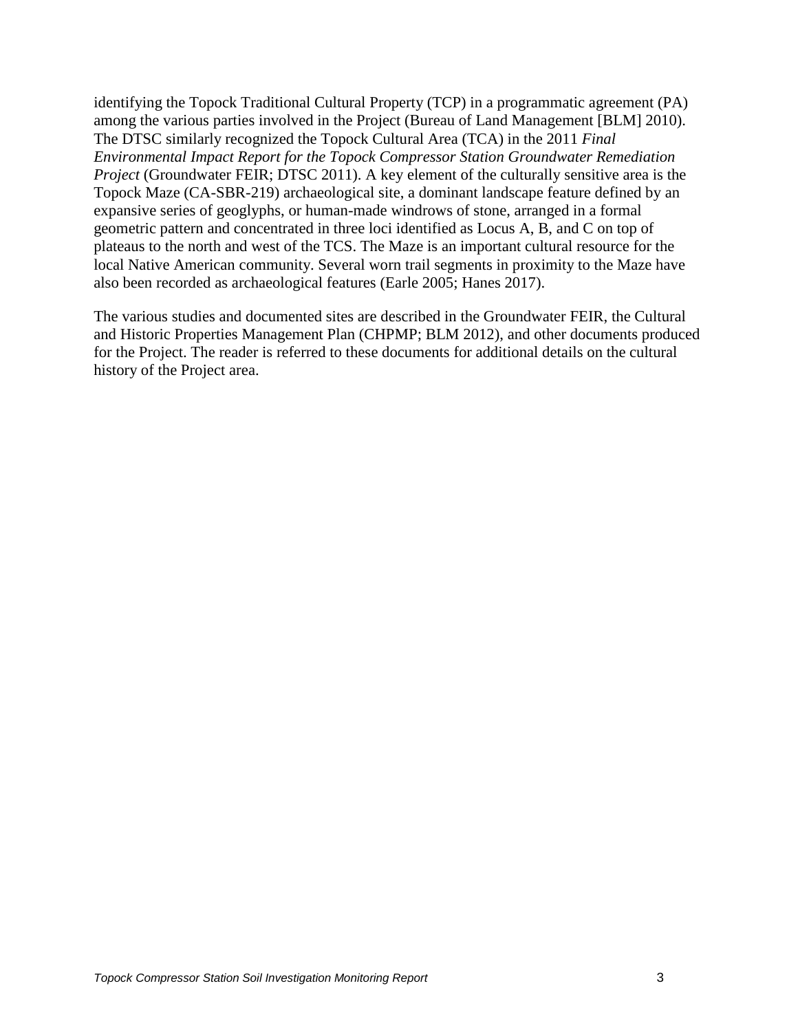identifying the Topock Traditional Cultural Property (TCP) in a programmatic agreement (PA) among the various parties involved in the Project (Bureau of Land Management [BLM] 2010). The DTSC similarly recognized the Topock Cultural Area (TCA) in the 2011 *Final Environmental Impact Report for the Topock Compressor Station Groundwater Remediation Project* (Groundwater FEIR; DTSC 2011). A key element of the culturally sensitive area is the Topock Maze (CA-SBR-219) archaeological site, a dominant landscape feature defined by an expansive series of geoglyphs, or human-made windrows of stone, arranged in a formal geometric pattern and concentrated in three loci identified as Locus A, B, and C on top of plateaus to the north and west of the TCS. The Maze is an important cultural resource for the local Native American community. Several worn trail segments in proximity to the Maze have also been recorded as archaeological features (Earle 2005; Hanes 2017).

The various studies and documented sites are described in the Groundwater FEIR, the Cultural and Historic Properties Management Plan (CHPMP; BLM 2012), and other documents produced for the Project. The reader is referred to these documents for additional details on the cultural history of the Project area.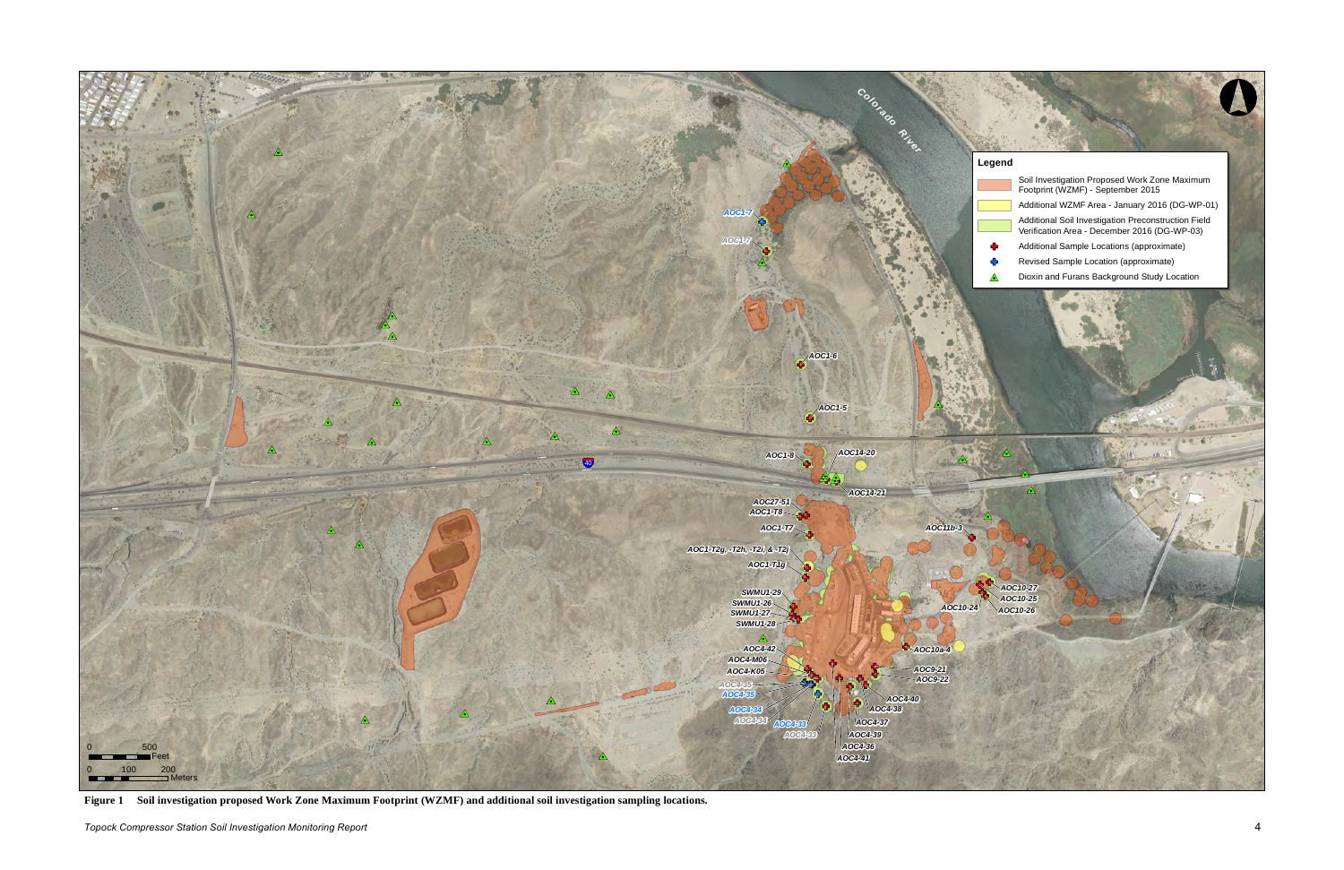**Figure 1 Soil investigation proposed Work Zone Maximum Footprint (WZMF) and additional soil investigation sampling locations.**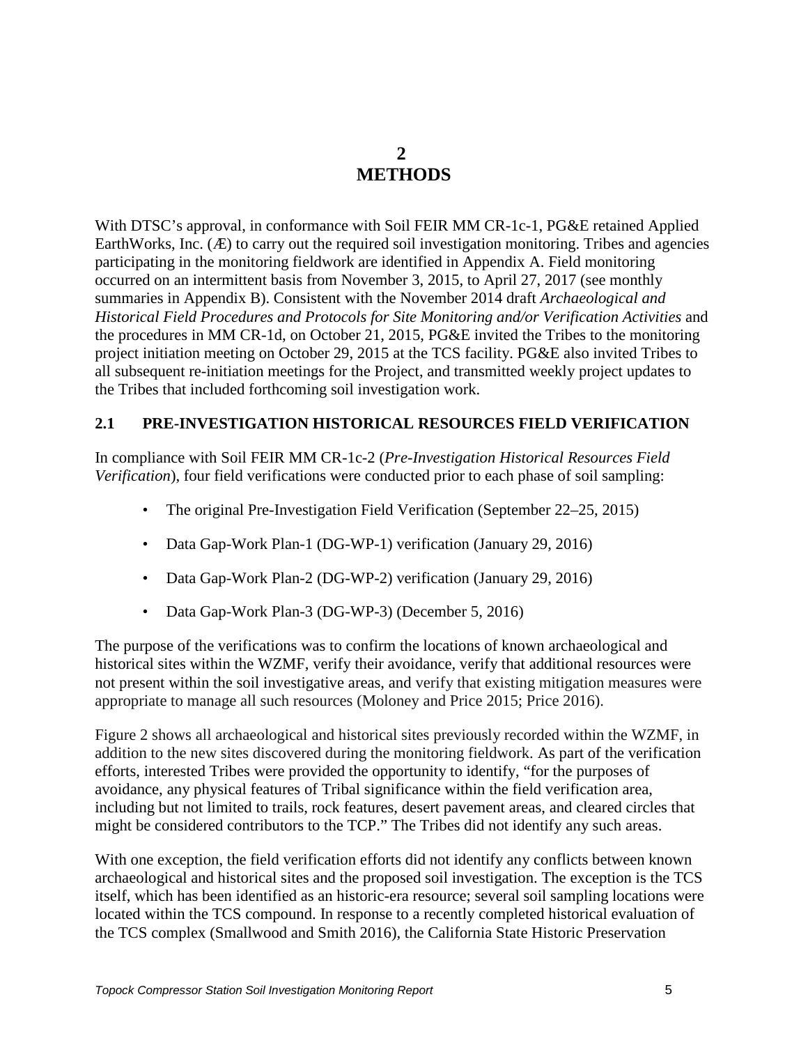# 2 METHODS

With DTSC's approval, in conformance with Soil FEIR MM CR-1c-1, PG&E retained Applied EarthWorks, Inc. (Æ) to carry out the required soil investigation monitoring. Tribes and agencies participating in the monitoring fieldwork are identified in Appendix A. Field monitoring occurred on an intermittent basis from November 3, 2015, to April 27, 2017 (see monthly summaries in Appendix B). Consistent with the November 2014 draft *Archaeological and Historical Field Procedures and Protocols for Site Monitoring and/or Verification Activities* and the procedures in MM CR-1d, on October 21, 2015, PG&E invited the Tribes to the monitoring project initiation meeting on October 29, 2015 at the TCS facility. PG&E also invited Tribes to all subsequent re-initiation meetings for the Project, and transmitted weekly project updates to the Tribes that included forthcoming soil investigation work.

## 2.1 PRE-INVESTIGATION HISTORICAL RESOURCES FIELD VERIFICATION

In compliance with Soil FEIR MM CR-1c-2 (*Pre-Investigation Historical Resources Field Verification*), four field verifications were conducted prior to each phase of soil sampling:

- The original Pre-Investigation Field Verification (September 22–25, 2015)
- Data Gap-Work Plan-1 (DG-WP-1) verification (January 29, 2016)
- Data Gap-Work Plan-2 (DG-WP-2) verification (January 29, 2016)
- Data Gap-Work Plan-3 (DG-WP-3) (December 5, 2016)

The purpose of the verifications was to confirm the locations of known archaeological and historical sites within the WZMF, verify their avoidance, verify that additional resources were not present within the soil investigative areas, and verify that existing mitigation measures were appropriate to manage all such resources (Moloney and Price 2015; Price 2016).

Figure 2 shows all archaeological and historical sites previously recorded within the WZMF, in addition to the new sites discovered during the monitoring fieldwork. As part of the verification efforts, interested Tribes were provided the opportunity to identify, "for the purposes of avoidance, any physical features of Tribal significance within the field verification area, including but not limited to trails, rock features, desert pavement areas, and cleared circles that might be considered contributors to the TCP." The Tribes did not identify any such areas.

With one exception, the field verification efforts did not identify any conflicts between known archaeological and historical sites and the proposed soil investigation. The exception is the TCS itself, which has been identified as an historic-era resource; several soil sampling locations were located within the TCS compound. In response to a recently completed historical evaluation of the TCS complex (Smallwood and Smith 2016), the California State Historic Preservation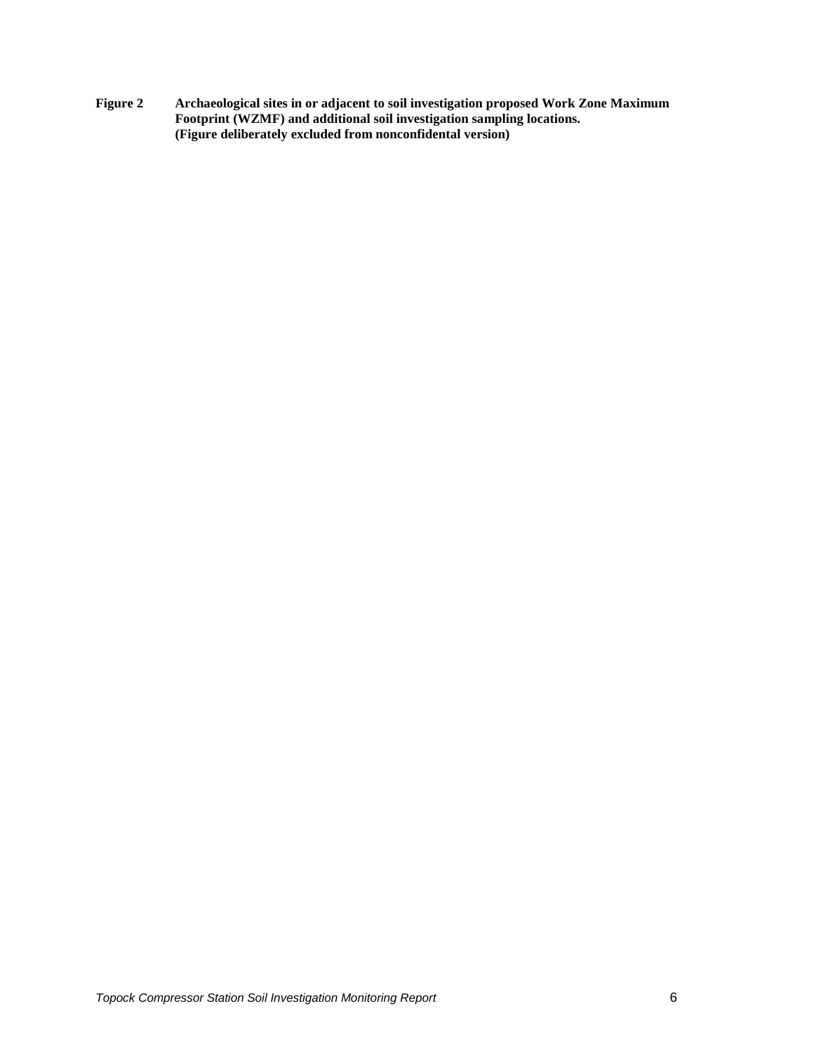**Figure 2** Archaeological sites in or adjacent to soil investigation proposed Work Zone Maximum Footprint (WZMF) and additional soil investigation sampling locations.
(Figure deliberately excluded from nonconfidental version)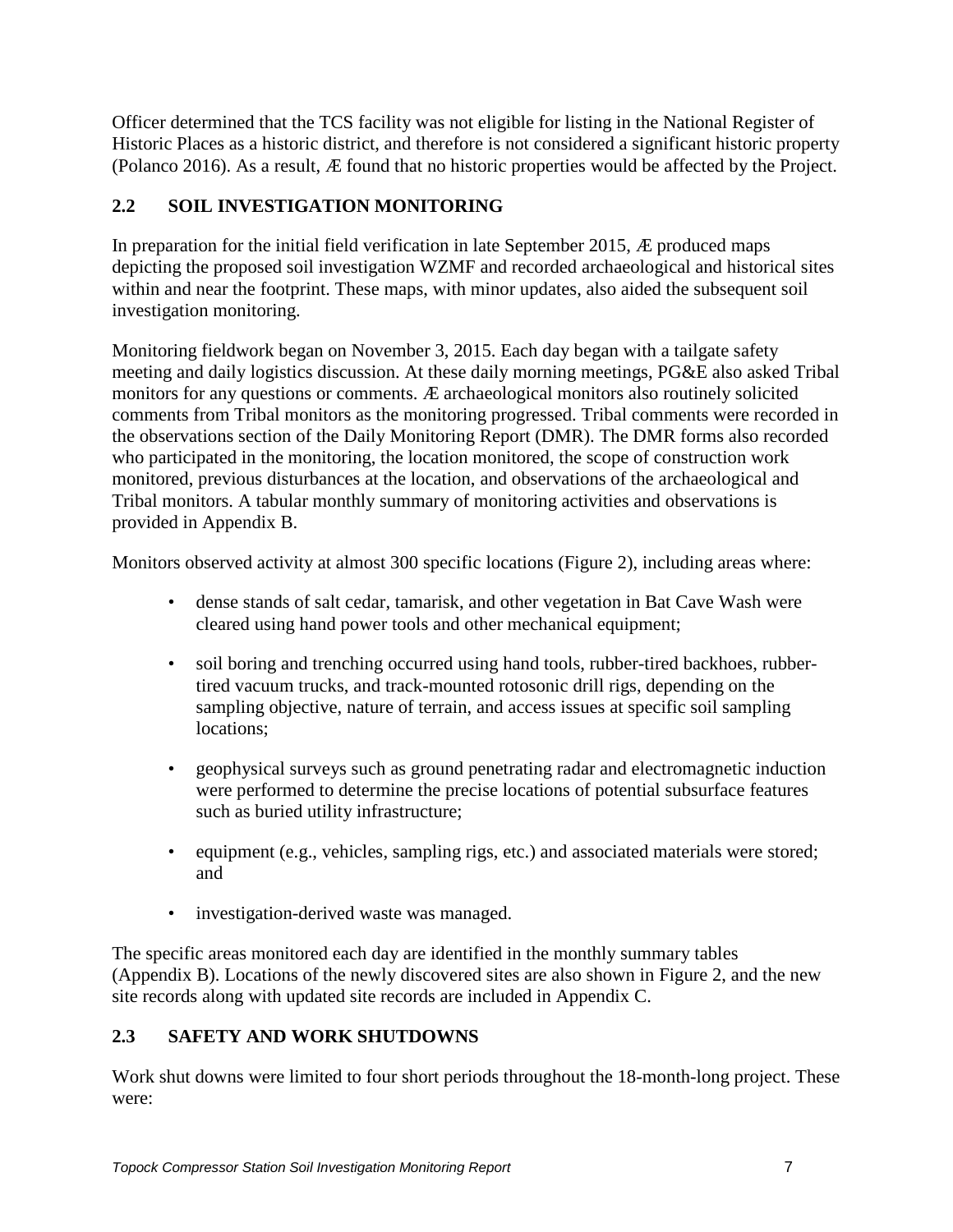Officer determined that the TCS facility was not eligible for listing in the National Register of Historic Places as a historic district, and therefore is not considered a significant historic property (Polanco 2016). As a result, Æ found that no historic properties would be affected by the Project.

## 2.2 SOIL INVESTIGATION MONITORING

In preparation for the initial field verification in late September 2015, Æ produced maps depicting the proposed soil investigation WZMF and recorded archaeological and historical sites within and near the footprint. These maps, with minor updates, also aided the subsequent soil investigation monitoring.

Monitoring fieldwork began on November 3, 2015. Each day began with a tailgate safety meeting and daily logistics discussion. At these daily morning meetings, PG&E also asked Tribal monitors for any questions or comments. Æ archaeological monitors also routinely solicited comments from Tribal monitors as the monitoring progressed. Tribal comments were recorded in the observations section of the Daily Monitoring Report (DMR). The DMR forms also recorded who participated in the monitoring, the location monitored, the scope of construction work monitored, previous disturbances at the location, and observations of the archaeological and Tribal monitors. A tabular monthly summary of monitoring activities and observations is provided in Appendix B.

Monitors observed activity at almost 300 specific locations (Figure 2), including areas where:

- dense stands of salt cedar, tamarisk, and other vegetation in Bat Cave Wash were cleared using hand power tools and other mechanical equipment;
- soil boring and trenching occurred using hand tools, rubber-tired backhoes, rubber-tired vacuum trucks, and track-mounted rotosonic drill rigs, depending on the sampling objective, nature of terrain, and access issues at specific soil sampling locations;
- geophysical surveys such as ground penetrating radar and electromagnetic induction were performed to determine the precise locations of potential subsurface features such as buried utility infrastructure;
- equipment (e.g., vehicles, sampling rigs, etc.) and associated materials were stored; and
- investigation-derived waste was managed.

The specific areas monitored each day are identified in the monthly summary tables (Appendix B). Locations of the newly discovered sites are also shown in Figure 2, and the new site records along with updated site records are included in Appendix C.

## 2.3 SAFETY AND WORK SHUTDOWNS

Work shut downs were limited to four short periods throughout the 18-month-long project. These were: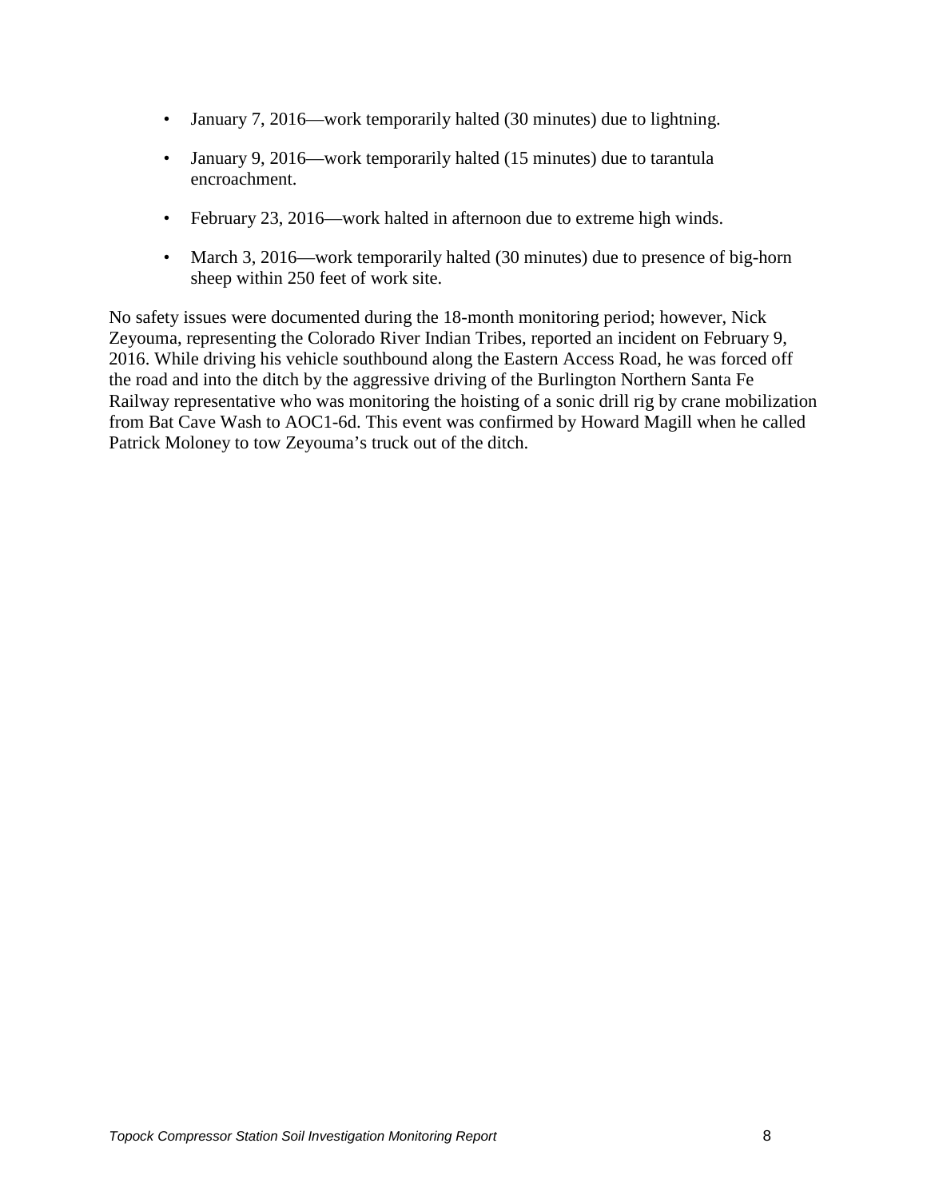- January 7, 2016—work temporarily halted (30 minutes) due to lightning.
- January 9, 2016—work temporarily halted (15 minutes) due to tarantula encroachment.
- February 23, 2016—work halted in afternoon due to extreme high winds.
- March 3, 2016—work temporarily halted (30 minutes) due to presence of big-horn sheep within 250 feet of work site.

No safety issues were documented during the 18-month monitoring period; however, Nick Zeyouma, representing the Colorado River Indian Tribes, reported an incident on February 9, 2016. While driving his vehicle southbound along the Eastern Access Road, he was forced off the road and into the ditch by the aggressive driving of the Burlington Northern Santa Fe Railway representative who was monitoring the hoisting of a sonic drill rig by crane mobilization from Bat Cave Wash to AOC1-6d. This event was confirmed by Howard Magill when he called Patrick Moloney to tow Zeyouma's truck out of the ditch.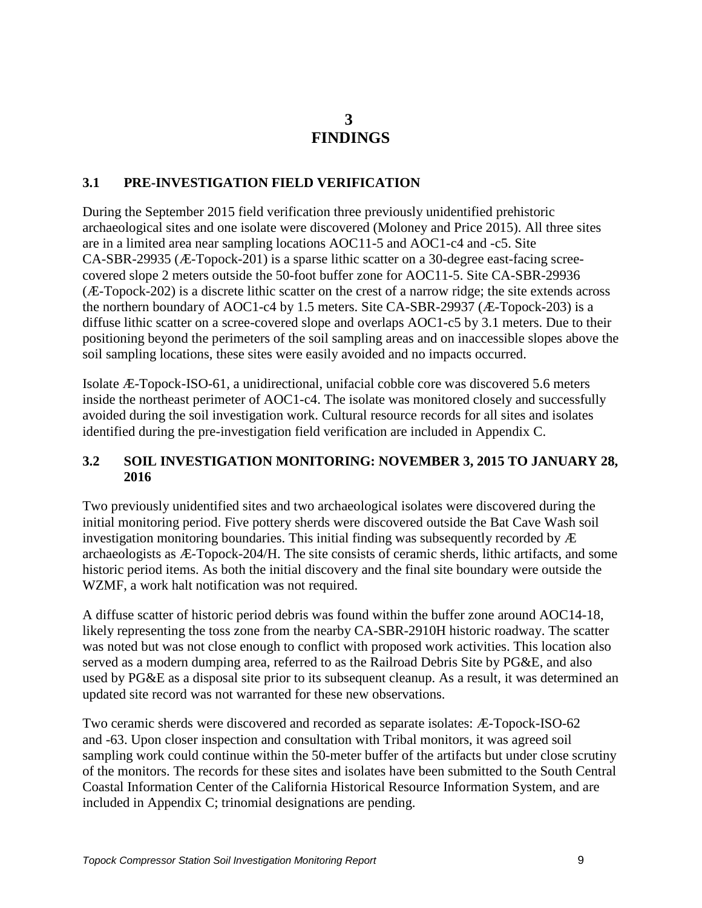# 3 FINDINGS

## 3.1 PRE-INVESTIGATION FIELD VERIFICATION

During the September 2015 field verification three previously unidentified prehistoric archaeological sites and one isolate were discovered (Moloney and Price 2015). All three sites are in a limited area near sampling locations AOC11-5 and AOC1-c4 and -c5. Site CA-SBR-29935 (Æ-Topock-201) is a sparse lithic scatter on a 30-degree east-facing scree-covered slope 2 meters outside the 50-foot buffer zone for AOC11-5. Site CA-SBR-29936 (Æ-Topock-202) is a discrete lithic scatter on the crest of a narrow ridge; the site extends across the northern boundary of AOC1-c4 by 1.5 meters. Site CA-SBR-29937 (Æ-Topock-203) is a diffuse lithic scatter on a scree-covered slope and overlaps AOC1-c5 by 3.1 meters. Due to their positioning beyond the perimeters of the soil sampling areas and on inaccessible slopes above the soil sampling locations, these sites were easily avoided and no impacts occurred.

Isolate Æ-Topock-ISO-61, a unidirectional, unifacial cobble core was discovered 5.6 meters inside the northeast perimeter of AOC1-c4. The isolate was monitored closely and successfully avoided during the soil investigation work. Cultural resource records for all sites and isolates identified during the pre-investigation field verification are included in Appendix C.

## 3.2 SOIL INVESTIGATION MONITORING: NOVEMBER 3, 2015 TO JANUARY 28, 2016

Two previously unidentified sites and two archaeological isolates were discovered during the initial monitoring period. Five pottery sherds were discovered outside the Bat Cave Wash soil investigation monitoring boundaries. This initial finding was subsequently recorded by Æ archaeologists as Æ-Topock-204/H. The site consists of ceramic sherds, lithic artifacts, and some historic period items. As both the initial discovery and the final site boundary were outside the WZMF, a work halt notification was not required.

A diffuse scatter of historic period debris was found within the buffer zone around AOC14-18, likely representing the toss zone from the nearby CA-SBR-2910H historic roadway. The scatter was noted but was not close enough to conflict with proposed work activities. This location also served as a modern dumping area, referred to as the Railroad Debris Site by PG&E, and also used by PG&E as a disposal site prior to its subsequent cleanup. As a result, it was determined an updated site record was not warranted for these new observations.

Two ceramic sherds were discovered and recorded as separate isolates: Æ-Topock-ISO-62 and -63. Upon closer inspection and consultation with Tribal monitors, it was agreed soil sampling work could continue within the 50-meter buffer of the artifacts but under close scrutiny of the monitors. The records for these sites and isolates have been submitted to the South Central Coastal Information Center of the California Historical Resource Information System, and are included in Appendix C; trinomial designations are pending.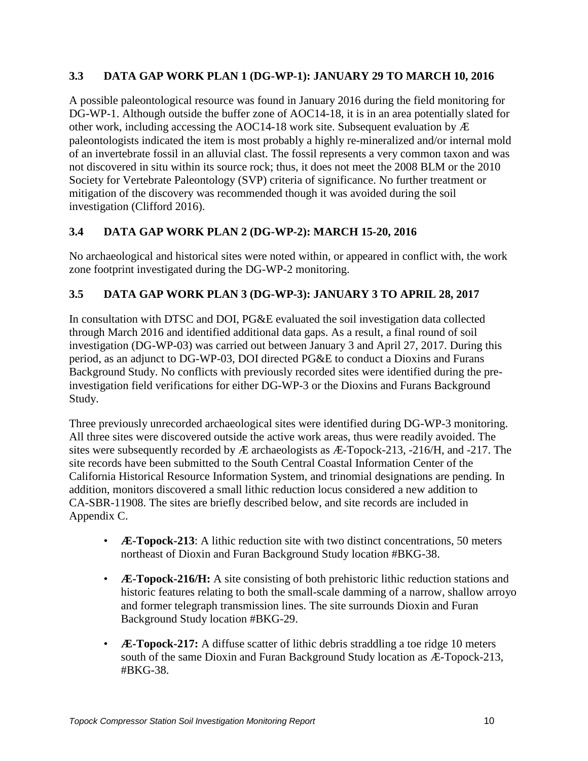## 3.3 DATA GAP WORK PLAN 1 (DG-WP-1): JANUARY 29 TO MARCH 10, 2016

A possible paleontological resource was found in January 2016 during the field monitoring for DG-WP-1. Although outside the buffer zone of AOC14-18, it is in an area potentially slated for other work, including accessing the AOC14-18 work site. Subsequent evaluation by Æ paleontologists indicated the item is most probably a highly re-mineralized and/or internal mold of an invertebrate fossil in an alluvial clast. The fossil represents a very common taxon and was not discovered in situ within its source rock; thus, it does not meet the 2008 BLM or the 2010 Society for Vertebrate Paleontology (SVP) criteria of significance. No further treatment or mitigation of the discovery was recommended though it was avoided during the soil investigation (Clifford 2016).

## 3.4 DATA GAP WORK PLAN 2 (DG-WP-2): MARCH 15-20, 2016

No archaeological and historical sites were noted within, or appeared in conflict with, the work zone footprint investigated during the DG-WP-2 monitoring.

## 3.5 DATA GAP WORK PLAN 3 (DG-WP-3): JANUARY 3 TO APRIL 28, 2017

In consultation with DTSC and DOI, PG&E evaluated the soil investigation data collected through March 2016 and identified additional data gaps. As a result, a final round of soil investigation (DG-WP-03) was carried out between January 3 and April 27, 2017. During this period, as an adjunct to DG-WP-03, DOI directed PG&E to conduct a Dioxins and Furans Background Study. No conflicts with previously recorded sites were identified during the pre-investigation field verifications for either DG-WP-3 or the Dioxins and Furans Background Study.

Three previously unrecorded archaeological sites were identified during DG-WP-3 monitoring. All three sites were discovered outside the active work areas, thus were readily avoided. The sites were subsequently recorded by Æ archaeologists as Æ-Topock-213, -216/H, and -217. The site records have been submitted to the South Central Coastal Information Center of the California Historical Resource Information System, and trinomial designations are pending. In addition, monitors discovered a small lithic reduction locus considered a new addition to CA-SBR-11908. The sites are briefly described below, and site records are included in Appendix C.

- **Æ-Topock-213**: A lithic reduction site with two distinct concentrations, 50 meters northeast of Dioxin and Furan Background Study location #BKG-38.
- **Æ-Topock-216/H:** A site consisting of both prehistoric lithic reduction stations and historic features relating to both the small-scale damming of a narrow, shallow arroyo and former telegraph transmission lines. The site surrounds Dioxin and Furan Background Study location #BKG-29.
- **Æ-Topock-217:** A diffuse scatter of lithic debris straddling a toe ridge 10 meters south of the same Dioxin and Furan Background Study location as Æ-Topock-213, #BKG-38.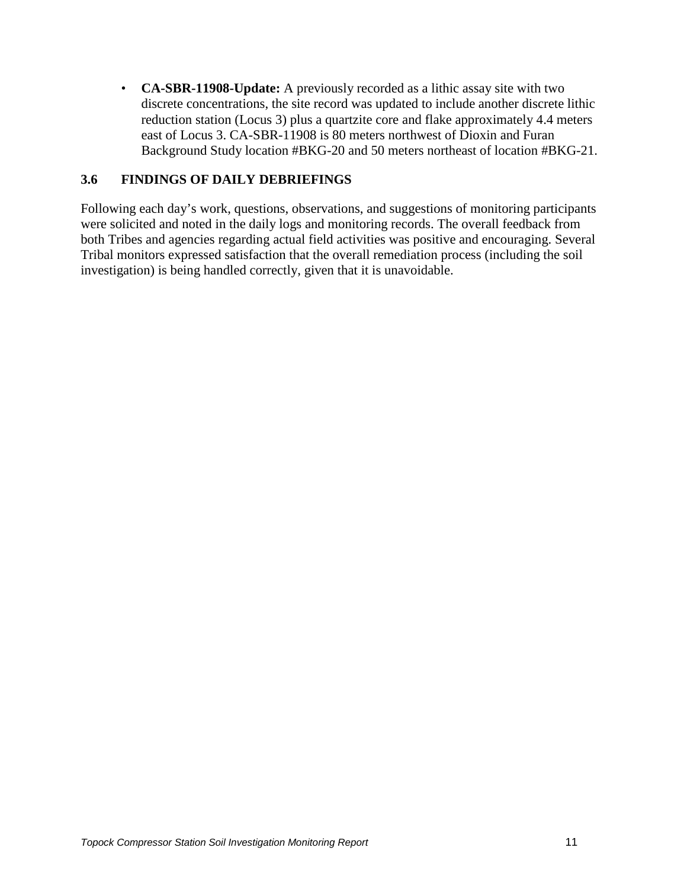- **CA-SBR-11908-Update:** A previously recorded as a lithic assay site with two discrete concentrations, the site record was updated to include another discrete lithic reduction station (Locus 3) plus a quartzite core and flake approximately 4.4 meters east of Locus 3. CA-SBR-11908 is 80 meters northwest of Dioxin and Furan Background Study location #BKG-20 and 50 meters northeast of location #BKG-21.

### 3.6 FINDINGS OF DAILY DEBRIEFINGS

Following each day's work, questions, observations, and suggestions of monitoring participants were solicited and noted in the daily logs and monitoring records. The overall feedback from both Tribes and agencies regarding actual field activities was positive and encouraging. Several Tribal monitors expressed satisfaction that the overall remediation process (including the soil investigation) is being handled correctly, given that it is unavoidable.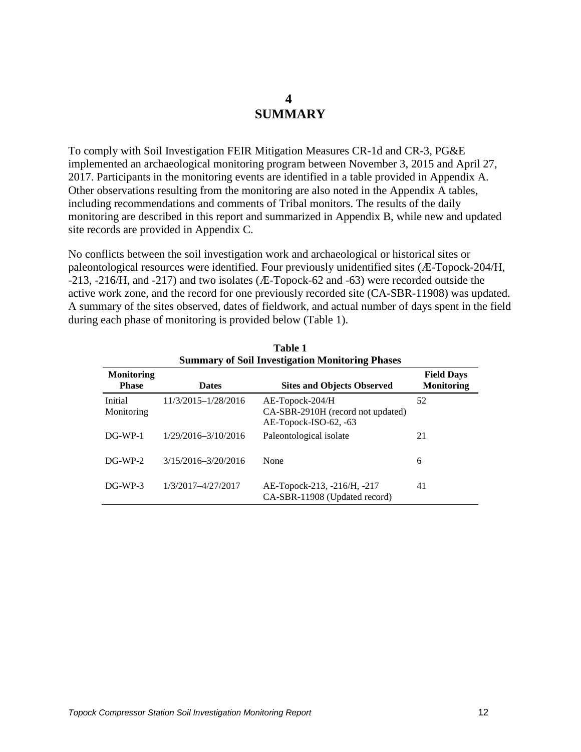# 4 SUMMARY

To comply with Soil Investigation FEIR Mitigation Measures CR-1d and CR-3, PG&E implemented an archaeological monitoring program between November 3, 2015 and April 27, 2017. Participants in the monitoring events are identified in a table provided in Appendix A. Other observations resulting from the monitoring are also noted in the Appendix A tables, including recommendations and comments of Tribal monitors. The results of the daily monitoring are described in this report and summarized in Appendix B, while new and updated site records are provided in Appendix C.

No conflicts between the soil investigation work and archaeological or historical sites or paleontological resources were identified. Four previously unidentified sites (Æ-Topock-204/H, -213, -216/H, and -217) and two isolates (Æ-Topock-62 and -63) were recorded outside the active work zone, and the record for one previously recorded site (CA-SBR-11908) was updated. A summary of the sites observed, dates of fieldwork, and actual number of days spent in the field during each phase of monitoring is provided below (Table 1).

**Table 1**
**Summary of Soil Investigation Monitoring Phases**

| Monitoring Phase | Dates | Sites and Objects Observed | Field Days Monitoring |
|---|---|---|---|
| Initial Monitoring | 11/3/2015–1/28/2016 | AE-Topock-204/H<br>CA-SBR-2910H (record not updated)<br>AE-Topock-ISO-62, -63 | 52 |
| DG-WP-1 | 1/29/2016–3/10/2016 | Paleontological isolate | 21 |
| DG-WP-2 | 3/15/2016–3/20/2016 | None | 6 |
| DG-WP-3 | 1/3/2017–4/27/2017 | AE-Topock-213, -216/H, -217<br>CA-SBR-11908 (Updated record) | 41 |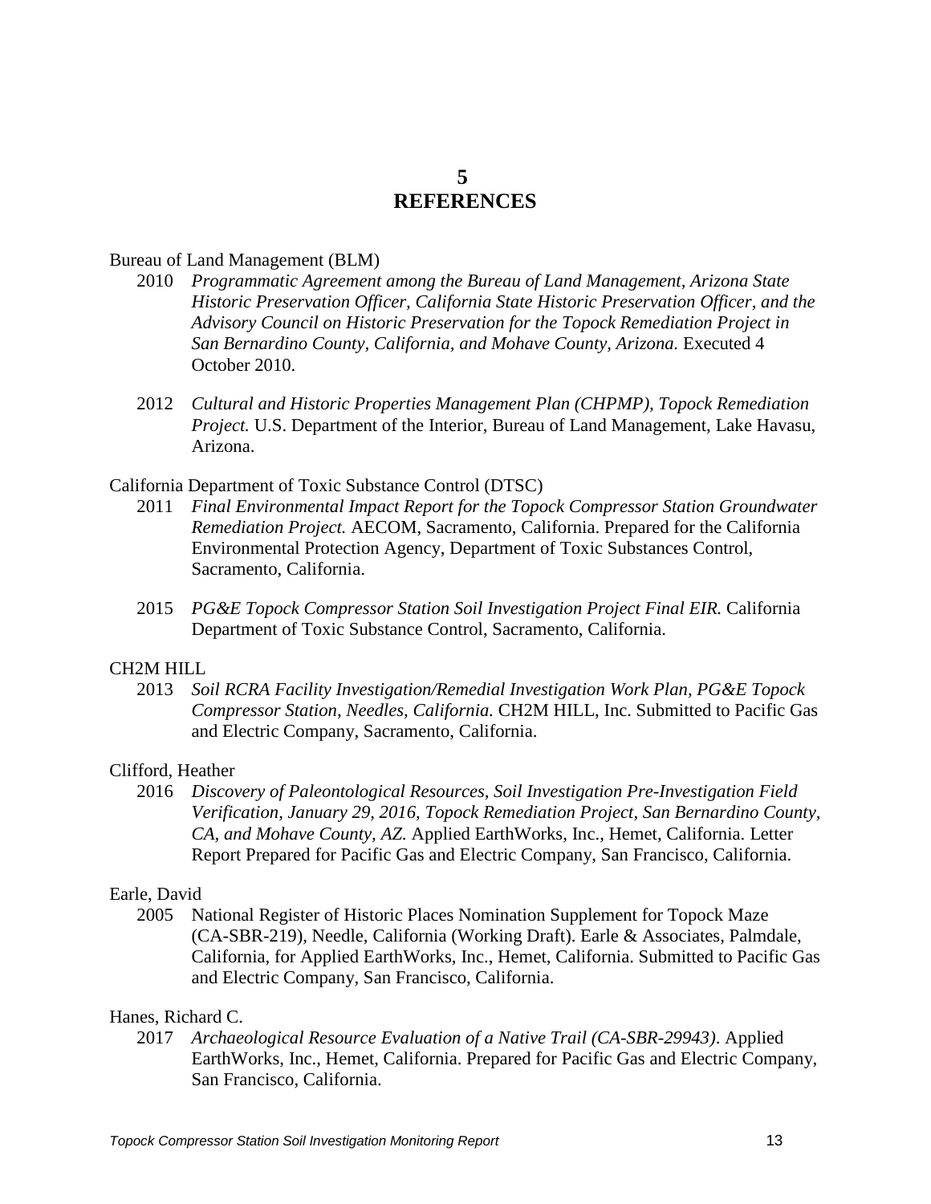# 5
# REFERENCES

Bureau of Land Management (BLM)

2010 *Programmatic Agreement among the Bureau of Land Management, Arizona State Historic Preservation Officer, California State Historic Preservation Officer, and the Advisory Council on Historic Preservation for the Topock Remediation Project in San Bernardino County, California, and Mohave County, Arizona.* Executed 4 October 2010.

2012 *Cultural and Historic Properties Management Plan (CHPMP), Topock Remediation Project.* U.S. Department of the Interior, Bureau of Land Management, Lake Havasu, Arizona.

California Department of Toxic Substance Control (DTSC)

2011 *Final Environmental Impact Report for the Topock Compressor Station Groundwater Remediation Project.* AECOM, Sacramento, California. Prepared for the California Environmental Protection Agency, Department of Toxic Substances Control, Sacramento, California.

2015 *PG&E Topock Compressor Station Soil Investigation Project Final EIR.* California Department of Toxic Substance Control, Sacramento, California.

CH2M HILL

2013 *Soil RCRA Facility Investigation/Remedial Investigation Work Plan, PG&E Topock Compressor Station, Needles, California.* CH2M HILL, Inc. Submitted to Pacific Gas and Electric Company, Sacramento, California.

Clifford, Heather

2016 *Discovery of Paleontological Resources, Soil Investigation Pre-Investigation Field Verification, January 29, 2016, Topock Remediation Project, San Bernardino County, CA, and Mohave County, AZ.* Applied EarthWorks, Inc., Hemet, California. Letter Report Prepared for Pacific Gas and Electric Company, San Francisco, California.

Earle, David

2005 National Register of Historic Places Nomination Supplement for Topock Maze (CA-SBR-219), Needle, California (Working Draft). Earle & Associates, Palmdale, California, for Applied EarthWorks, Inc., Hemet, California. Submitted to Pacific Gas and Electric Company, San Francisco, California.

Hanes, Richard C.

2017 *Archaeological Resource Evaluation of a Native Trail (CA-SBR-29943)*. Applied EarthWorks, Inc., Hemet, California. Prepared for Pacific Gas and Electric Company, San Francisco, California.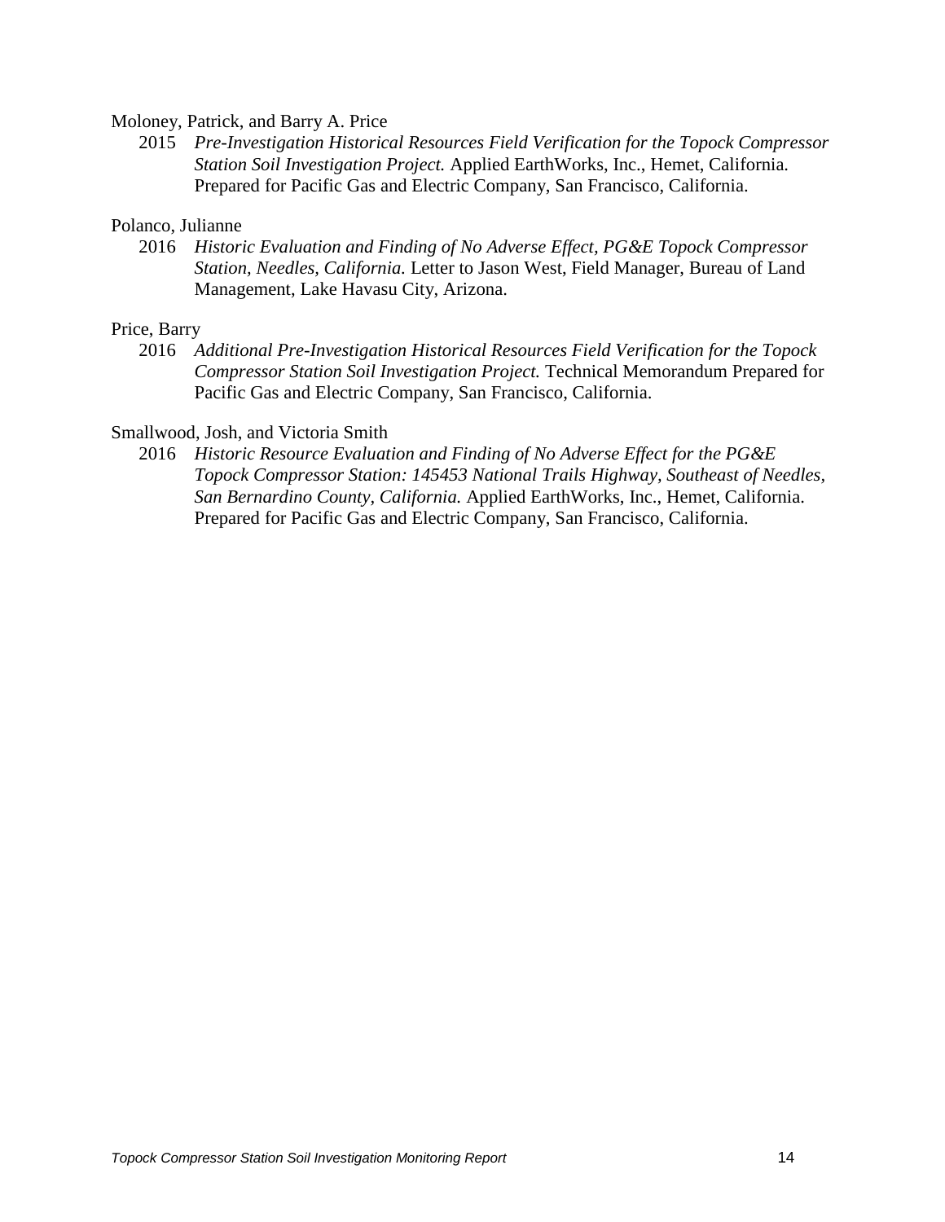Moloney, Patrick, and Barry A. Price

2015 *Pre-Investigation Historical Resources Field Verification for the Topock Compressor Station Soil Investigation Project.* Applied EarthWorks, Inc., Hemet, California. Prepared for Pacific Gas and Electric Company, San Francisco, California.

Polanco, Julianne

2016 *Historic Evaluation and Finding of No Adverse Effect, PG&E Topock Compressor Station, Needles, California.* Letter to Jason West, Field Manager, Bureau of Land Management, Lake Havasu City, Arizona.

Price, Barry

2016 *Additional Pre-Investigation Historical Resources Field Verification for the Topock Compressor Station Soil Investigation Project.* Technical Memorandum Prepared for Pacific Gas and Electric Company, San Francisco, California.

Smallwood, Josh, and Victoria Smith

2016 *Historic Resource Evaluation and Finding of No Adverse Effect for the PG&E Topock Compressor Station: 145453 National Trails Highway, Southeast of Needles, San Bernardino County, California.* Applied EarthWorks, Inc., Hemet, California. Prepared for Pacific Gas and Electric Company, San Francisco, California.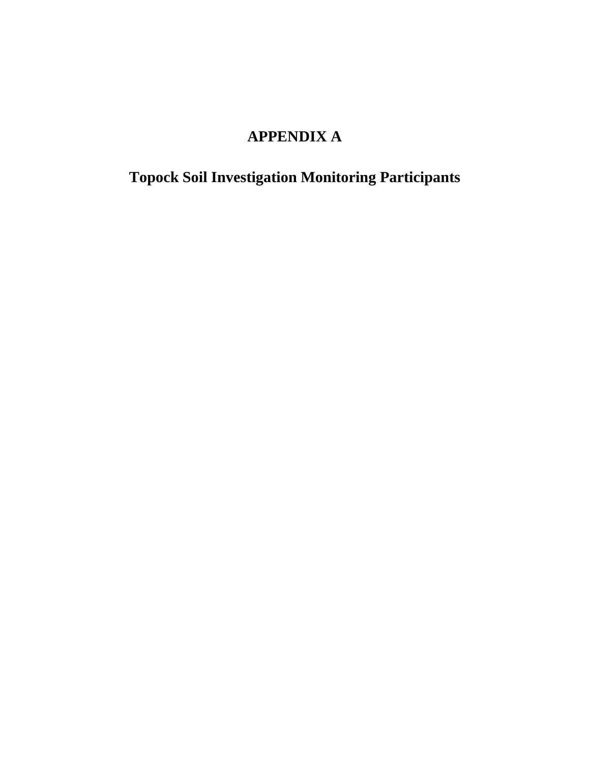# APPENDIX A

## Topock Soil Investigation Monitoring Participants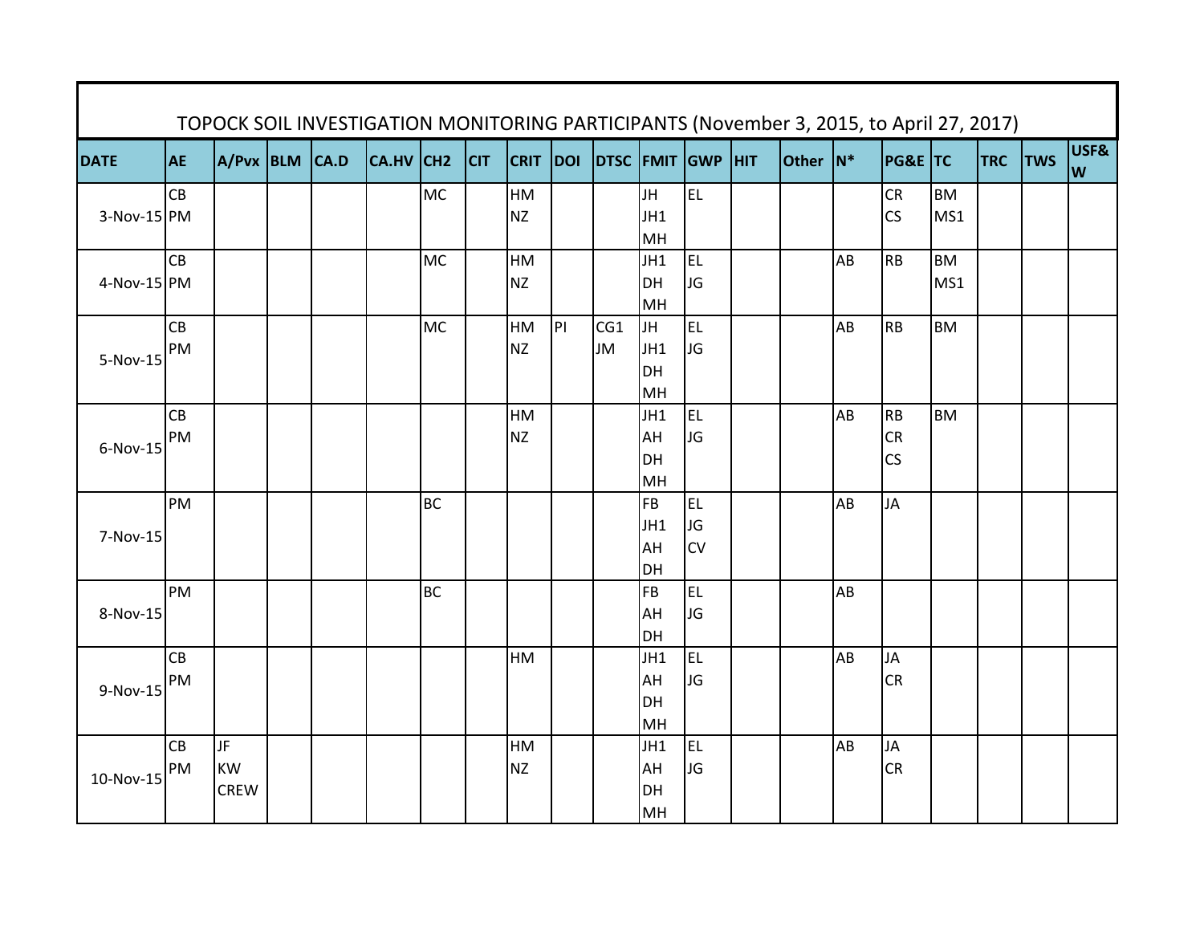TOPOCK SOIL INVESTIGATION MONITORING PARTICIPANTS (November 3, 2015, to April 27, 2017)

| DATE | AE | A/Pvx | BLM | CA.D | CA.HV | CH2 | CIT | CRIT | DOI | DTSC | FMIT | GWP | HIT | Other | N* | PG&E | TC | TRC | TWS | USF&W |
|---|---|---|---|---|---|---|---|---|---|---|---|---|---|---|---|---|---|---|---|---|
| 3-Nov-15 | CB<br>PM | | | | | MC | | HM<br>NZ | | | JH<br>JH1<br>MH | EL | | | | CR<br>CS | BM<br>MS1 | | | |
| 4-Nov-15 | CB<br>PM | | | | | MC | | HM<br>NZ | | | JH1<br>DH<br>MH | EL<br>JG | | | AB | RB | BM<br>MS1 | | | |
| 5-Nov-15 | CB<br>PM | | | | | MC | | HM<br>NZ | PI | CG1<br>JM | JH<br>JH1<br>DH<br>MH | EL<br>JG | | | AB | RB | BM | | | |
| 6-Nov-15 | CB<br>PM | | | | | | | HM<br>NZ | | | JH1<br>AH<br>DH<br>MH | EL<br>JG | | | AB | RB<br>CR<br>CS | BM | | | |
| 7-Nov-15 | PM | | | | | BC | | | | | FB<br>JH1<br>AH<br>DH | EL<br>JG<br>CV | | | AB | JA | | | | |
| 8-Nov-15 | PM | | | | | BC | | | | | FB<br>AH<br>DH | EL<br>JG | | | AB | | | | | |
| 9-Nov-15 | CB<br>PM | | | | | | | HM | | | JH1<br>AH<br>DH<br>MH | EL<br>JG | | | AB | JA<br>CR | | | | |
| 10-Nov-15 | CB<br>PM | JF<br>KW<br>CREW | | | | | | HM<br>NZ | | | JH1<br>AH<br>DH<br>MH | EL<br>JG | | | AB | JA<br>CR | | | | |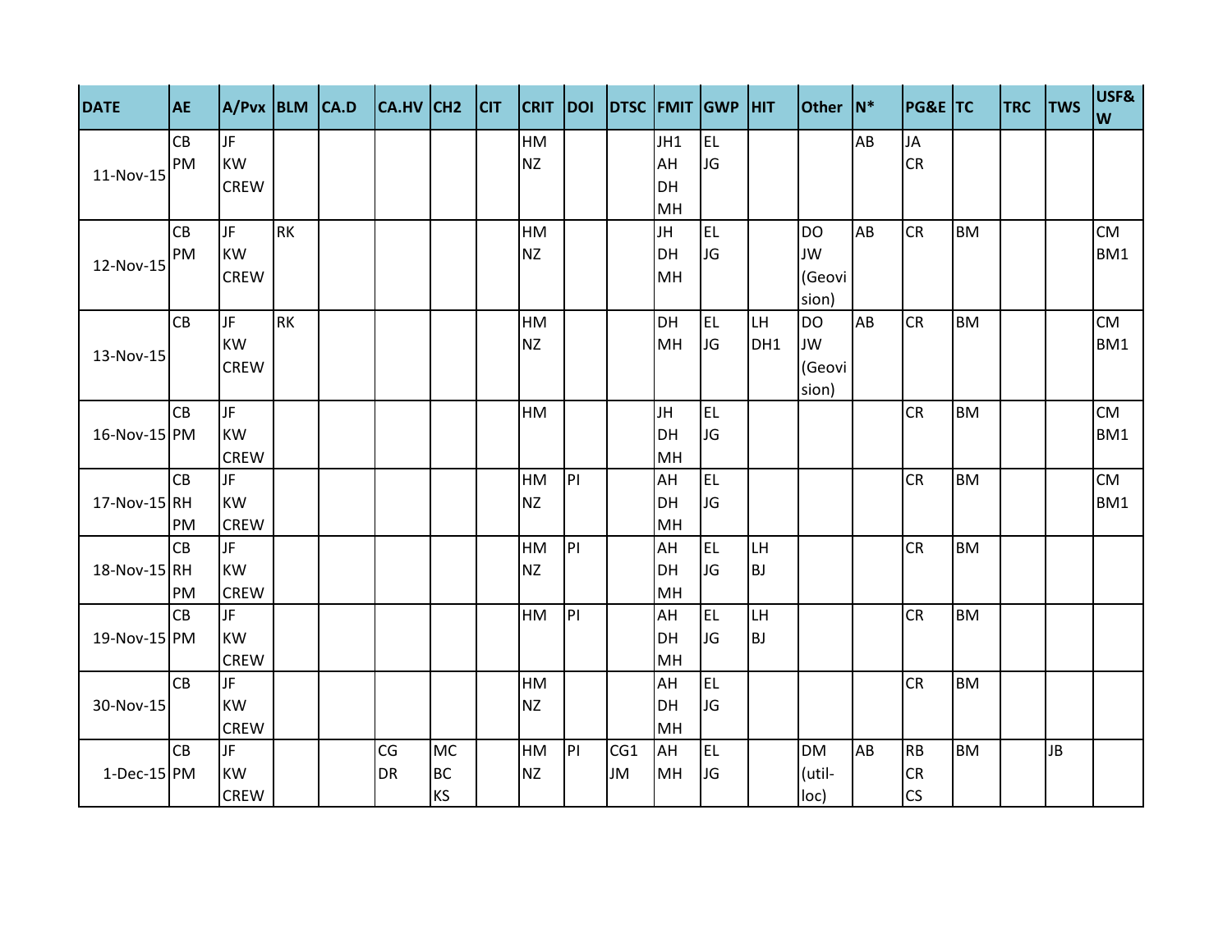| DATE | AE | A/Pvx | BLM | CA.D | CA.HV | CH2 | CIT | CRIT | DOI | DTSC | FMIT | GWP | HIT | Other | N* | PG&E | TC | TRC | TWS | USF&W |
|---|---|---|---|---|---|---|---|---|---|---|---|---|---|---|---|---|---|---|---|---|
| 11-Nov-15 | CB PM | JF KW CREW | | | | | | HM NZ | | | JH1 AH DH MH | EL JG | | | AB | JA CR | | | | |
| 12-Nov-15 | CB PM | JF KW CREW | RK | | | | | HM NZ | | | JH DH MH | EL JG | | DO JW (Geovision) | AB | CR | BM | | | CM BM1 |
| 13-Nov-15 | CB | JF KW CREW | RK | | | | | HM NZ | | | DH MH | EL JG | LH DH1 | DO JW (Geovision) | AB | CR | BM | | | CM BM1 |
| 16-Nov-15 | CB PM | JF KW CREW | | | | | | HM | | | JH DH MH | EL JG | | | | CR | BM | | | CM BM1 |
| 17-Nov-15 | CB RH PM | JF KW CREW | | | | | | HM NZ | PI | | AH DH MH | EL JG | | | | CR | BM | | | CM BM1 |
| 18-Nov-15 | CB RH PM | JF KW CREW | | | | | | HM NZ | PI | | AH DH MH | EL JG | LH BJ | | | CR | BM | | | |
| 19-Nov-15 | CB PM | JF KW CREW | | | | | | HM | PI | | AH DH MH | EL JG | LH BJ | | | CR | BM | | | |
| 30-Nov-15 | CB | JF KW CREW | | | | | | HM NZ | | | AH DH MH | EL JG | | | | CR | BM | | | |
| 1-Dec-15 | CB PM | JF KW CREW | | | CG DR | MC BC KS | | HM NZ | PI | CG1 JM | AH MH | EL JG | | DM (util-loc) | AB | RB CR CS | BM | | JB | |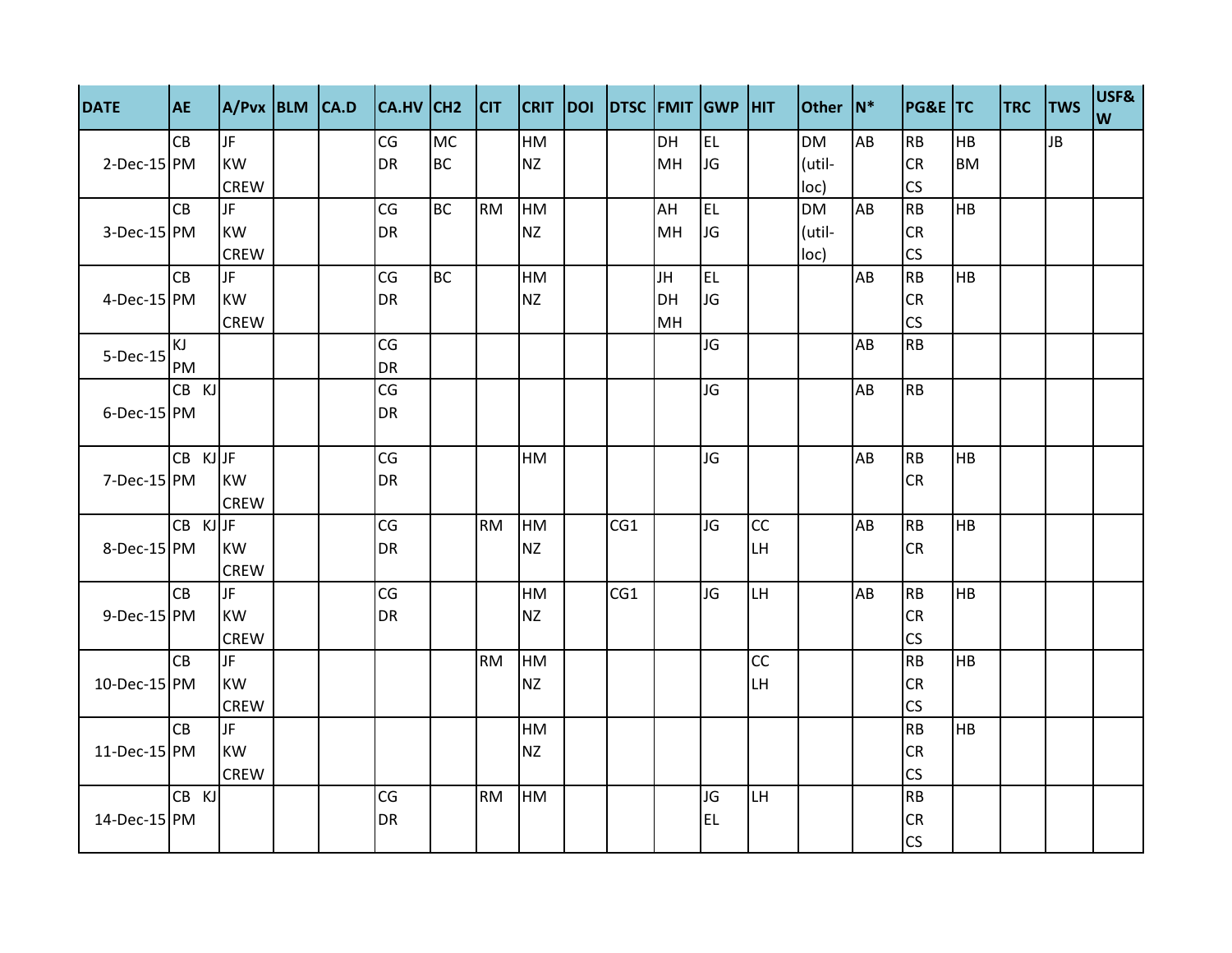| DATE | AE | A/Pvx | BLM | CA.D | CA.HV | CH2 | CIT | CRIT | DOI | DTSC | FMIT | GWP | HIT | Other | N* | PG&E | TC | TRC | TWS | USF&W |
|---|---|---|---|---|---|---|---|---|---|---|---|---|---|---|---|---|---|---|---|---|
| 2-Dec-15 | CB PM | JF KW CREW | | | CG DR | MC BC | | HM NZ | | | DH MH | EL JG | | DM (util-loc) | AB | RB CR CS | HB BM | | JB | |
| 3-Dec-15 | CB PM | JF KW CREW | | | CG DR | BC | RM | HM NZ | | | AH MH | EL JG | | DM (util-loc) | AB | RB CR CS | HB | | | |
| 4-Dec-15 | CB PM | JF KW CREW | | | CG DR | BC | | HM NZ | | | JH DH MH | EL JG | | | AB | RB CR CS | HB | | | |
| 5-Dec-15 | KJ PM | | | | CG DR | | | | | | | JG | | | AB | RB | | | | |
| 6-Dec-15 | CB KJ PM | | | | CG DR | | | | | | | JG | | | AB | RB | | | | |
| 7-Dec-15 | CB KJ PM | JF KW CREW | | | CG DR | | | HM | | | | JG | | | AB | RB CR | HB | | | |
| 8-Dec-15 | CB KJ PM | JF KW CREW | | | CG DR | | RM | HM NZ | | CG1 | | JG | CC LH | | AB | RB CR | HB | | | |
| 9-Dec-15 | CB PM | JF KW CREW | | | CG DR | | | HM NZ | | CG1 | | JG | LH | | AB | RB CR CS | HB | | | |
| 10-Dec-15 | CB PM | JF KW CREW | | | | | RM | HM NZ | | | | | CC LH | | | RB CR CS | HB | | | |
| 11-Dec-15 | CB PM | JF KW CREW | | | | | | HM NZ | | | | | | | | RB CR CS | HB | | | |
| 14-Dec-15 | CB KJ PM | | | | CG DR | | RM | HM | | | | JG EL | LH | | | RB CR CS | | | | |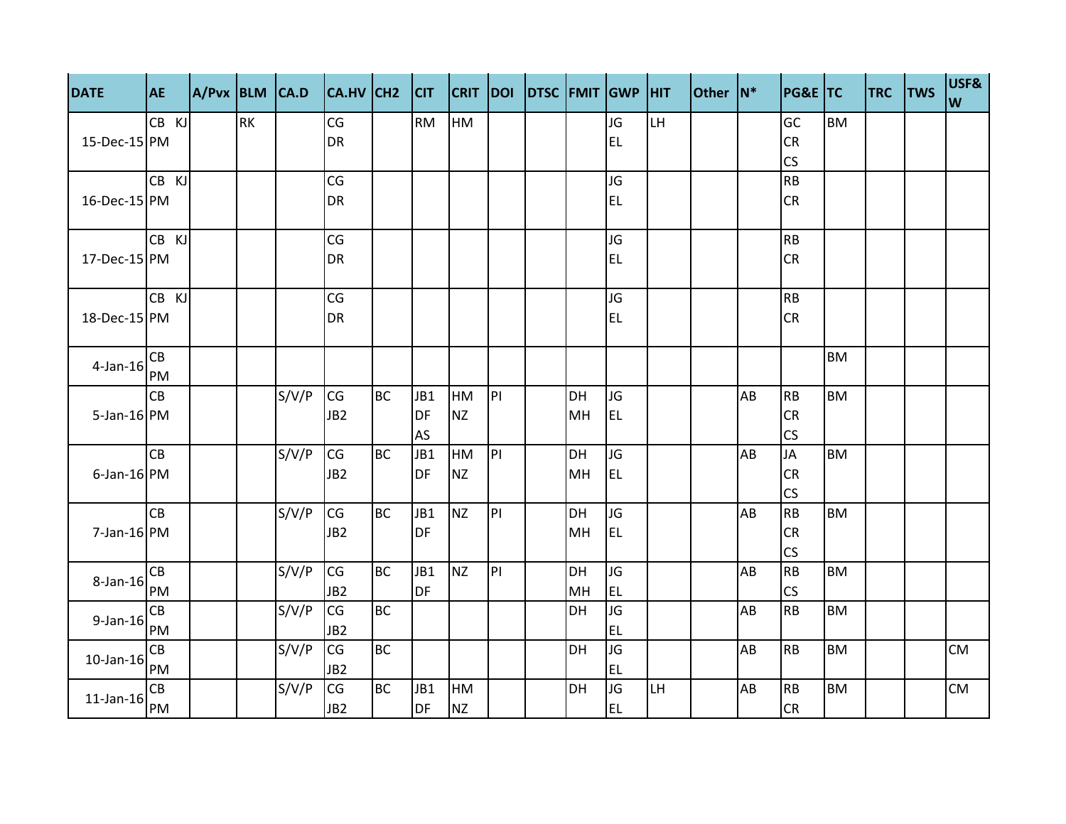| DATE | AE | A/Pvx | BLM | CA.D | CA.HV | CH2 | CIT | CRIT | DOI | DTSC | FMIT | GWP | HIT | Other | N* | PG&E | TC | TRC | TWS | USF&W |
|---|---|---|---|---|---|---|---|---|---|---|---|---|---|---|---|---|---|---|---|---|
| 15-Dec-15 | CB KJ PM | | RK | | CG DR | | RM | HM | | | | JG EL | LH | | | GC CR CS | BM | | | |
| 16-Dec-15 | CB KJ PM | | | | CG DR | | | | | | | JG EL | | | | RB CR | | | | |
| 17-Dec-15 | CB KJ PM | | | | CG DR | | | | | | | JG EL | | | | RB CR | | | | |
| 18-Dec-15 | CB KJ PM | | | | CG DR | | | | | | | JG EL | | | | RB CR | | | | |
| 4-Jan-16 | CB PM | | | | | | | | | | | | | | | | BM | | | |
| 5-Jan-16 | CB PM | | | S/V/P | CG JB2 | BC | JB1 DF AS | HM NZ | PI | | DH MH | JG EL | | | AB | RB CR CS | BM | | | |
| 6-Jan-16 | CB PM | | | S/V/P | CG JB2 | BC | JB1 DF | HM NZ | PI | | DH MH | JG EL | | | AB | JA CR CS | BM | | | |
| 7-Jan-16 | CB PM | | | S/V/P | CG JB2 | BC | JB1 DF | NZ | PI | | DH MH | JG EL | | | AB | RB CR CS | BM | | | |
| 8-Jan-16 | CB PM | | | S/V/P | CG JB2 | BC | JB1 DF | NZ | PI | | DH MH | JG EL | | | AB | RB CS | BM | | | |
| 9-Jan-16 | CB PM | | | S/V/P | CG JB2 | BC | | | | | DH | JG EL | | | AB | RB | BM | | | |
| 10-Jan-16 | CB PM | | | S/V/P | CG JB2 | BC | | | | | DH | JG EL | | | AB | RB | BM | | | CM |
| 11-Jan-16 | CB PM | | | S/V/P | CG JB2 | BC | JB1 DF | HM NZ | | | DH | JG EL | LH | | AB | RB CR | BM | | | CM |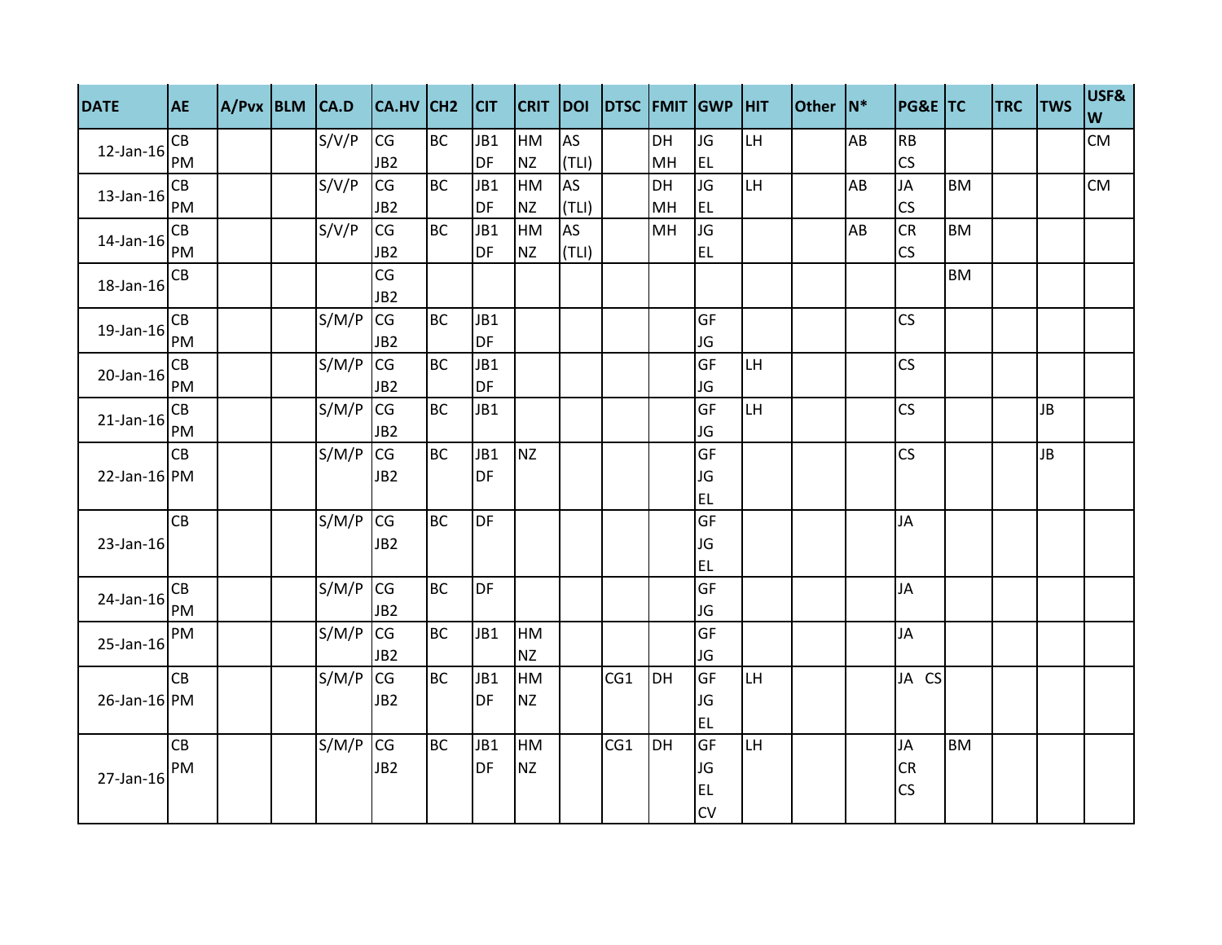| DATE | AE | A/Pvx | BLM | CA.D | CA.HV | CH2 | CIT | CRIT | DOI | DTSC | FMIT | GWP | HIT | Other | N* | PG&E | TC | TRC | TWS | USF&W |
|---|---|---|---|---|---|---|---|---|---|---|---|---|---|---|---|---|---|---|---|---|
| 12-Jan-16 | CB PM | | | S/V/P | CG JB2 | BC | JB1 DF | HM NZ | AS (TLI) | | DH MH | JG EL | LH | | AB | RB CS | | | | CM |
| 13-Jan-16 | CB PM | | | S/V/P | CG JB2 | BC | JB1 DF | HM NZ | AS (TLI) | | DH MH | JG EL | LH | | AB | JA CS | BM | | | CM |
| 14-Jan-16 | CB PM | | | S/V/P | CG JB2 | BC | JB1 DF | HM NZ | AS (TLI) | | MH | JG EL | | | AB | CR CS | BM | | | |
| 18-Jan-16 | CB | | | | CG JB2 | | | | | | | | | | | | BM | | | |
| 19-Jan-16 | CB PM | | | S/M/P | CG JB2 | BC | JB1 DF | | | | | GF JG | | | | CS | | | | |
| 20-Jan-16 | CB PM | | | S/M/P | CG JB2 | BC | JB1 DF | | | | | GF JG | LH | | | CS | | | | |
| 21-Jan-16 | CB PM | | | S/M/P | CG JB2 | BC | JB1 | | | | | GF JG | LH | | | CS | | | JB | |
| 22-Jan-16 | CB PM | | | S/M/P | CG JB2 | BC | JB1 DF | NZ | | | | GF JG EL | | | | CS | | | JB | |
| 23-Jan-16 | CB | | | S/M/P | CG JB2 | BC | DF | | | | | GF JG EL | | | | JA | | | | |
| 24-Jan-16 | CB PM | | | S/M/P | CG JB2 | BC | DF | | | | | GF JG | | | | JA | | | | |
| 25-Jan-16 | PM | | | S/M/P | CG JB2 | BC | JB1 | HM NZ | | | | GF JG | | | | JA | | | | |
| 26-Jan-16 | CB PM | | | S/M/P | CG JB2 | BC | JB1 DF | HM NZ | | CG1 | DH | GF JG EL | LH | | | JA CS | | | | |
| 27-Jan-16 | CB PM | | | S/M/P | CG JB2 | BC | JB1 DF | HM NZ | | CG1 | DH | GF JG EL CV | LH | | | JA CR CS | BM | | | |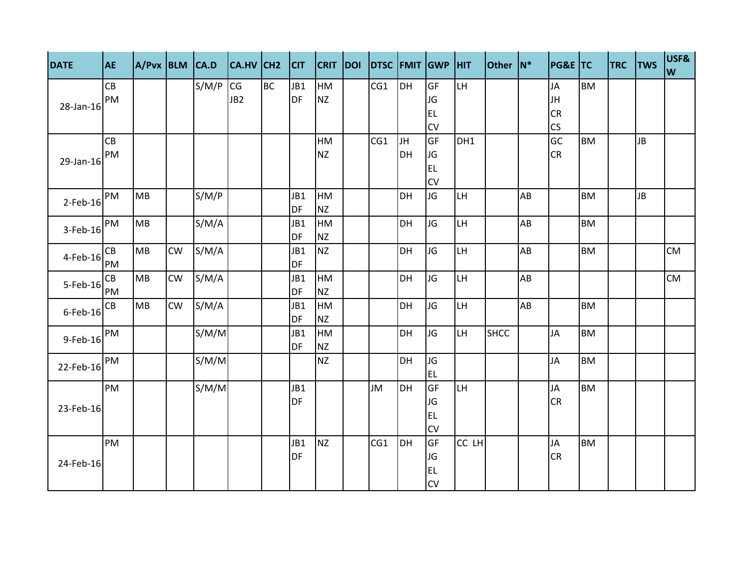| DATE | AE | A/Pvx | BLM | CA.D | CA.HV | CH2 | CIT | CRIT | DOI | DTSC | FMIT | GWP | HIT | Other | N* | PG&E | TC | TRC | TWS | USF&W |
|---|---|---|---|---|---|---|---|---|---|---|---|---|---|---|---|---|---|---|---|---|
| 28-Jan-16 | CB PM | | | S/M/P | CG JB2 | BC | JB1 DF | HM NZ | | CG1 | DH | GF JG EL CV | LH | | | JA JH CR CS | BM | | | |
| 29-Jan-16 | CB PM | | | | | | | HM NZ | | CG1 | JH DH | GF JG EL CV | DH1 | | | GC CR | BM | | JB | |
| 2-Feb-16 | PM | MB | | S/M/P | | | JB1 DF | HM NZ | | | DH | JG | LH | | AB | | BM | | JB | |
| 3-Feb-16 | PM | MB | | S/M/A | | | JB1 DF | HM NZ | | | DH | JG | LH | | AB | | BM | | | |
| 4-Feb-16 | CB PM | MB | CW | S/M/A | | | JB1 DF | NZ | | | DH | JG | LH | | AB | | BM | | | CM |
| 5-Feb-16 | CB PM | MB | CW | S/M/A | | | JB1 DF | HM NZ | | | DH | JG | LH | | AB | | | | | CM |
| 6-Feb-16 | CB | MB | CW | S/M/A | | | JB1 DF | HM NZ | | | DH | JG | LH | | AB | | BM | | | |
| 9-Feb-16 | PM | | | S/M/M | | | JB1 DF | HM NZ | | | DH | JG | LH | SHCC | | JA | BM | | | |
| 22-Feb-16 | PM | | | S/M/M | | | | NZ | | | DH | JG EL | | | | JA | BM | | | |
| 23-Feb-16 | PM | | | S/M/M | | | JB1 DF | | | JM | DH | GF JG EL CV | LH | | | JA CR | BM | | | |
| 24-Feb-16 | PM | | | | | | JB1 DF | NZ | | CG1 | DH | GF JG EL CV | CC LH | | | JA CR | BM | | | |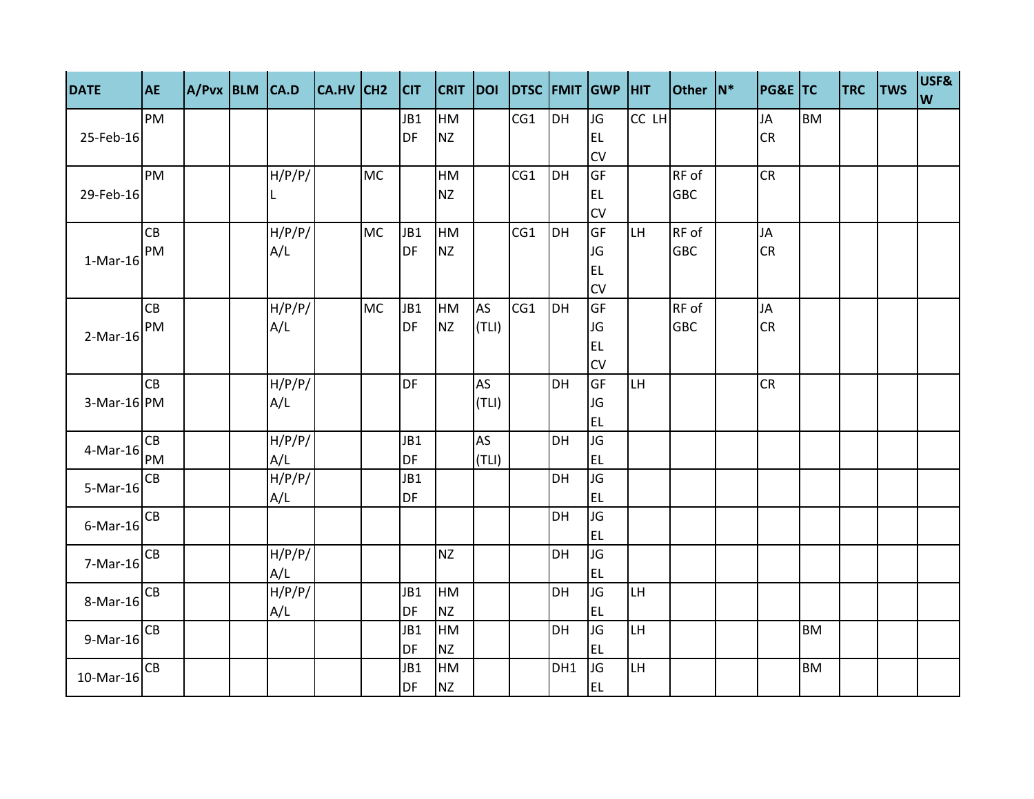| DATE | AE | A/Pvx | BLM | CA.D | CA.HV | CH2 | CIT | CRIT | DOI | DTSC | FMIT | GWP | HIT | Other | N* | PG&E | TC | TRC | TWS | USF&W |
|---|---|---|---|---|---|---|---|---|---|---|---|---|---|---|---|---|---|---|---|---|
| 25-Feb-16 | PM | | | | | | JB1 DF | HM NZ | | CG1 | DH | JG EL CV | CC LH | | | JA CR | BM | | | |
| 29-Feb-16 | PM | | | H/P/P/L | | MC | | HM NZ | | CG1 | DH | GF EL CV | | RF of GBC | | CR | | | | |
| 1-Mar-16 | CB PM | | | H/P/P/A/L | | MC | JB1 DF | HM NZ | | CG1 | DH | GF JG EL CV | LH | RF of GBC | | JA CR | | | | |
| 2-Mar-16 | CB PM | | | H/P/P/A/L | | MC | JB1 DF | HM NZ | AS (TLI) | CG1 | DH | GF JG EL CV | | RF of GBC | | JA CR | | | | |
| 3-Mar-16 | CB PM | | | H/P/P/A/L | | | DF | | AS (TLI) | | DH | GF JG EL | LH | | | CR | | | | |
| 4-Mar-16 | CB PM | | | H/P/P/A/L | | | JB1 DF | | AS (TLI) | | DH | JG EL | | | | | | | | |
| 5-Mar-16 | CB | | | H/P/P/A/L | | | JB1 DF | | | | DH | JG EL | | | | | | | | |
| 6-Mar-16 | CB | | | | | | | | | | DH | JG EL | | | | | | | | |
| 7-Mar-16 | CB | | | H/P/P/A/L | | | | NZ | | | DH | JG EL | | | | | | | | |
| 8-Mar-16 | CB | | | H/P/P/A/L | | | JB1 DF | HM NZ | | | DH | JG EL | LH | | | | | | | |
| 9-Mar-16 | CB | | | | | | JB1 DF | HM NZ | | | DH | JG EL | LH | | | | BM | | | |
| 10-Mar-16 | CB | | | | | | JB1 DF | HM NZ | | | DH1 | JG EL | LH | | | | BM | | | |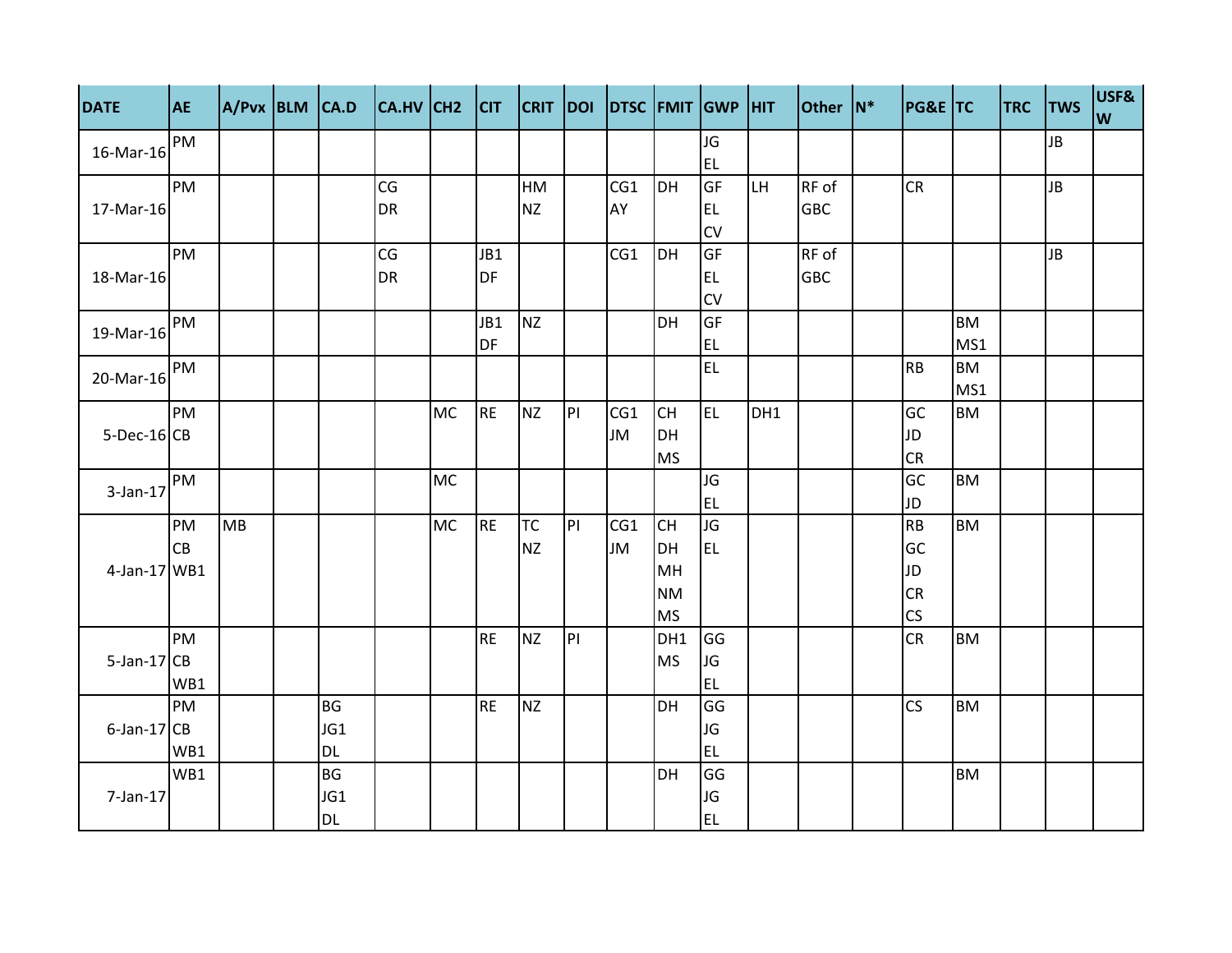| DATE | AE | A/Pvx | BLM | CA.D | CA.HV | CH2 | CIT | CRIT | DOI | DTSC | FMIT | GWP | HIT | Other | N* | PG&E | TC | TRC | TWS | USF&W |
|---|---|---|---|---|---|---|---|---|---|---|---|---|---|---|---|---|---|---|---|---|
| 16-Mar-16 | PM | | | | | | | | | | | JG<br>EL | | | | | | | JB | |
| 17-Mar-16 | PM | | | | CG<br>DR | | | HM<br>NZ | | CG1<br>AY | DH | GF<br>EL<br>CV | LH | RF of GBC | | CR | | | JB | |
| 18-Mar-16 | PM | | | | CG<br>DR | | JB1<br>DF | | | CG1 | DH | GF<br>EL<br>CV | | RF of GBC | | | | | JB | |
| 19-Mar-16 | PM | | | | | | JB1<br>DF | NZ | | | DH | GF<br>EL | | | | | BM<br>MS1 | | | |
| 20-Mar-16 | PM | | | | | | | | | | | EL | | | | RB | BM<br>MS1 | | | |
| 5-Dec-16 | PM<br>CB | | | | | MC | RE | NZ | PI | CG1<br>JM | CH<br>DH<br>MS | EL | DH1 | | | GC<br>JD<br>CR | BM | | | |
| 3-Jan-17 | PM | | | | | MC | | | | | | JG<br>EL | | | | GC<br>JD | BM | | | |
| 4-Jan-17 | PM<br>CB<br>WB1 | MB | | | | MC | RE | TC<br>NZ | PI | CG1<br>JM | CH<br>DH<br>MH<br>NM<br>MS | JG<br>EL | | | | RB<br>GC<br>JD<br>CR<br>CS | BM | | | |
| 5-Jan-17 | PM<br>CB<br>WB1 | | | | | | RE | NZ | PI | | DH1<br>MS | GG<br>JG<br>EL | | | | CR | BM | | | |
| 6-Jan-17 | PM<br>CB<br>WB1 | | | BG<br>JG1<br>DL | | | RE | NZ | | | DH | GG<br>JG<br>EL | | | | CS | BM | | | |
| 7-Jan-17 | WB1 | | | BG<br>JG1<br>DL | | | | | | | DH | GG<br>JG<br>EL | | | | | BM | | | |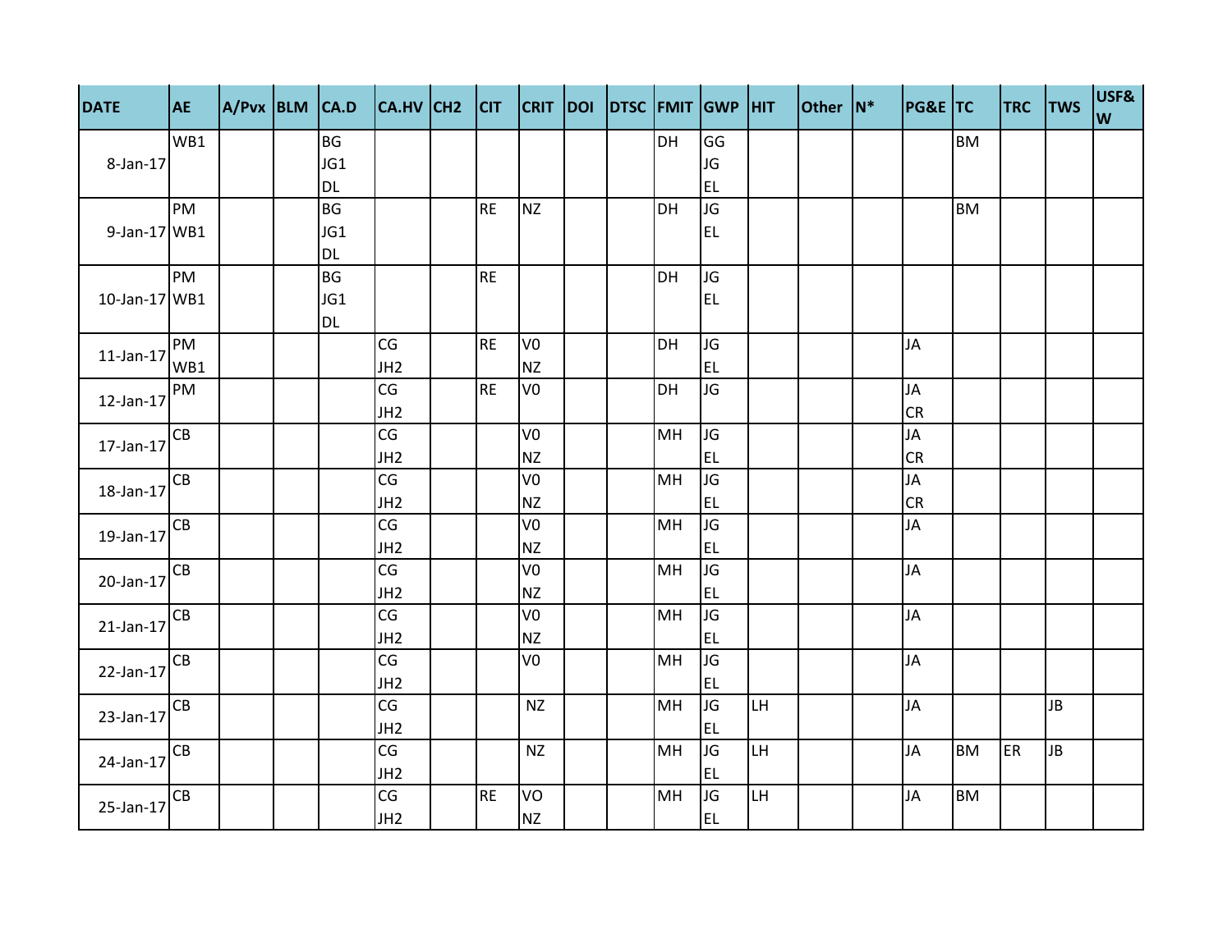| DATE | AE | A/Pvx | BLM | CA.D | CA.HV | CH2 | CIT | CRIT | DOI | DTSC | FMIT | GWP | HIT | Other | N* | PG&E | TC | TRC | TWS | USF&W |
|---|---|---|---|---|---|---|---|---|---|---|---|---|---|---|---|---|---|---|---|---|
| 8-Jan-17 | WB1 | | | BG<br>JG1<br>DL | | | | | | | DH | GG<br>JG<br>EL | | | | | BM | | | |
| 9-Jan-17 | PM<br>WB1 | | | BG<br>JG1<br>DL | | | RE | NZ | | | DH | JG<br>EL | | | | | BM | | | |
| 10-Jan-17 | PM<br>WB1 | | | BG<br>JG1<br>DL | | | RE | | | | DH | JG<br>EL | | | | | | | | |
| 11-Jan-17 | PM<br>WB1 | | | | CG<br>JH2 | | RE | V0<br>NZ | | | DH | JG<br>EL | | | | JA | | | | |
| 12-Jan-17 | PM | | | | CG<br>JH2 | | RE | V0 | | | DH | JG | | | | JA<br>CR | | | | |
| 17-Jan-17 | CB | | | | CG<br>JH2 | | | V0<br>NZ | | | MH | JG<br>EL | | | | JA<br>CR | | | | |
| 18-Jan-17 | CB | | | | CG<br>JH2 | | | V0<br>NZ | | | MH | JG<br>EL | | | | JA<br>CR | | | | |
| 19-Jan-17 | CB | | | | CG<br>JH2 | | | V0<br>NZ | | | MH | JG<br>EL | | | | JA | | | | |
| 20-Jan-17 | CB | | | | CG<br>JH2 | | | V0<br>NZ | | | MH | JG<br>EL | | | | JA | | | | |
| 21-Jan-17 | CB | | | | CG<br>JH2 | | | V0<br>NZ | | | MH | JG<br>EL | | | | JA | | | | |
| 22-Jan-17 | CB | | | | CG<br>JH2 | | | V0 | | | MH | JG<br>EL | | | | JA | | | | |
| 23-Jan-17 | CB | | | | CG<br>JH2 | | | NZ | | | MH | JG<br>EL | LH | | | JA | | | JB | |
| 24-Jan-17 | CB | | | | CG<br>JH2 | | | NZ | | | MH | JG<br>EL | LH | | | JA | BM | ER | JB | |
| 25-Jan-17 | CB | | | | CG<br>JH2 | | RE | VO<br>NZ | | | MH | JG<br>EL | LH | | | JA | BM | | | |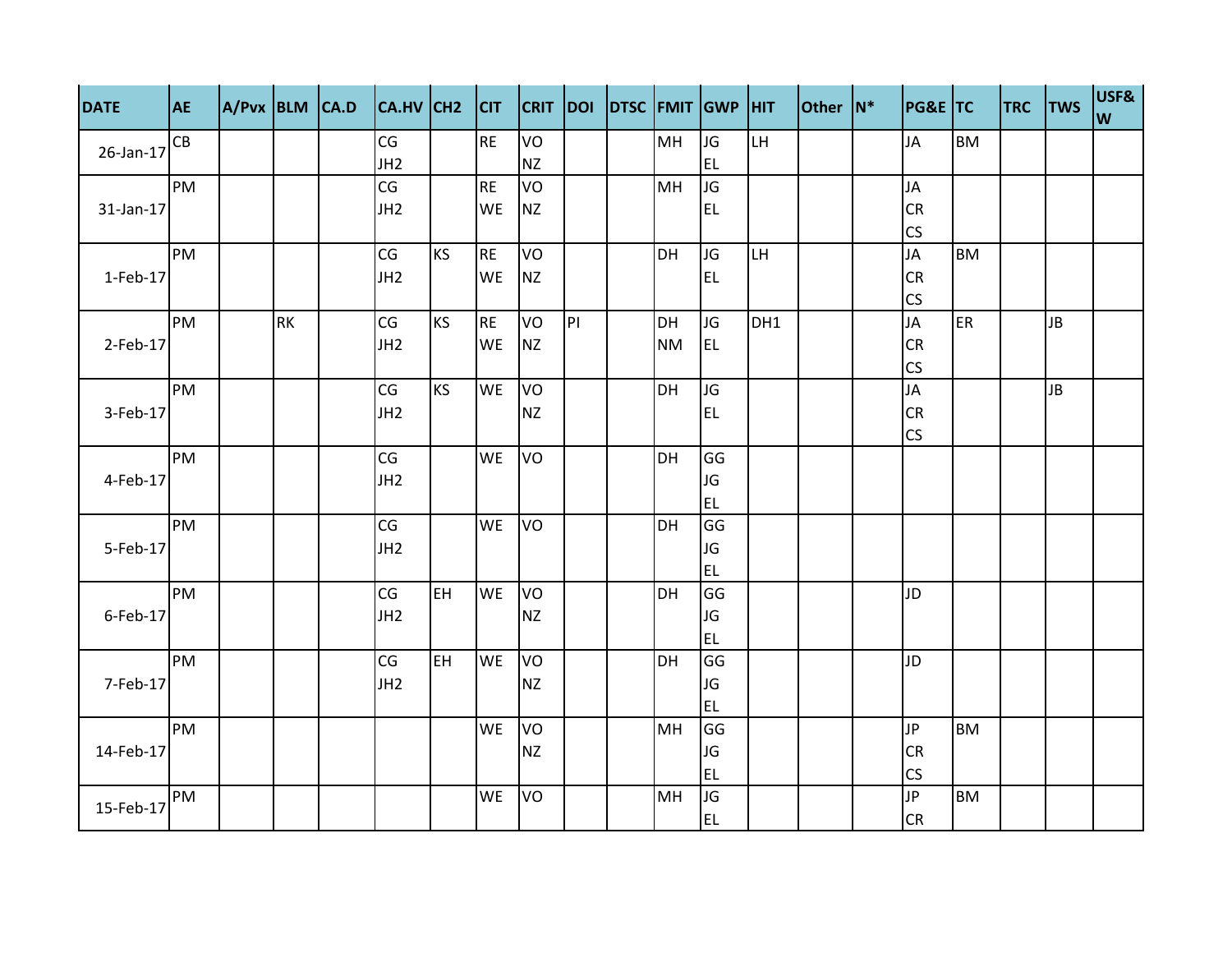| DATE | AE | A/Pvx | BLM | CA.D | CA.HV | CH2 | CIT | CRIT | DOI | DTSC | FMIT | GWP | HIT | Other | N* | PG&E | TC | TRC | TWS | USF&W |
|---|---|---|---|---|---|---|---|---|---|---|---|---|---|---|---|---|---|---|---|---|
| 26-Jan-17 | CB | | | | CG<br>JH2 | | RE | VO<br>NZ | | | MH | JG<br>EL | LH | | | JA | BM | | | |
| 31-Jan-17 | PM | | | | CG<br>JH2 | | RE<br>WE | VO<br>NZ | | | MH | JG<br>EL | | | | JA<br>CR<br>CS | | | | |
| 1-Feb-17 | PM | | | | CG<br>JH2 | KS | RE<br>WE | VO<br>NZ | | | DH | JG<br>EL | LH | | | JA<br>CR<br>CS | BM | | | |
| 2-Feb-17 | PM | | RK | | CG<br>JH2 | KS | RE<br>WE | VO<br>NZ | PI | | DH<br>NM | JG<br>EL | DH1 | | | JA<br>CR<br>CS | ER | | JB | |
| 3-Feb-17 | PM | | | | CG<br>JH2 | KS | WE | VO<br>NZ | | | DH | JG<br>EL | | | | JA<br>CR<br>CS | | | JB | |
| 4-Feb-17 | PM | | | | CG<br>JH2 | | WE | VO | | | DH | GG<br>JG<br>EL | | | | | | | | |
| 5-Feb-17 | PM | | | | CG<br>JH2 | | WE | VO | | | DH | GG<br>JG<br>EL | | | | | | | | |
| 6-Feb-17 | PM | | | | CG<br>JH2 | EH | WE | VO<br>NZ | | | DH | GG<br>JG<br>EL | | | | JD | | | | |
| 7-Feb-17 | PM | | | | CG<br>JH2 | EH | WE | VO<br>NZ | | | DH | GG<br>JG<br>EL | | | | JD | | | | |
| 14-Feb-17 | PM | | | | | | WE | VO<br>NZ | | | MH | GG<br>JG<br>EL | | | | JP<br>CR<br>CS | BM | | | |
| 15-Feb-17 | PM | | | | | | WE | VO | | | MH | JG<br>EL | | | | JP<br>CR | BM | | | |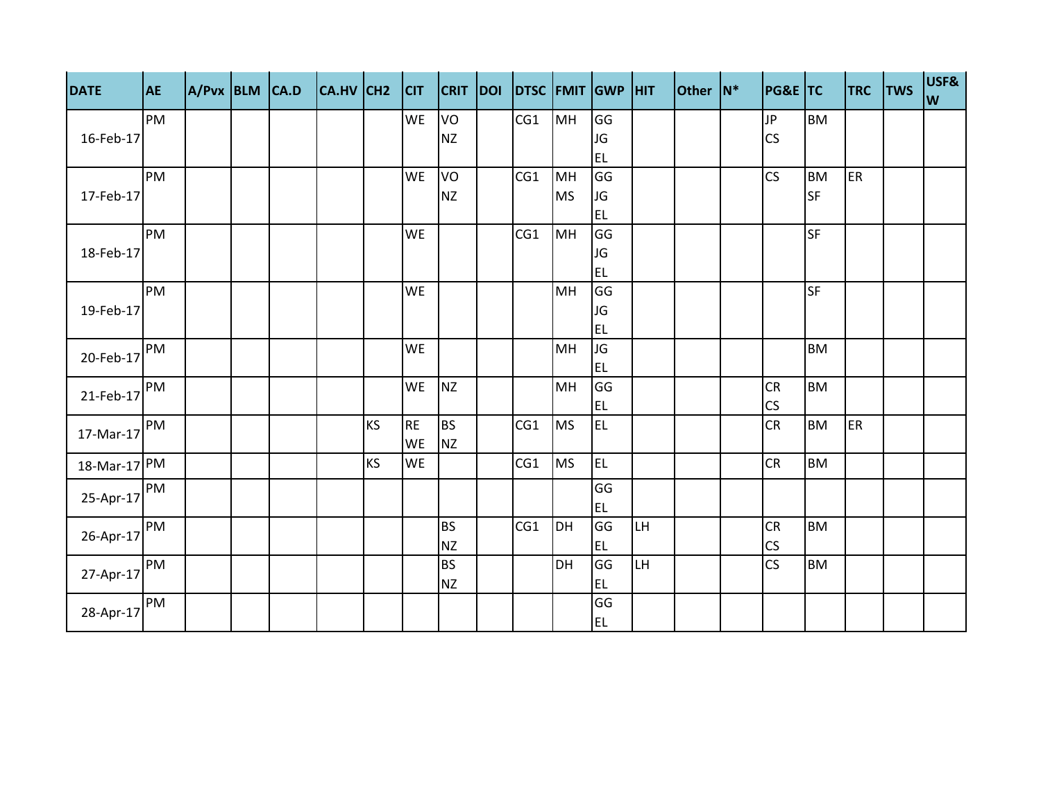| DATE | AE | A/Pvx | BLM | CA.D | CA.HV | CH2 | CIT | CRIT | DOI | DTSC | FMIT | GWP | HIT | Other | N* | PG&E | TC | TRC | TWS | USF&W |
|---|---|---|---|---|---|---|---|---|---|---|---|---|---|---|---|---|---|---|---|---|
| 16-Feb-17 | PM | | | | | | WE | VO NZ | | CG1 | MH | GG JG EL | | | | JP CS | BM | | | |
| 17-Feb-17 | PM | | | | | | WE | VO NZ | | CG1 | MH MS | GG JG EL | | | | CS | BM SF | ER | | |
| 18-Feb-17 | PM | | | | | | WE | | | CG1 | MH | GG JG EL | | | | | SF | | | |
| 19-Feb-17 | PM | | | | | | WE | | | | MH | GG JG EL | | | | | SF | | | |
| 20-Feb-17 | PM | | | | | | WE | | | | MH | JG EL | | | | | BM | | | |
| 21-Feb-17 | PM | | | | | | WE | NZ | | | MH | GG EL | | | | CR CS | BM | | | |
| 17-Mar-17 | PM | | | | | KS | RE WE | BS NZ | | CG1 | MS | EL | | | | CR | BM | ER | | |
| 18-Mar-17 | PM | | | | | KS | WE | | | CG1 | MS | EL | | | | CR | BM | | | |
| 25-Apr-17 | PM | | | | | | | | | | | GG EL | | | | | | | | |
| 26-Apr-17 | PM | | | | | | | BS NZ | | CG1 | DH | GG EL | LH | | | CR CS | BM | | | |
| 27-Apr-17 | PM | | | | | | | BS NZ | | | DH | GG EL | LH | | | CS | BM | | | |
| 28-Apr-17 | PM | | | | | | | | | | | GG EL | | | | | | | | |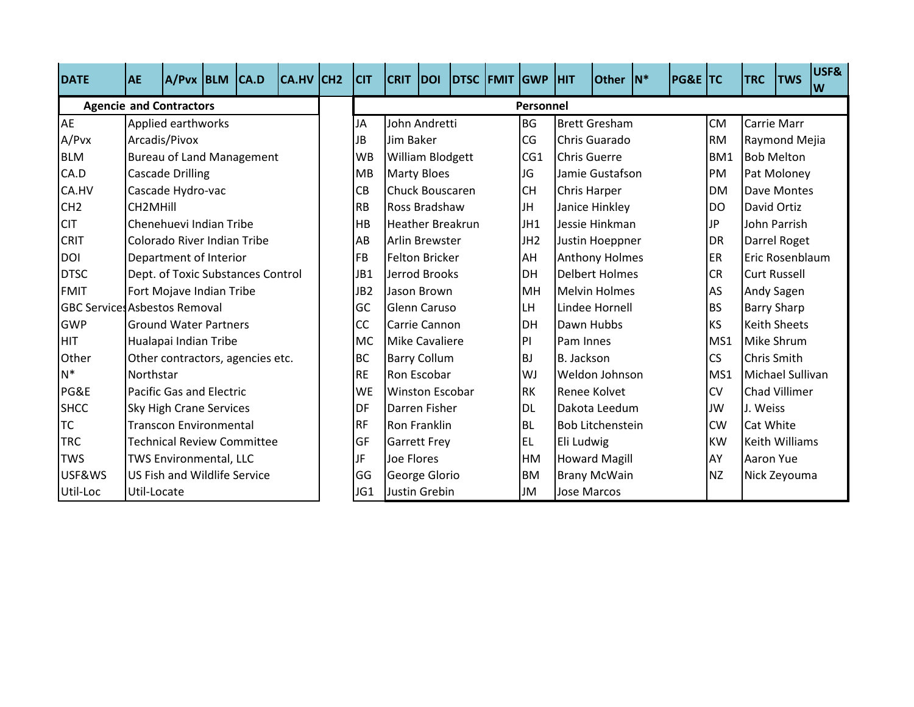| DATE | AE | A/Pvx | BLM | CA.D | CA.HV | CH2 | CIT | CRIT | DOI | DTSC | FMIT | GWP | HIT | Other | N* | PG&E | TC | TRC | TWS | USF&W |
|---|---|---|---|---|---|---|---|---|---|---|---|---|---|---|---|---|---|---|---|---|

| Agencie and Contractors | |
|---|---|
| AE | Applied earthworks |
| A/Pvx | Arcadis/Pivox |
| BLM | Bureau of Land Management |
| CA.D | Cascade Drilling |
| CA.HV | Cascade Hydro-vac |
| CH2 | CH2MHill |
| CIT | Chenehuevi Indian Tribe |
| CRIT | Colorado River Indian Tribe |
| DOI | Department of Interior |
| DTSC | Dept. of Toxic Substances Control |
| FMIT | Fort Mojave Indian Tribe |
| GBC Services | Asbestos Removal |
| GWP | Ground Water Partners |
| HIT | Hualapai Indian Tribe |
| Other | Other contractors, agencies etc. |
| N* | Northstar |
| PG&E | Pacific Gas and Electric |
| SHCC | Sky High Crane Services |
| TC | Transcon Environmental |
| TRC | Technical Review Committee |
| TWS | TWS Environmental, LLC |
| USF&WS | US Fish and Wildlife Service |
| Util-Loc | Util-Locate |

| Personnel | | | | | |
|---|---|---|---|---|---|
| JA | John Andretti | BG | Brett Gresham | CM | Carrie Marr |
| JB | Jim Baker | CG | Chris Guarado | RM | Raymond Mejia |
| WB | William Blodgett | CG1 | Chris Guerre | BM1 | Bob Melton |
| MB | Marty Bloes | JG | Jamie Gustafson | PM | Pat Moloney |
| CB | Chuck Bouscaren | CH | Chris Harper | DM | Dave Montes |
| RB | Ross Bradshaw | JH | Janice Hinkley | DO | David Ortiz |
| HB | Heather Breakrun | JH1 | Jessie Hinkman | JP | John Parrish |
| AB | Arlin Brewster | JH2 | Justin Hoeppner | DR | Darrel Roget |
| FB | Felton Bricker | AH | Anthony Holmes | ER | Eric Rosenblaum |
| JB1 | Jerrod Brooks | DH | Delbert Holmes | CR | Curt Russell |
| JB2 | Jason Brown | MH | Melvin Holmes | AS | Andy Sagen |
| GC | Glenn Caruso | LH | Lindee Hornell | BS | Barry Sharp |
| CC | Carrie Cannon | DH | Dawn Hubbs | KS | Keith Sheets |
| MC | Mike Cavaliere | PI | Pam Innes | MS1 | Mike Shrum |
| BC | Barry Collum | BJ | B. Jackson | CS | Chris Smith |
| RE | Ron Escobar | WJ | Weldon Johnson | MS1 | Michael Sullivan |
| WE | Winston Escobar | RK | Renee Kolvet | CV | Chad Villimer |
| DF | Darren Fisher | DL | Dakota Leedum | JW | J. Weiss |
| RF | Ron Franklin | BL | Bob Litchenstein | CW | Cat White |
| GF | Garrett Frey | EL | Eli Ludwig | KW | Keith Williams |
| JF | Joe Flores | HM | Howard Magill | AY | Aaron Yue |
| GG | George Glorio | BM | Brany McWain | NZ | Nick Zeyouma |
| JG1 | Justin Grebin | JM | Jose Marcos | | |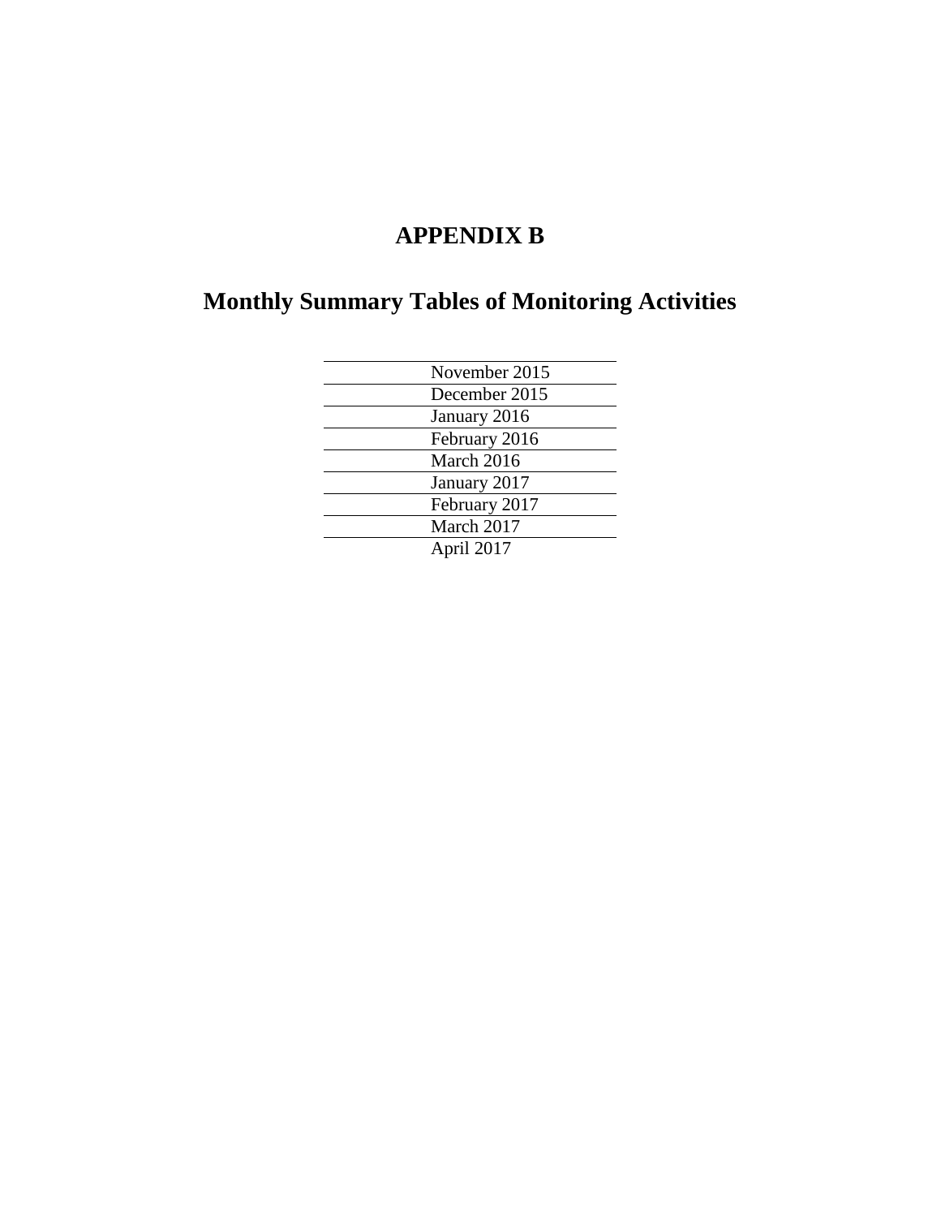# APPENDIX B

# Monthly Summary Tables of Monitoring Activities

| |
|---|
| November 2015 |
| December 2015 |
| January 2016 |
| February 2016 |
| March 2016 |
| January 2017 |
| February 2017 |
| March 2017 |
| April 2017 |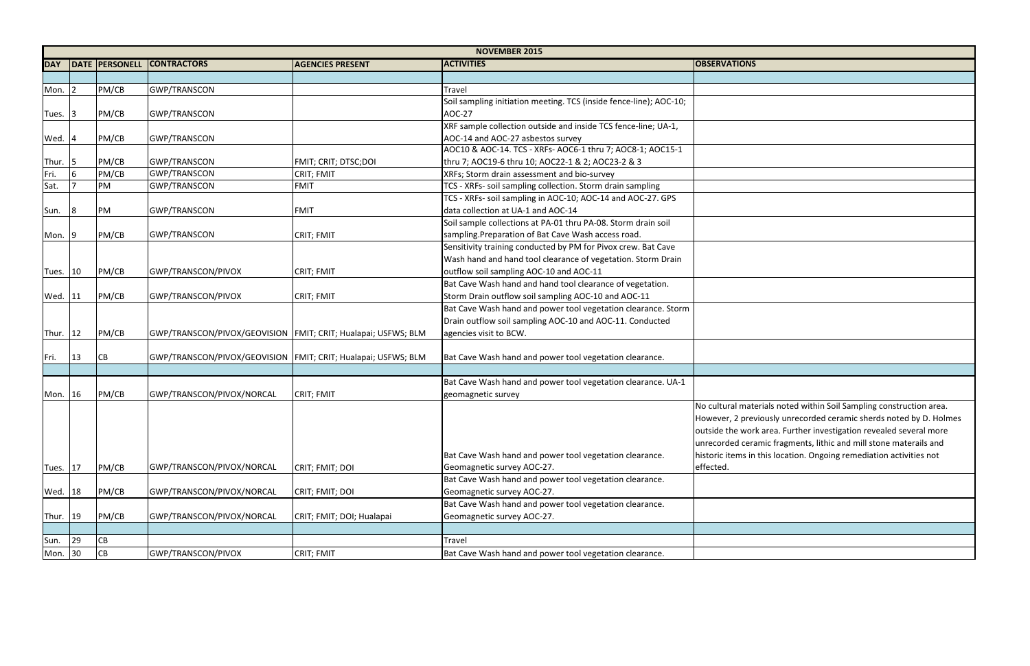| NOVEMBER 2015 | | | | | | |
|---|---|---|---|---|---|---|
| **DAY** | **DATE** | **PERSONELL** | **CONTRACTORS** | **AGENCIES PRESENT** | **ACTIVITIES** | **OBSERVATIONS** |
| | | | | | | |
| Mon. | 2 | PM/CB | GWP/TRANSCON | | Travel | |
| Tues. | 3 | PM/CB | GWP/TRANSCON | | Soil sampling initiation meeting. TCS (inside fence-line); AOC-10; AOC-27 | |
| Wed. | 4 | PM/CB | GWP/TRANSCON | | XRF sample collection outside and inside TCS fence-line; UA-1, AOC-14 and AOC-27 asbestos survey | |
| Thur. | 5 | PM/CB | GWP/TRANSCON | FMIT; CRIT; DTSC;DOI | AOC10 & AOC-14. TCS - XRFs- AOC6-1 thru 7; AOC8-1; AOC15-1 thru 7; AOC19-6 thru 10; AOC22-1 & 2; AOC23-2 & 3 | |
| Fri. | 6 | PM/CB | GWP/TRANSCON | CRIT; FMIT | XRFs; Storm drain assessment and bio-survey | |
| Sat. | 7 | PM | GWP/TRANSCON | FMIT | TCS - XRFs- soil sampling collection. Storm drain sampling | |
| Sun. | 8 | PM | GWP/TRANSCON | FMIT | TCS - XRFs- soil sampling in AOC-10; AOC-14 and AOC-27. GPS data collection at UA-1 and AOC-14 | |
| Mon. | 9 | PM/CB | GWP/TRANSCON | CRIT; FMIT | Soil sample collections at PA-01 thru PA-08. Storm drain soil sampling.Preparation of Bat Cave Wash access road. | |
| Tues. | 10 | PM/CB | GWP/TRANSCON/PIVOX | CRIT; FMIT | Sensitivity training conducted by PM for Pivox crew. Bat Cave Wash hand and hand tool clearance of vegetation. Storm Drain outflow soil sampling AOC-10 and AOC-11 | |
| Wed. | 11 | PM/CB | GWP/TRANSCON/PIVOX | CRIT; FMIT | Bat Cave Wash hand and hand tool clearance of vegetation. Storm Drain outflow soil sampling AOC-10 and AOC-11 | |
| Thur. | 12 | PM/CB | GWP/TRANSCON/PIVOX/GEOVISION | FMIT; CRIT; Hualapai; USFWS; BLM | Bat Cave Wash hand and power tool vegetation clearance. Storm Drain outflow soil sampling AOC-10 and AOC-11. Conducted agencies visit to BCW. | |
| Fri. | 13 | CB | GWP/TRANSCON/PIVOX/GEOVISION | FMIT; CRIT; Hualapai; USFWS; BLM | Bat Cave Wash hand and power tool vegetation clearance. | |
| | | | | | | |
| Mon. | 16 | PM/CB | GWP/TRANSCON/PIVOX/NORCAL | CRIT; FMIT | Bat Cave Wash hand and power tool vegetation clearance. UA-1 geomagnetic survey | |
| Tues. | 17 | PM/CB | GWP/TRANSCON/PIVOX/NORCAL | CRIT; FMIT; DOI | Bat Cave Wash hand and power tool vegetation clearance. Geomagnetic survey AOC-27. | No cultural materials noted within Soil Sampling construction area. However, 2 previously unrecorded ceramic sherds noted by D. Holmes outside the work area. Further investigation revealed several more unrecorded ceramic fragments, lithic and mill stone materails and historic items in this location. Ongoing remediation activities not effected. |
| Wed. | 18 | PM/CB | GWP/TRANSCON/PIVOX/NORCAL | CRIT; FMIT; DOI | Bat Cave Wash hand and power tool vegetation clearance. Geomagnetic survey AOC-27. | |
| Thur. | 19 | PM/CB | GWP/TRANSCON/PIVOX/NORCAL | CRIT; FMIT; DOI; Hualapai | Bat Cave Wash hand and power tool vegetation clearance. Geomagnetic survey AOC-27. | |
| | | | | | | |
| Sun. | 29 | CB | | | Travel | |
| Mon. | 30 | CB | GWP/TRANSCON/PIVOX | CRIT; FMIT | Bat Cave Wash hand and power tool vegetation clearance. | |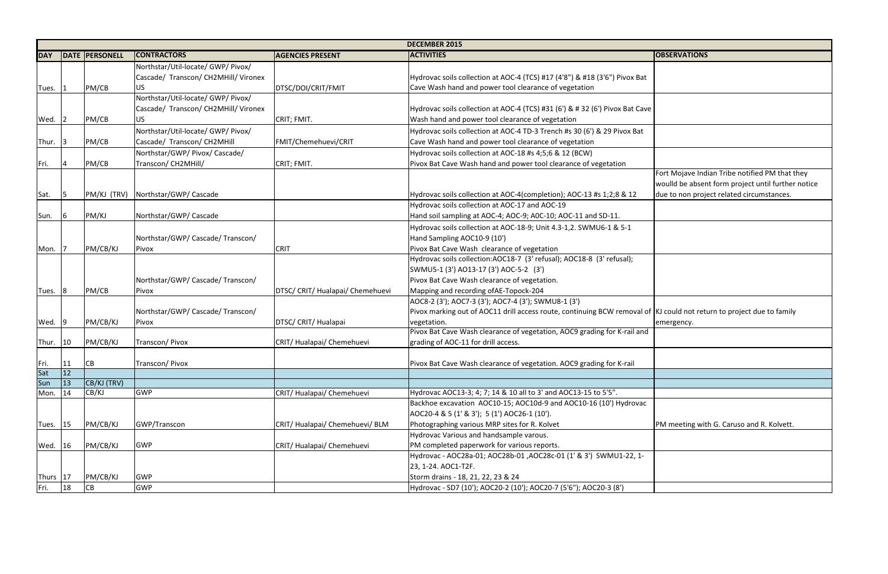| DECEMBER 2015 | | | | | | |
|---|---|---|---|---|---|---|
| **DAY** | **DATE** | **PERSONELL** | **CONTRACTORS** | **AGENCIES PRESENT** | **ACTIVITIES** | **OBSERVATIONS** |
| Tues. | 1 | PM/CB | Northstar/Util-locate/ GWP/ Pivox/ Cascade/ Transcon/ CH2MHill/ Vironex US | DTSC/DOI/CRIT/FMIT | Hydrovac soils collection at AOC-4 (TCS) #17 (4'8") & #18 (3'6") Pivox Bat Cave Wash hand and power tool clearance of vegetation | |
| Wed. | 2 | PM/CB | Northstar/Util-locate/ GWP/ Pivox/ Cascade/ Transcon/ CH2MHill/ Vironex US | CRIT; FMIT. | Hydrovac soils collection at AOC-4 (TCS) #31 (6') & # 32 (6') Pivox Bat Cave Wash hand and power tool clearance of vegetation | |
| Thur. | 3 | PM/CB | Northstar/Util-locate/ GWP/ Pivox/ Cascade/ Transcon/ CH2MHill | FMIT/Chemehuevi/CRIT | Hydrovac soils collection at AOC-4 TD-3 Trench #s 30 (6') & 29 Pivox Bat Cave Wash hand and power tool clearance of vegetation | |
| Fri. | 4 | PM/CB | Northstar/GWP/ Pivox/ Cascade/ Transcon/ CH2MHill/ | CRIT; FMIT. | Hydrovac soils collection at AOC-18 #s 4;5;6 & 12 (BCW) Pivox Bat Cave Wash hand and power tool clearance of vegetation | |
| Sat. | 5 | PM/KJ (TRV) | Northstar/GWP/ Cascade | | Hydrovac soils collection at AOC-4(completion); AOC-13 #s 1;2;8 & 12 | Fort Mojave Indian Tribe notified PM that they woulld be absent form project until further notice due to non project related circumstances. |
| Sun. | 6 | PM/KJ | Northstar/GWP/ Cascade | | Hydrovac soils collection at AOC-17 and AOC-19 Hand soil sampling at AOC-4; AOC-9; A0C-10; AOC-11 and SD-11. | |
| Mon. | 7 | PM/CB/KJ | Northstar/GWP/ Cascade/ Transcon/ Pivox | CRIT | Hydrovac soils collection at AOC-18-9; Unit 4.3-1,2. SWMU6-1 & 5-1 Hand Sampling AOC10-9 (10') Pivox Bat Cave Wash clearance of vegetation | |
| Tues. | 8 | PM/CB | Northstar/GWP/ Cascade/ Transcon/ Pivox | DTSC/ CRIT/ Hualapai/ Chemehuevi | Hydrovac soils collection:AOC18-7 (3' refusal); AOC18-8 (3' refusal); SWMU5-1 (3') AO13-17 (3') AOC-5-2 (3') Pivox Bat Cave Wash clearance of vegetation. Mapping and recording ofAE-Topock-204 | |
| Wed. | 9 | PM/CB/KJ | Northstar/GWP/ Cascade/ Transcon/ Pivox | DTSC/ CRIT/ Hualapai | AOC8-2 (3'); AOC7-3 (3'); AOC7-4 (3'); SWMU8-1 (3') Pivox marking out of AOC11 drill access route, continuing BCW removal of vegetation. | KJ could not return to project due to family emergency. |
| Thur. | 10 | PM/CB/KJ | Transcon/ Pivox | CRIT/ Hualapai/ Chemehuevi | Pivox Bat Cave Wash clearance of vegetation, AOC9 grading for K-rail and grading of AOC-11 for drill access. | |
| Fri. | 11 | CB | Transcon/ Pivox | | Pivox Bat Cave Wash clearance of vegetation. AOC9 grading for K-rail | |
| Sat | 12 | | | | | |
| Sun | 13 | CB/KJ (TRV) | | | | |
| Mon. | 14 | CB/KJ | GWP | CRIT/ Hualapai/ Chemehuevi | Hydrovac AOC13-3; 4; 7; 14 & 10 all to 3' and AOC13-15 to 5'5". | |
| Tues. | 15 | PM/CB/KJ | GWP/Transcon | CRIT/ Hualapai/ Chemehuevi/ BLM | Backhoe excavation AOC10-15; AOC10d-9 and AOC10-16 (10') Hydrovac AOC20-4 & 5 (1' & 3'); 5 (1') AOC26-1 (10'). Photographing various MRP sites for R. Kolvet | PM meeting with G. Caruso and R. Kolvett. |
| Wed. | 16 | PM/CB/KJ | GWP | CRIT/ Hualapai/ Chemehuevi | Hydrovac Various and handsample varous. PM completed paperwork for various reports. | |
| Thurs | 17 | PM/CB/KJ | GWP | | Hydrovac - AOC28a-01; AOC28b-01 ,AOC28c-01 (1' & 3') SWMU1-22, 1-23, 1-24. AOC1-T2F. Storm drains - 18, 21, 22, 23 & 24 | |
| Fri. | 18 | CB | GWP | | Hydrovac - SD7 (10'); AOC20-2 (10'); AOC20-7 (5'6"); AOC20-3 (8') | |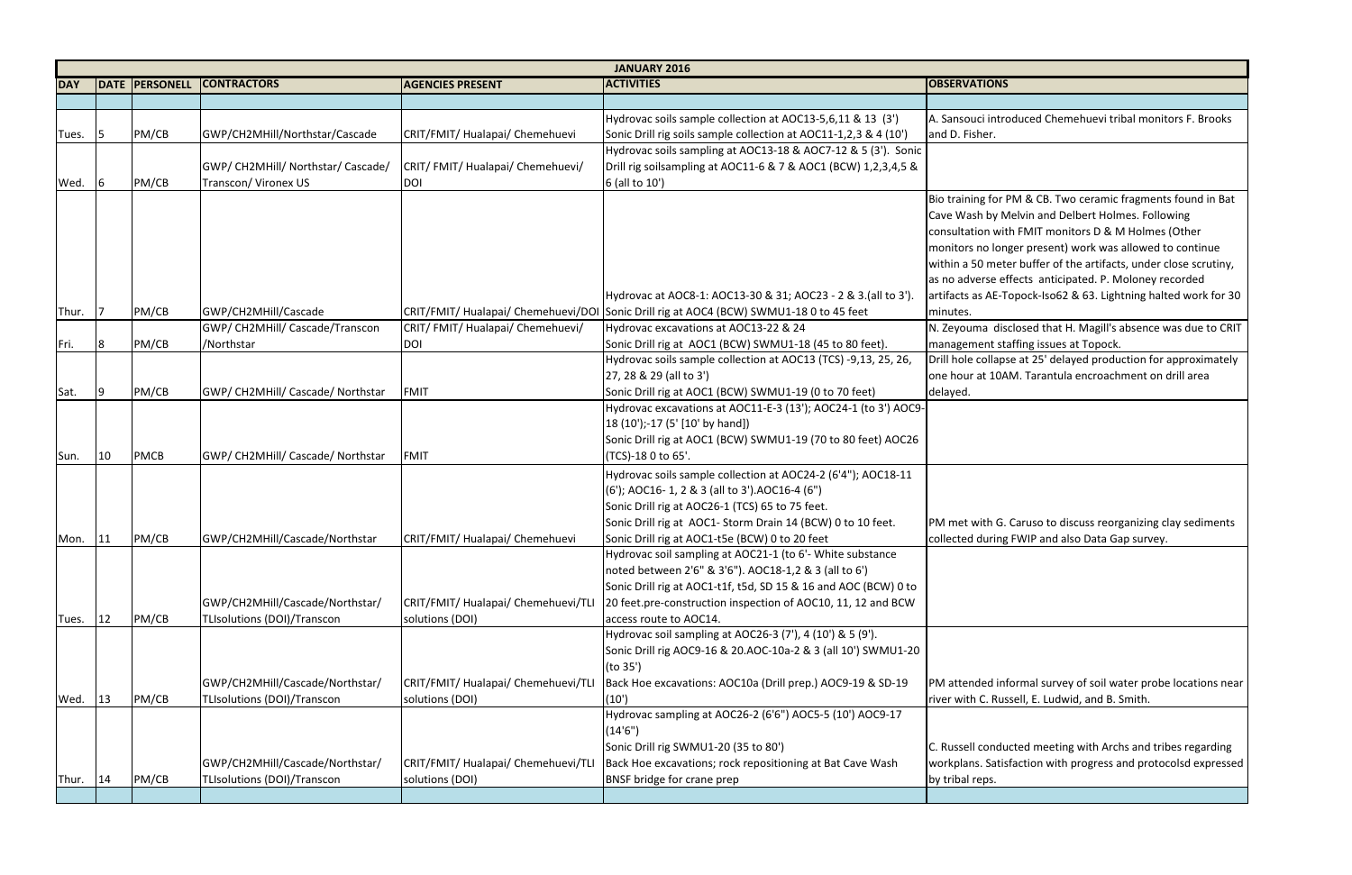| JANUARY 2016 | | | | | | |
|---|---|---|---|---|---|---|
| **DAY** | **DATE** | **PERSONELL** | **CONTRACTORS** | **AGENCIES PRESENT** | **ACTIVITIES** | **OBSERVATIONS** |
| | | | | | | |
| Tues. | 5 | PM/CB | GWP/CH2MHill/Northstar/Cascade | CRIT/FMIT/ Hualapai/ Chemehuevi | Hydrovac soils sample collection at AOC13-5,6,11 & 13 (3') Sonic Drill rig soils sample collection at AOC11-1,2,3 & 4 (10') | A. Sansouci introduced Chemehuevi tribal monitors F. Brooks and D. Fisher. |
| Wed. | 6 | PM/CB | GWP/ CH2MHill/ Northstar/ Cascade/ Transcon/ Vironex US | CRIT/ FMIT/ Hualapai/ Chemehuevi/ DOI | Hydrovac soils sampling at AOC13-18 & AOC7-12 & 5 (3'). Sonic Drill rig soilsampling at AOC11-6 & 7 & AOC1 (BCW) 1,2,3,4,5 & 6 (all to 10') | |
| Thur. | 7 | PM/CB | GWP/CH2MHill/Cascade | CRIT/FMIT/ Hualapai/ Chemehuevi/DOI | Hydrovac at AOC8-1: AOC13-30 & 31; AOC23 - 2 & 3.(all to 3'). Sonic Drill rig at AOC4 (BCW) SWMU1-18 0 to 45 feet | Bio training for PM & CB. Two ceramic fragments found in Bat Cave Wash by Melvin and Delbert Holmes. Following consultation with FMIT monitors D & M Holmes (Other monitors no longer present) work was allowed to continue within a 50 meter buffer of the artifacts, under close scrutiny, as no adverse effects anticipated. P. Moloney recorded artifacts as AE-Topock-Iso62 & 63. Lightning halted work for 30 minutes. |
| Fri. | 8 | PM/CB | GWP/ CH2MHill/ Cascade/Transcon /Northstar | CRIT/ FMIT/ Hualapai/ Chemehuevi/ DOI | Hydrovac excavations at AOC13-22 & 24 Sonic Drill rig at AOC1 (BCW) SWMU1-18 (45 to 80 feet). | N. Zeyouma disclosed that H. Magill's absence was due to CRIT management staffing issues at Topock. |
| Sat. | 9 | PM/CB | GWP/ CH2MHill/ Cascade/ Northstar | FMIT | Hydrovac soils sample collection at AOC13 (TCS) -9,13, 25, 26, 27, 28 & 29 (all to 3') Sonic Drill rig at AOC1 (BCW) SWMU1-19 (0 to 70 feet) | Drill hole collapse at 25' delayed production for approximately one hour at 10AM. Tarantula encroachment on drill area delayed. |
| Sun. | 10 | PMCB | GWP/ CH2MHill/ Cascade/ Northstar | FMIT | Hydrovac excavations at AOC11-E-3 (13'); AOC24-1 (to 3') AOC9-18 (10');-17 (5' [10' by hand]) Sonic Drill rig at AOC1 (BCW) SWMU1-19 (70 to 80 feet) AOC26 (TCS)-18 0 to 65'. | |
| Mon. | 11 | PM/CB | GWP/CH2MHill/Cascade/Northstar | CRIT/FMIT/ Hualapai/ Chemehuevi | Hydrovac soils sample collection at AOC24-2 (6'4"); AOC18-11 (6'); AOC16- 1, 2 & 3 (all to 3').AOC16-4 (6") Sonic Drill rig at AOC26-1 (TCS) 65 to 75 feet. Sonic Drill rig at AOC1- Storm Drain 14 (BCW) 0 to 10 feet. Sonic Drill rig at AOC1-t5e (BCW) 0 to 20 feet | PM met with G. Caruso to discuss reorganizing clay sediments collected during FWIP and also Data Gap survey. |
| Tues. | 12 | PM/CB | GWP/CH2MHill/Cascade/Northstar/ TLIsolutions (DOI)/Transcon | CRIT/FMIT/ Hualapai/ Chemehuevi/TLI solutions (DOI) | Hydrovac soil sampling at AOC21-1 (to 6'- White substance noted between 2'6" & 3'6"). AOC18-1,2 & 3 (all to 6') Sonic Drill rig at AOC1-t1f, t5d, SD 15 & 16 and AOC (BCW) 0 to 20 feet.pre-construction inspection of AOC10, 11, 12 and BCW access route to AOC14. | |
| Wed. | 13 | PM/CB | GWP/CH2MHill/Cascade/Northstar/ TLIsolutions (DOI)/Transcon | CRIT/FMIT/ Hualapai/ Chemehuevi/TLI solutions (DOI) | Hydrovac soil sampling at AOC26-3 (7'), 4 (10') & 5 (9'). Sonic Drill rig AOC9-16 & 20.AOC-10a-2 & 3 (all 10') SWMU1-20 (to 35') Back Hoe excavations: AOC10a (Drill prep.) AOC9-19 & SD-19 (10') | PM attended informal survey of soil water probe locations near river with C. Russell, E. Ludwid, and B. Smith. |
| Thur. | 14 | PM/CB | GWP/CH2MHill/Cascade/Northstar/ TLIsolutions (DOI)/Transcon | CRIT/FMIT/ Hualapai/ Chemehuevi/TLI solutions (DOI) | Hydrovac sampling at AOC26-2 (6'6") AOC5-5 (10') AOC9-17 (14'6") Sonic Drill rig SWMU1-20 (35 to 80') Back Hoe excavations; rock repositioning at Bat Cave Wash BNSF bridge for crane prep | C. Russell conducted meeting with Archs and tribes regarding workplans. Satisfaction with progress and protocolsd expressed by tribal reps. |
| | | | | | | |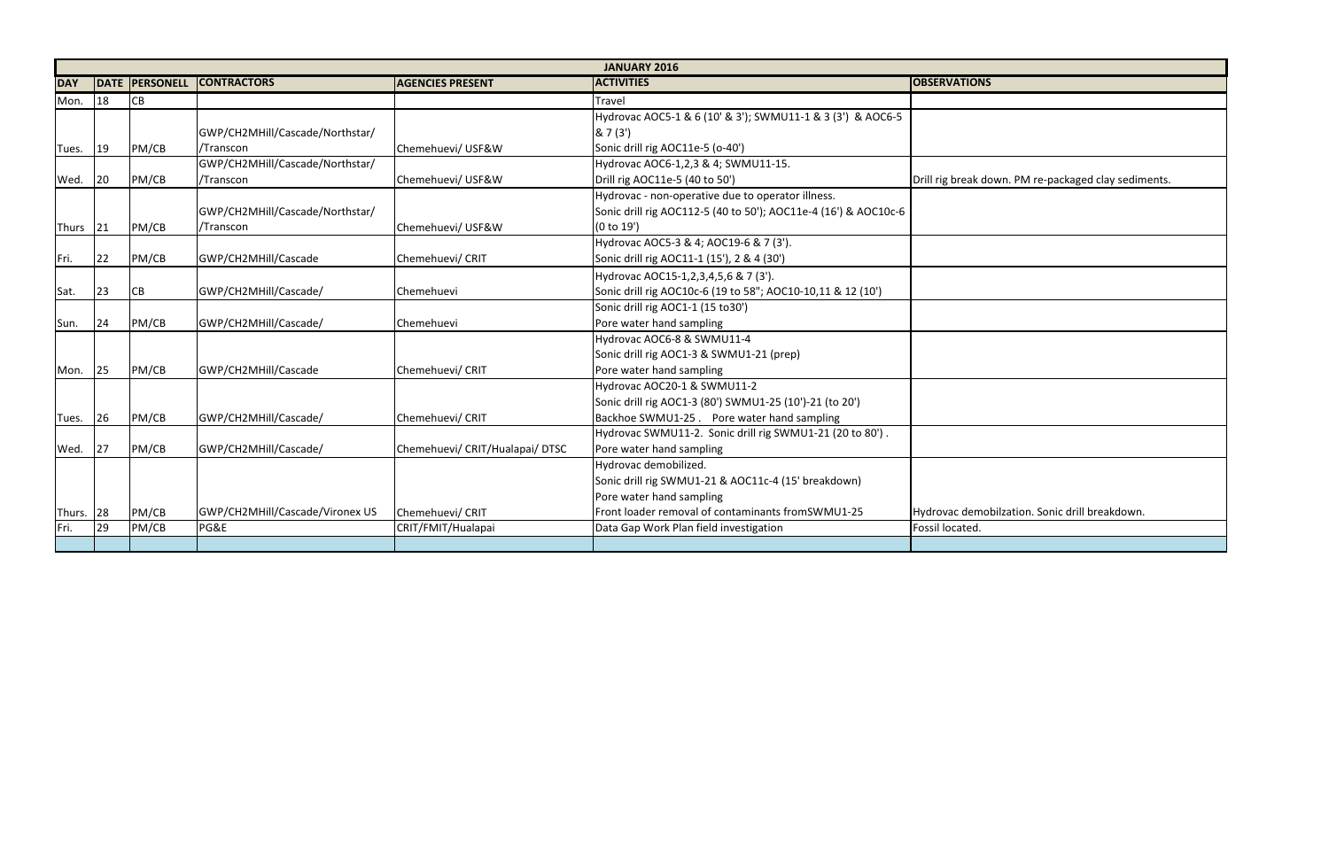| JANUARY 2016 | | | | | | |
|---|---|---|---|---|---|---|
| DAY | DATE | PERSONELL | CONTRACTORS | AGENCIES PRESENT | ACTIVITIES | OBSERVATIONS |
| Mon. | 18 | CB | | | Travel | |
| Tues. | 19 | PM/CB | GWP/CH2MHill/Cascade/Northstar/ /Transcon | Chemehuevi/ USF&W | Hydrovac AOC5-1 & 6 (10' & 3'); SWMU11-1 & 3 (3') & AOC6-5 & 7 (3') Sonic drill rig AOC11e-5 (o-40') | |
| Wed. | 20 | PM/CB | GWP/CH2MHill/Cascade/Northstar/ /Transcon | Chemehuevi/ USF&W | Hydrovac AOC6-1,2,3 & 4; SWMU11-15. Drill rig AOC11e-5 (40 to 50') | Drill rig break down. PM re-packaged clay sediments. |
| Thurs | 21 | PM/CB | GWP/CH2MHill/Cascade/Northstar/ /Transcon | Chemehuevi/ USF&W | Hydrovac - non-operative due to operator illness. Sonic drill rig AOC112-5 (40 to 50'); AOC11e-4 (16') & AOC10c-6 (0 to 19') | |
| Fri. | 22 | PM/CB | GWP/CH2MHill/Cascade | Chemehuevi/ CRIT | Hydrovac AOC5-3 & 4; AOC19-6 & 7 (3'). Sonic drill rig AOC11-1 (15'), 2 & 4 (30') | |
| Sat. | 23 | CB | GWP/CH2MHill/Cascade/ | Chemehuevi | Hydrovac AOC15-1,2,3,4,5,6 & 7 (3'). Sonic drill rig AOC10c-6 (19 to 58"; AOC10-10,11 & 12 (10') | |
| Sun. | 24 | PM/CB | GWP/CH2MHill/Cascade/ | Chemehuevi | Sonic drill rig AOC1-1 (15 to30') Pore water hand sampling | |
| Mon. | 25 | PM/CB | GWP/CH2MHill/Cascade | Chemehuevi/ CRIT | Hydrovac AOC6-8 & SWMU11-4 Sonic drill rig AOC1-3 & SWMU1-21 (prep) Pore water hand sampling | |
| Tues. | 26 | PM/CB | GWP/CH2MHill/Cascade/ | Chemehuevi/ CRIT | Hydrovac AOC20-1 & SWMU11-2 Sonic drill rig AOC1-3 (80') SWMU1-25 (10')-21 (to 20') Backhoe SWMU1-25 . Pore water hand sampling | |
| Wed. | 27 | PM/CB | GWP/CH2MHill/Cascade/ | Chemehuevi/ CRIT/Hualapai/ DTSC | Hydrovac SWMU11-2. Sonic drill rig SWMU1-21 (20 to 80') . Pore water hand sampling | |
| Thurs. | 28 | PM/CB | GWP/CH2MHill/Cascade/Vironex US | Chemehuevi/ CRIT | Hydrovac demobilized. Sonic drill rig SWMU1-21 & AOC11c-4 (15' breakdown) Pore water hand sampling Front loader removal of contaminants fromSWMU1-25 | Hydrovac demobilzation. Sonic drill breakdown. |
| Fri. | 29 | PM/CB | PG&E | CRIT/FMIT/Hualapai | Data Gap Work Plan field investigation | Fossil located. |
| | | | | | | |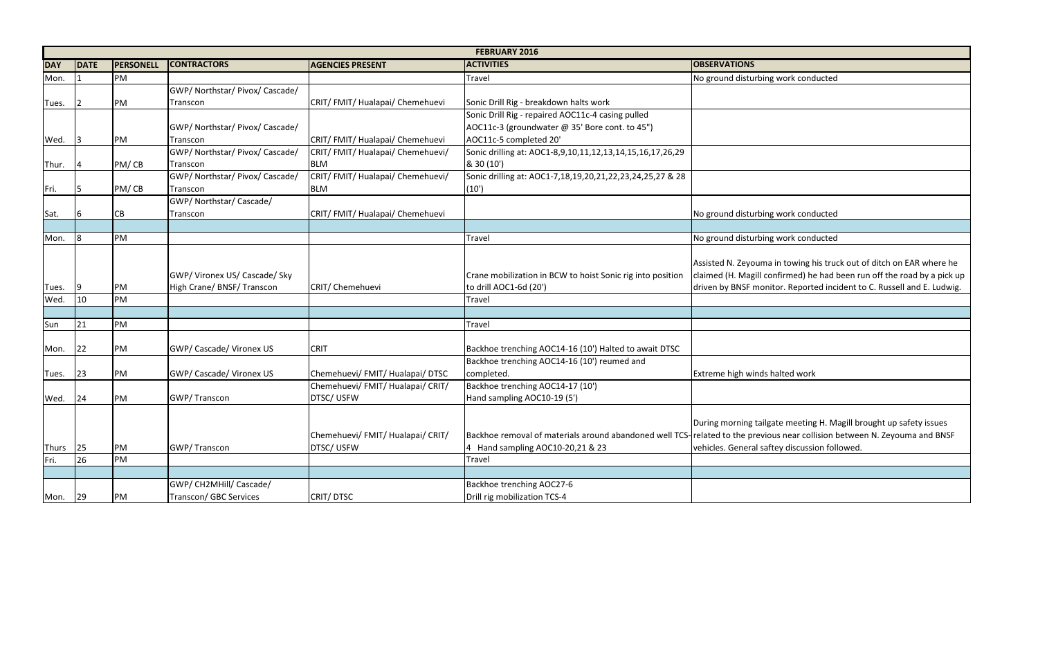| FEBRUARY 2016 | | | | | | |
|---|---|---|---|---|---|---|
| **DAY** | **DATE** | **PERSONELL** | **CONTRACTORS** | **AGENCIES PRESENT** | **ACTIVITIES** | **OBSERVATIONS** |
| Mon. | 1 | PM | | | Travel | No ground disturbing work conducted |
| Tues. | 2 | PM | GWP/ Northstar/ Pivox/ Cascade/ Transcon | CRIT/ FMIT/ Hualapai/ Chemehuevi | Sonic Drill Rig - breakdown halts work | |
| Wed. | 3 | PM | GWP/ Northstar/ Pivox/ Cascade/ Transcon | CRIT/ FMIT/ Hualapai/ Chemehuevi | Sonic Drill Rig - repaired AOC11c-4 casing pulled<br>AOC11c-3 (groundwater @ 35' Bore cont. to 45")<br>AOC11c-5 completed 20' | |
| Thur. | 4 | PM/ CB | GWP/ Northstar/ Pivox/ Cascade/ Transcon | CRIT/ FMIT/ Hualapai/ Chemehuevi/ BLM | Sonic drilling at: AOC1-8,9,10,11,12,13,14,15,16,17,26,29 & 30 (10') | |
| Fri. | 5 | PM/ CB | GWP/ Northstar/ Pivox/ Cascade/ Transcon | CRIT/ FMIT/ Hualapai/ Chemehuevi/ BLM | Sonic drilling at: AOC1-7,18,19,20,21,22,23,24,25,27 & 28 (10') | |
| Sat. | 6 | CB | GWP/ Northstar/ Cascade/ Transcon | CRIT/ FMIT/ Hualapai/ Chemehuevi | | No ground disturbing work conducted |
| | | | | | | |
| Mon. | 8 | PM | | | Travel | No ground disturbing work conducted |
| Tues. | 9 | PM | GWP/ Vironex US/ Cascade/ Sky High Crane/ BNSF/ Transcon | CRIT/ Chemehuevi | Crane mobilization in BCW to hoist Sonic rig into position to drill AOC1-6d (20') | Assisted N. Zeyouma in towing his truck out of ditch on EAR where he claimed (H. Magill confirmed) he had been run off the road by a pick up driven by BNSF monitor. Reported incident to C. Russell and E. Ludwig. |
| Wed. | 10 | PM | | | Travel | |
| | | | | | | |
| Sun | 21 | PM | | | Travel | |
| Mon. | 22 | PM | GWP/ Cascade/ Vironex US | CRIT | Backhoe trenching AOC14-16 (10') Halted to await DTSC | |
| Tues. | 23 | PM | GWP/ Cascade/ Vironex US | Chemehuevi/ FMIT/ Hualapai/ DTSC | Backhoe trenching AOC14-16 (10') reumed and completed. | Extreme high winds halted work |
| Wed. | 24 | PM | GWP/ Transcon | Chemehuevi/ FMIT/ Hualapai/ CRIT/ DTSC/ USFW | Backhoe trenching AOC14-17 (10')<br>Hand sampling AOC10-19 (5') | |
| Thurs | 25 | PM | GWP/ Transcon | Chemehuevi/ FMIT/ Hualapai/ CRIT/ DTSC/ USFW | Backhoe removal of materials around abandoned well TCS-4 Hand sampling AOC10-20,21 & 23 | During morning tailgate meeting H. Magill brought up safety issues related to the previous near collision between N. Zeyouma and BNSF vehicles. General saftey discussion followed. |
| Fri. | 26 | PM | | | Travel | |
| | | | | | | |
| Mon. | 29 | PM | GWP/ CH2MHill/ Cascade/ Transcon/ GBC Services | CRIT/ DTSC | Backhoe trenching AOC27-6<br>Drill rig mobilization TCS-4 | |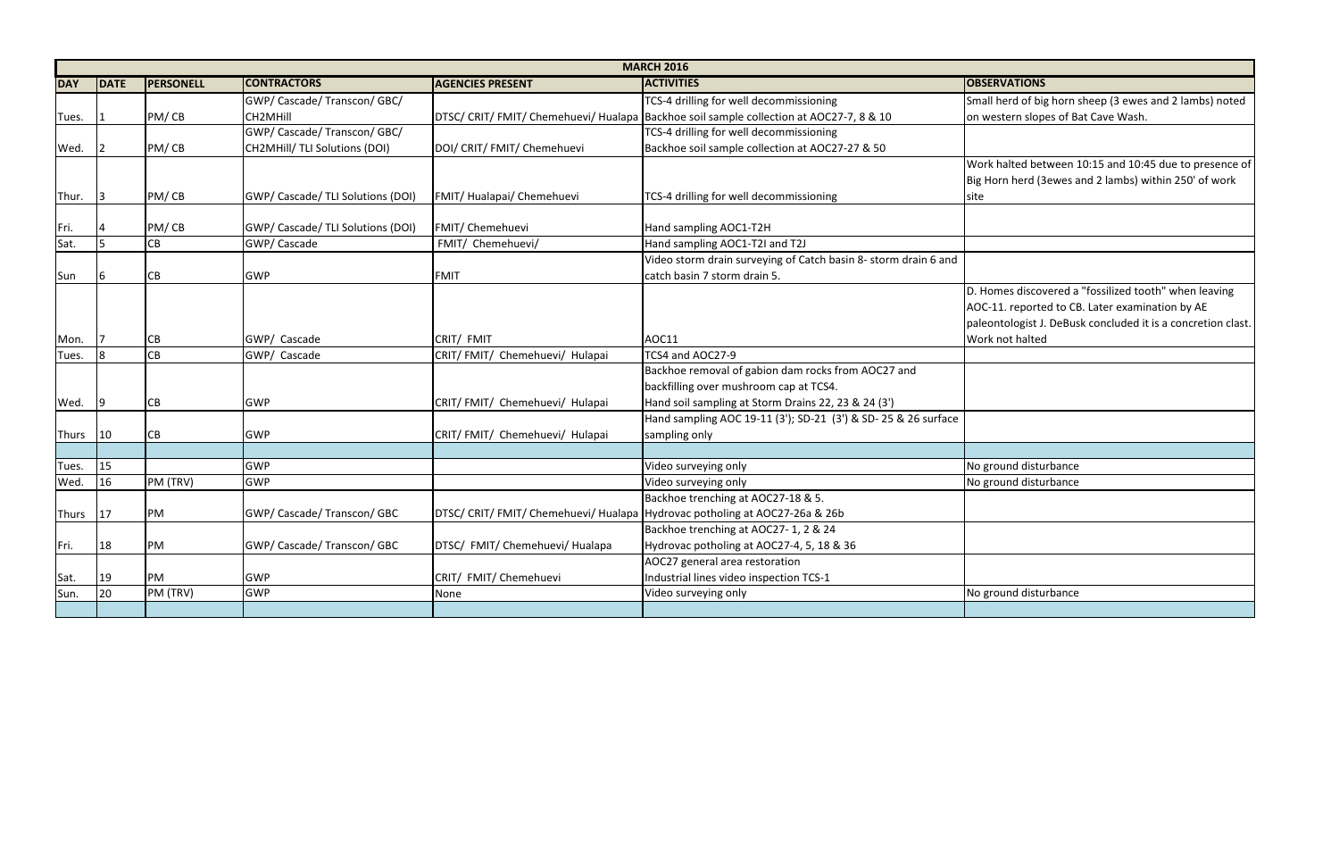| MARCH 2016 | | | | | | |
|---|---|---|---|---|---|---|
| **DAY** | **DATE** | **PERSONELL** | **CONTRACTORS** | **AGENCIES PRESENT** | **ACTIVITIES** | **OBSERVATIONS** |
| Tues. | 1 | PM/ CB | GWP/ Cascade/ Transcon/ GBC/ CH2MHill | DTSC/ CRIT/ FMIT/ Chemehuevi/ Hualapa | TCS-4 drilling for well decommissioning<br>Backhoe soil sample collection at AOC27-7, 8 & 10 | Small herd of big horn sheep (3 ewes and 2 lambs) noted on western slopes of Bat Cave Wash. |
| Wed. | 2 | PM/ CB | GWP/ Cascade/ Transcon/ GBC/ CH2MHill/ TLI Solutions (DOI) | DOI/ CRIT/ FMIT/ Chemehuevi | TCS-4 drilling for well decommissioning<br>Backhoe soil sample collection at AOC27-27 & 50 | |
| Thur. | 3 | PM/ CB | GWP/ Cascade/ TLI Solutions (DOI) | FMIT/ Hualapai/ Chemehuevi | TCS-4 drilling for well decommissioning | Work halted between 10:15 and 10:45 due to presence of Big Horn herd (3ewes and 2 lambs) within 250' of work site |
| Fri. | 4 | PM/ CB | GWP/ Cascade/ TLI Solutions (DOI) | FMIT/ Chemehuevi | Hand sampling AOC1-T2H | |
| Sat. | 5 | CB | GWP/ Cascade | FMIT/ Chemehuevi/ | Hand sampling AOC1-T2I and T2J | |
| Sun | 6 | CB | GWP | FMIT | Video storm drain surveying of Catch basin 8- storm drain 6 and catch basin 7 storm drain 5. | |
| Mon. | 7 | CB | GWP/ Cascade | CRIT/ FMIT | AOC11 | D. Homes discovered a "fossilized tooth" when leaving AOC-11. reported to CB. Later examination by AE paleontologist J. DeBusk concluded it is a concretion clast. Work not halted |
| Tues. | 8 | CB | GWP/ Cascade | CRIT/ FMIT/ Chemehuevi/ Hulapai | TCS4 and AOC27-9 | |
| Wed. | 9 | CB | GWP | CRIT/ FMIT/ Chemehuevi/ Hulapai | Backhoe removal of gabion dam rocks from AOC27 and backfilling over mushroom cap at TCS4.<br>Hand soil sampling at Storm Drains 22, 23 & 24 (3') | |
| Thurs | 10 | CB | GWP | CRIT/ FMIT/ Chemehuevi/ Hulapai | Hand sampling AOC 19-11 (3'); SD-21 (3') & SD- 25 & 26 surface sampling only | |
| | | | | | | |
| Tues. | 15 | | GWP | | Video surveying only | No ground disturbance |
| Wed. | 16 | PM (TRV) | GWP | | Video surveying only | No ground disturbance |
| Thurs | 17 | PM | GWP/ Cascade/ Transcon/ GBC | DTSC/ CRIT/ FMIT/ Chemehuevi/ Hualapa | Backhoe trenching at AOC27-18 & 5.<br>Hydrovac potholing at AOC27-26a & 26b | |
| Fri. | 18 | PM | GWP/ Cascade/ Transcon/ GBC | DTSC/ FMIT/ Chemehuevi/ Hualapa | Backhoe trenching at AOC27- 1, 2 & 24<br>Hydrovac potholing at AOC27-4, 5, 18 & 36 | |
| Sat. | 19 | PM | GWP | CRIT/ FMIT/ Chemehuevi | AOC27 general area restoration<br>Industrial lines video inspection TCS-1 | |
| Sun. | 20 | PM (TRV) | GWP | None | Video surveying only | No ground disturbance |
| | | | | | | |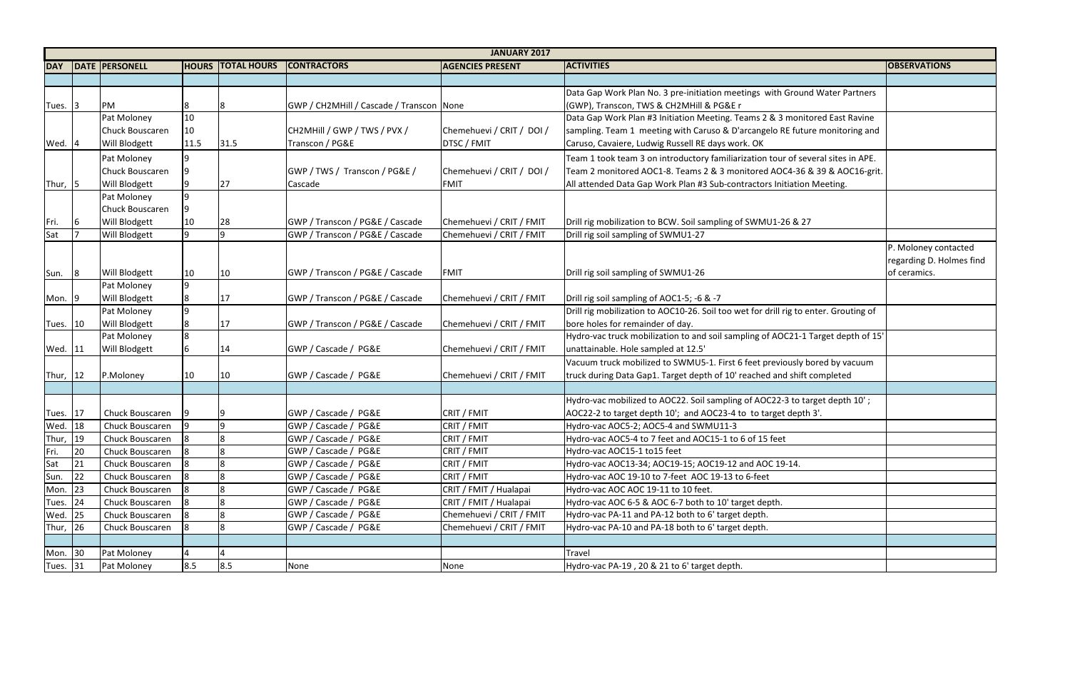| JANUARY 2017 | | | | | | | | |
|---|---|---|---|---|---|---|---|---|
| **DAY** | **DATE** | **PERSONELL** | **HOURS** | **TOTAL HOURS** | **CONTRACTORS** | **AGENCIES PRESENT** | **ACTIVITIES** | **OBSERVATIONS** |
| | | | | | | | | |
| Tues. | 3 | PM | 8 | 8 | GWP / CH2MHill / Cascade / Transcon | None | Data Gap Work Plan No. 3 pre-initiation meetings with Ground Water Partners (GWP), Transcon, TWS & CH2MHill & PG&E r | |
| Wed. | 4 | Pat Moloney<br>Chuck Bouscaren<br>Will Blodgett | 10<br>10<br>11.5 | 31.5 | CH2MHill / GWP / TWS / PVX / Transcon / PG&E | Chemehuevi / CRIT / DOI / DTSC / FMIT | Data Gap Work Plan #3 Initiation Meeting. Teams 2 & 3 monitored East Ravine sampling. Team 1 meeting with Caruso & D'arcangelo RE future monitoring and Caruso, Cavaiere, Ludwig Russell RE days work. OK | |
| Thur, | 5 | Pat Moloney<br>Chuck Bouscaren<br>Will Blodgett | 9<br>9<br>9 | 27 | GWP / TWS / Transcon / PG&E / Cascade | Chemehuevi / CRIT / DOI / FMIT | Team 1 took team 3 on introductory familiarization tour of several sites in APE. Team 2 monitored AOC1-8. Teams 2 & 3 monitored AOC4-36 & 39 & AOC16-grit. All attended Data Gap Work Plan #3 Sub-contractors Initiation Meeting. | |
| Fri. | 6 | Pat Moloney<br>Chuck Bouscaren<br>Will Blodgett | 9<br>9<br>10 | 28 | GWP / Transcon / PG&E / Cascade | Chemehuevi / CRIT / FMIT | Drill rig mobilization to BCW. Soil sampling of SWMU1-26 & 27 | |
| Sat | 7 | Will Blodgett | 9 | 9 | GWP / Transcon / PG&E / Cascade | Chemehuevi / CRIT / FMIT | Drill rig soil sampling of SWMU1-27 | |
| Sun. | 8 | Will Blodgett | 10 | 10 | GWP / Transcon / PG&E / Cascade | FMIT | Drill rig soil sampling of SWMU1-26 | P. Moloney contacted regarding D. Holmes find of ceramics. |
| Mon. | 9 | Pat Moloney<br>Will Blodgett | 9<br>8 | 17 | GWP / Transcon / PG&E / Cascade | Chemehuevi / CRIT / FMIT | Drill rig soil sampling of AOC1-5; -6 & -7 | |
| Tues. | 10 | Pat Moloney<br>Will Blodgett | 9<br>8 | 17 | GWP / Transcon / PG&E / Cascade | Chemehuevi / CRIT / FMIT | Drill rig mobilization to AOC10-26. Soil too wet for drill rig to enter. Grouting of bore holes for remainder of day. | |
| Wed. | 11 | Pat Moloney<br>Will Blodgett | 8<br>6 | 14 | GWP / Cascade / PG&E | Chemehuevi / CRIT / FMIT | Hydro-vac truck mobilization to and soil sampling of AOC21-1 Target depth of 15' unattainable. Hole sampled at 12.5' | |
| Thur, | 12 | P.Moloney | 10 | 10 | GWP / Cascade / PG&E | Chemehuevi / CRIT / FMIT | Vacuum truck mobilized to SWMU5-1. First 6 feet previously bored by vacuum truck during Data Gap1. Target depth of 10' reached and shift completed | |
| | | | | | | | | |
| Tues. | 17 | Chuck Bouscaren | 9 | 9 | GWP / Cascade / PG&E | CRIT / FMIT | Hydro-vac mobilized to AOC22. Soil sampling of AOC22-3 to target depth 10' ; AOC22-2 to target depth 10'; and AOC23-4 to target depth 3'. | |
| Wed. | 18 | Chuck Bouscaren | 9 | 9 | GWP / Cascade / PG&E | CRIT / FMIT | Hydro-vac AOC5-2; AOC5-4 and SWMU11-3 | |
| Thur, | 19 | Chuck Bouscaren | 8 | 8 | GWP / Cascade / PG&E | CRIT / FMIT | Hydro-vac AOC5-4 to 7 feet and AOC15-1 to 6 of 15 feet | |
| Fri. | 20 | Chuck Bouscaren | 8 | 8 | GWP / Cascade / PG&E | CRIT / FMIT | Hydro-vac AOC15-1 to15 feet | |
| Sat | 21 | Chuck Bouscaren | 8 | 8 | GWP / Cascade / PG&E | CRIT / FMIT | Hydro-vac AOC13-34; AOC19-15; AOC19-12 and AOC 19-14. | |
| Sun. | 22 | Chuck Bouscaren | 8 | 8 | GWP / Cascade / PG&E | CRIT / FMIT | Hydro-vac AOC 19-10 to 7-feet AOC 19-13 to 6-feet | |
| Mon. | 23 | Chuck Bouscaren | 8 | 8 | GWP / Cascade / PG&E | CRIT / FMIT / Hualapai | Hydro-vac AOC AOC 19-11 to 10 feet. | |
| Tues. | 24 | Chuck Bouscaren | 8 | 8 | GWP / Cascade / PG&E | CRIT / FMIT / Hualapai | Hydro-vac AOC 6-5 & AOC 6-7 both to 10' target depth. | |
| Wed. | 25 | Chuck Bouscaren | 8 | 8 | GWP / Cascade / PG&E | Chemehuevi / CRIT / FMIT | Hydro-vac PA-11 and PA-12 both to 6' target depth. | |
| Thur, | 26 | Chuck Bouscaren | 8 | 8 | GWP / Cascade / PG&E | Chemehuevi / CRIT / FMIT | Hydro-vac PA-10 and PA-18 both to 6' target depth. | |
| | | | | | | | | |
| Mon. | 30 | Pat Moloney | 4 | 4 | | | Travel | |
| Tues. | 31 | Pat Moloney | 8.5 | 8.5 | None | None | Hydro-vac PA-19 , 20 & 21 to 6' target depth. | |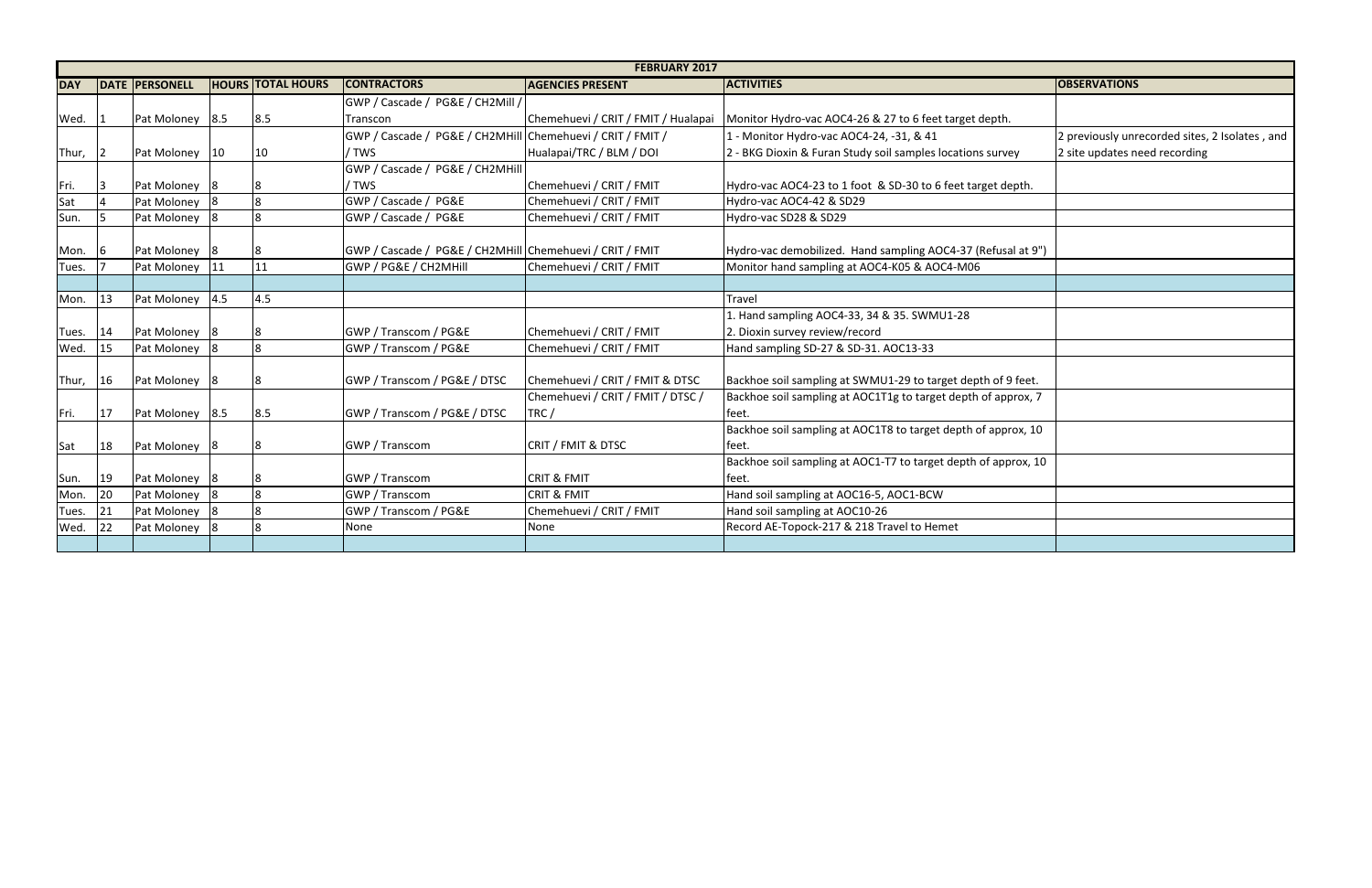| FEBRUARY 2017 | | | | | | | | |
|---|---|---|---|---|---|---|---|---|
| DAY | DATE | PERSONELL | HOURS | TOTAL HOURS | CONTRACTORS | AGENCIES PRESENT | ACTIVITIES | OBSERVATIONS |
| Wed. | 1 | Pat Moloney | 8.5 | 8.5 | GWP / Cascade / PG&E / CH2Mill / Transcon | Chemehuevi / CRIT / FMIT / Hualapai | Monitor Hydro-vac AOC4-26 & 27 to 6 feet target depth. | |
| Thur, | 2 | Pat Moloney | 10 | 10 | GWP / Cascade / PG&E / CH2MHill / TWS | Chemehuevi / CRIT / FMIT / Hualapai/TRC / BLM / DOI | 1 - Monitor Hydro-vac AOC4-24, -31, & 41<br>2 - BKG Dioxin & Furan Study soil samples locations survey | 2 previously unrecorded sites, 2 Isolates , and 2 site updates need recording |
| Fri. | 3 | Pat Moloney | 8 | 8 | GWP / Cascade / PG&E / CH2MHill / TWS | Chemehuevi / CRIT / FMIT | Hydro-vac AOC4-23 to 1 foot & SD-30 to 6 feet target depth. | |
| Sat | 4 | Pat Moloney | 8 | 8 | GWP / Cascade / PG&E | Chemehuevi / CRIT / FMIT | Hydro-vac AOC4-42 & SD29 | |
| Sun. | 5 | Pat Moloney | 8 | 8 | GWP / Cascade / PG&E | Chemehuevi / CRIT / FMIT | Hydro-vac SD28 & SD29 | |
| Mon. | 6 | Pat Moloney | 8 | 8 | GWP / Cascade / PG&E / CH2MHill | Chemehuevi / CRIT / FMIT | Hydro-vac demobilized. Hand sampling AOC4-37 (Refusal at 9") | |
| Tues. | 7 | Pat Moloney | 11 | 11 | GWP / PG&E / CH2MHill | Chemehuevi / CRIT / FMIT | Monitor hand sampling at AOC4-K05 & AOC4-M06 | |
| | | | | | | | | |
| Mon. | 13 | Pat Moloney | 4.5 | 4.5 | | | Travel | |
| Tues. | 14 | Pat Moloney | 8 | 8 | GWP / Transcom / PG&E | Chemehuevi / CRIT / FMIT | 1. Hand sampling AOC4-33, 34 & 35. SWMU1-28<br>2. Dioxin survey review/record | |
| Wed. | 15 | Pat Moloney | 8 | 8 | GWP / Transcom / PG&E | Chemehuevi / CRIT / FMIT | Hand sampling SD-27 & SD-31. AOC13-33 | |
| Thur, | 16 | Pat Moloney | 8 | 8 | GWP / Transcom / PG&E / DTSC | Chemehuevi / CRIT / FMIT & DTSC | Backhoe soil sampling at SWMU1-29 to target depth of 9 feet. | |
| Fri. | 17 | Pat Moloney | 8.5 | 8.5 | GWP / Transcom / PG&E / DTSC | Chemehuevi / CRIT / FMIT / DTSC / TRC / | Backhoe soil sampling at AOC1T1g to target depth of approx, 7 feet. | |
| Sat | 18 | Pat Moloney | 8 | 8 | GWP / Transcom | CRIT / FMIT & DTSC | Backhoe soil sampling at AOC1T8 to target depth of approx, 10 feet. | |
| Sun. | 19 | Pat Moloney | 8 | 8 | GWP / Transcom | CRIT & FMIT | Backhoe soil sampling at AOC1-T7 to target depth of approx, 10 feet. | |
| Mon. | 20 | Pat Moloney | 8 | 8 | GWP / Transcom | CRIT & FMIT | Hand soil sampling at AOC16-5, AOC1-BCW | |
| Tues. | 21 | Pat Moloney | 8 | 8 | GWP / Transcom / PG&E | Chemehuevi / CRIT / FMIT | Hand soil sampling at AOC10-26 | |
| Wed. | 22 | Pat Moloney | 8 | 8 | None | None | Record AE-Topock-217 & 218 Travel to Hemet | |
| | | | | | | | | |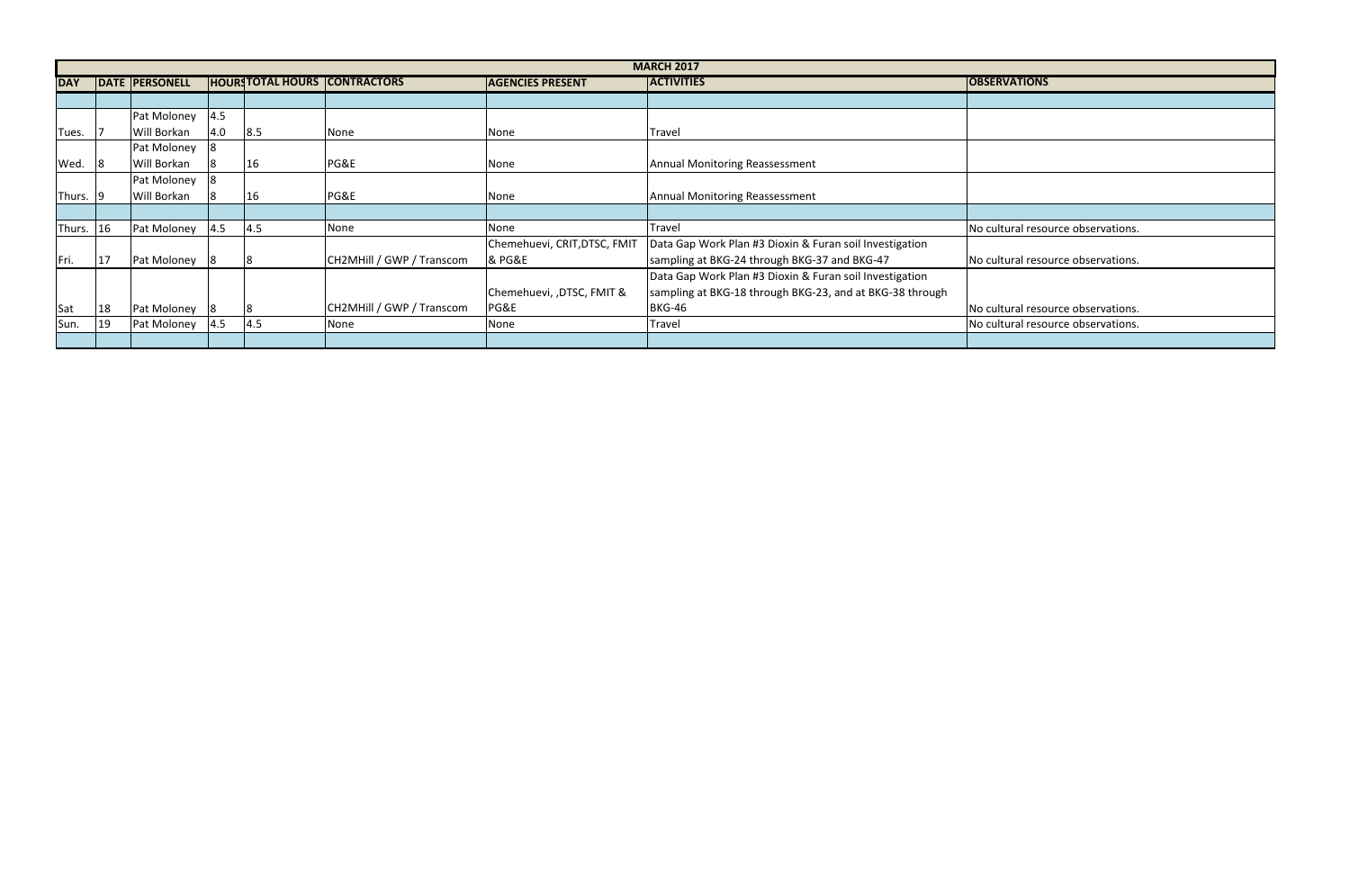| MARCH 2017 | | | | | | | | |
|---|---|---|---|---|---|---|---|---|
| **DAY** | **DATE** | **PERSONELL** | **HOURS** | **TOTAL HOURS** | **CONTRACTORS** | **AGENCIES PRESENT** | **ACTIVITIES** | **OBSERVATIONS** |
| | | | | | | | | |
| Tues. | 7 | Pat Moloney<br>Will Borkan | 4.5<br>4.0 | 8.5 | None | None | Travel | |
| Wed. | 8 | Pat Moloney<br>Will Borkan | 8<br>8 | 16 | PG&E | None | Annual Monitoring Reassessment | |
| Thurs. | 9 | Pat Moloney<br>Will Borkan | 8<br>8 | 16 | PG&E | None | Annual Monitoring Reassessment | |
| | | | | | | | | |
| Thurs. | 16 | Pat Moloney | 4.5 | 4.5 | None | None | Travel | No cultural resource observations. |
| Fri. | 17 | Pat Moloney | 8 | 8 | CH2MHill / GWP / Transcom | Chemehuevi, CRIT,DTSC, FMIT & PG&E | Data Gap Work Plan #3 Dioxin & Furan soil Investigation sampling at BKG-24 through BKG-37 and BKG-47 | No cultural resource observations. |
| Sat | 18 | Pat Moloney | 8 | 8 | CH2MHill / GWP / Transcom | Chemehuevi, ,DTSC, FMIT & PG&E | Data Gap Work Plan #3 Dioxin & Furan soil Investigation sampling at BKG-18 through BKG-23, and at BKG-38 through BKG-46 | No cultural resource observations. |
| Sun. | 19 | Pat Moloney | 4.5 | 4.5 | None | None | Travel | No cultural resource observations. |
| | | | | | | | | |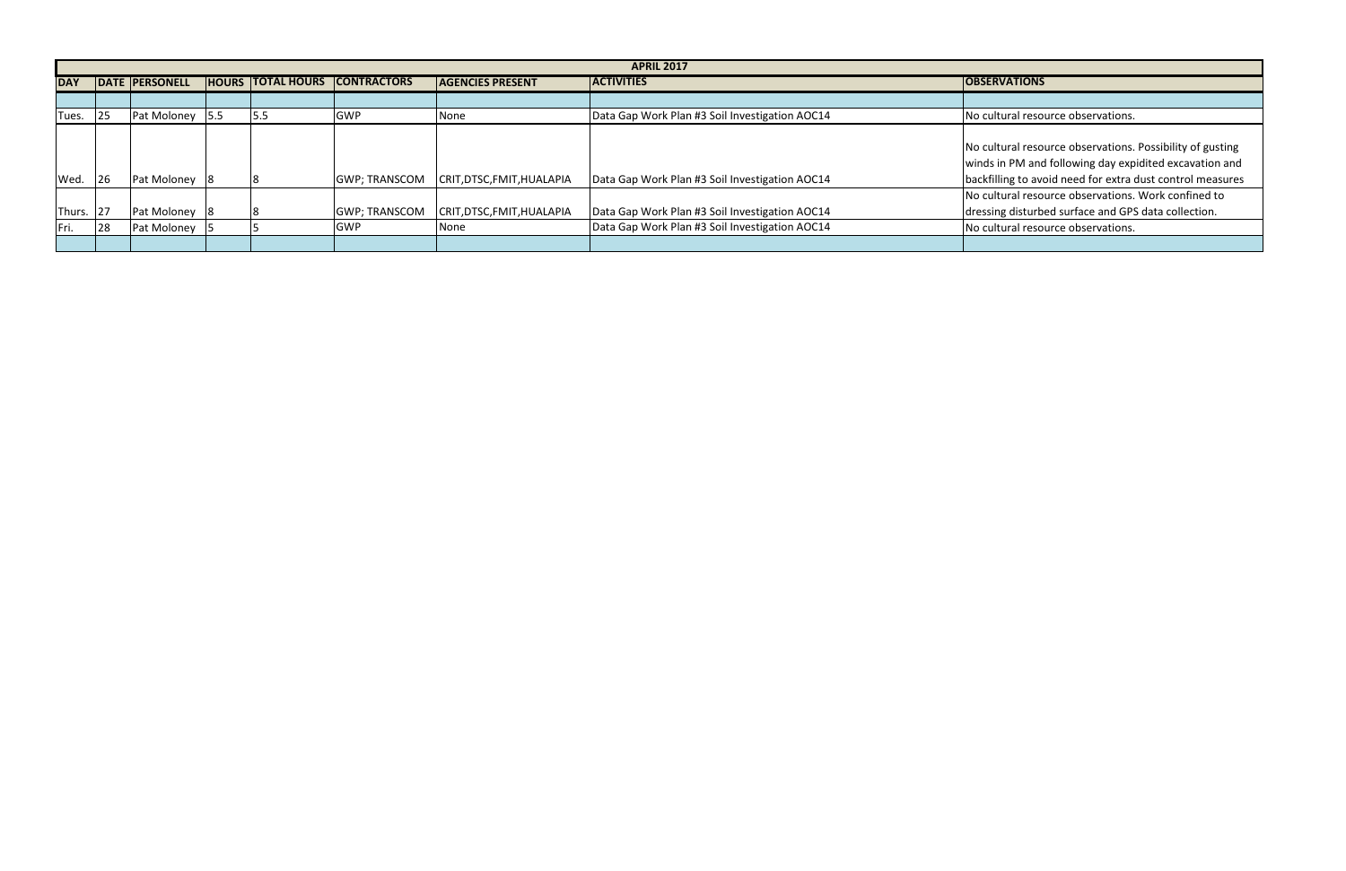| APRIL 2017 | | | | | | | |
|---|---|---|---|---|---|---|---|
| **DAY** | **DATE** | **PERSONELL** | **HOURS** | **TOTAL HOURS** | **CONTRACTORS** | **AGENCIES PRESENT** | **ACTIVITIES** | **OBSERVATIONS** |
| | | | | | | | | |
| Tues. | 25 | Pat Moloney | 5.5 | 5.5 | GWP | None | Data Gap Work Plan #3 Soil Investigation AOC14 | No cultural resource observations. |
| Wed. | 26 | Pat Moloney | 8 | 8 | GWP; TRANSCOM | CRIT,DTSC,FMIT,HUALAPIA | Data Gap Work Plan #3 Soil Investigation AOC14 | No cultural resource observations. Possibility of gusting winds in PM and following day expidited excavation and backfilling to avoid need for extra dust control measures |
| Thurs. | 27 | Pat Moloney | 8 | 8 | GWP; TRANSCOM | CRIT,DTSC,FMIT,HUALAPIA | Data Gap Work Plan #3 Soil Investigation AOC14 | No cultural resource observations. Work confined to dressing disturbed surface and GPS data collection. |
| Fri. | 28 | Pat Moloney | 5 | 5 | GWP | None | Data Gap Work Plan #3 Soil Investigation AOC14 | No cultural resource observations. |
| | | | | | | | | |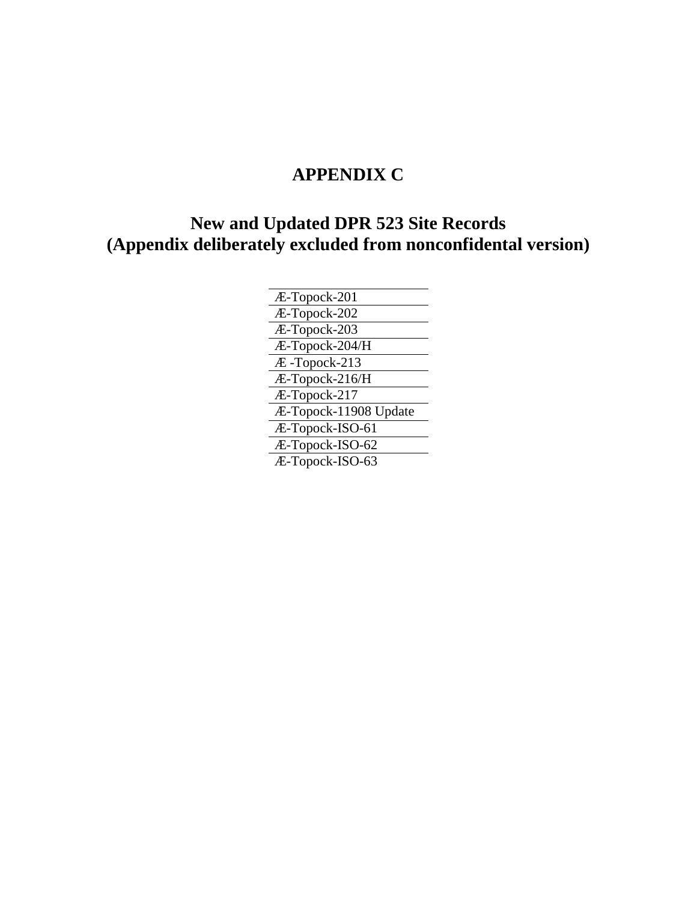# APPENDIX C

## New and Updated DPR 523 Site Records (Appendix deliberately excluded from nonconfidental version)

| |
|---|
| Æ-Topock-201 |
| Æ-Topock-202 |
| Æ-Topock-203 |
| Æ-Topock-204/H |
| Æ -Topock-213 |
| Æ-Topock-216/H |
| Æ-Topock-217 |
| Æ-Topock-11908 Update |
| Æ-Topock-ISO-61 |
| Æ-Topock-ISO-62 |
| Æ-Topock-ISO-63 |